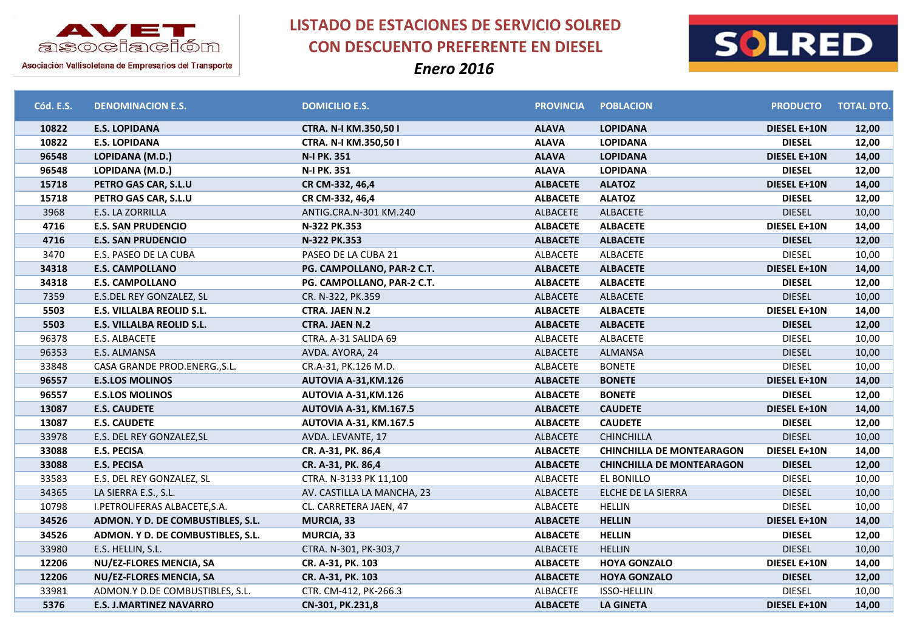AVET asociación

Asociación Vallisoletana de Empresarios del Transporte

# LISTADO DE ESTACIONES DE SERVICIO SOLRED CON DESCUENTO PREFERENTE EN DIESEL

*Enero 2016*

SOLRED

| Cód. E.S. | DENOMINACION E.S. | DOMICILIO E.S. | PROVINCIA | POBLACION | PRODUCTO | TOTAL DTO. |
|---|---|---|---|---|---|---|
| **10822** | **E.S. LOPIDANA** | **CTRA. N-I KM.350,50 I** | **ALAVA** | **LOPIDANA** | **DIESEL E+10N** | **12,00** |
| **10822** | **E.S. LOPIDANA** | **CTRA. N-I KM.350,50 I** | **ALAVA** | **LOPIDANA** | **DIESEL** | **12,00** |
| **96548** | **LOPIDANA (M.D.)** | **N-I PK. 351** | **ALAVA** | **LOPIDANA** | **DIESEL E+10N** | **14,00** |
| **96548** | **LOPIDANA (M.D.)** | **N-I PK. 351** | **ALAVA** | **LOPIDANA** | **DIESEL** | **12,00** |
| **15718** | **PETRO GAS CAR, S.L.U** | **CR CM-332, 46,4** | **ALBACETE** | **ALATOZ** | **DIESEL E+10N** | **14,00** |
| **15718** | **PETRO GAS CAR, S.L.U** | **CR CM-332, 46,4** | **ALBACETE** | **ALATOZ** | **DIESEL** | **12,00** |
| 3968 | E.S. LA ZORRILLA | ANTIG.CRA.N-301 KM.240 | ALBACETE | ALBACETE | DIESEL | 10,00 |
| **4716** | **E.S. SAN PRUDENCIO** | **N-322 PK.353** | **ALBACETE** | **ALBACETE** | **DIESEL E+10N** | **14,00** |
| **4716** | **E.S. SAN PRUDENCIO** | **N-322 PK.353** | **ALBACETE** | **ALBACETE** | **DIESEL** | **12,00** |
| 3470 | E.S. PASEO DE LA CUBA | PASEO DE LA CUBA 21 | ALBACETE | ALBACETE | DIESEL | 10,00 |
| **34318** | **E.S. CAMPOLLANO** | **PG. CAMPOLLANO, PAR-2 C.T.** | **ALBACETE** | **ALBACETE** | **DIESEL E+10N** | **14,00** |
| **34318** | **E.S. CAMPOLLANO** | **PG. CAMPOLLANO, PAR-2 C.T.** | **ALBACETE** | **ALBACETE** | **DIESEL** | **12,00** |
| 7359 | E.S.DEL REY GONZALEZ, SL | CR. N-322, PK.359 | ALBACETE | ALBACETE | DIESEL | 10,00 |
| **5503** | **E.S. VILLALBA REOLID S.L.** | **CTRA. JAEN N.2** | **ALBACETE** | **ALBACETE** | **DIESEL E+10N** | **14,00** |
| **5503** | **E.S. VILLALBA REOLID S.L.** | **CTRA. JAEN N.2** | **ALBACETE** | **ALBACETE** | **DIESEL** | **12,00** |
| 96378 | E.S. ALBACETE | CTRA. A-31 SALIDA 69 | ALBACETE | ALBACETE | DIESEL | 10,00 |
| 96353 | E.S. ALMANSA | AVDA. AYORA, 24 | ALBACETE | ALMANSA | DIESEL | 10,00 |
| 33848 | CASA GRANDE PROD.ENERG.,S.L. | CR.A-31, PK.126 M.D. | ALBACETE | BONETE | DIESEL | 10,00 |
| **96557** | **E.S.LOS MOLINOS** | **AUTOVIA A-31,KM.126** | **ALBACETE** | **BONETE** | **DIESEL E+10N** | **14,00** |
| **96557** | **E.S.LOS MOLINOS** | **AUTOVIA A-31,KM.126** | **ALBACETE** | **BONETE** | **DIESEL** | **12,00** |
| **13087** | **E.S. CAUDETE** | **AUTOVIA A-31, KM.167.5** | **ALBACETE** | **CAUDETE** | **DIESEL E+10N** | **14,00** |
| **13087** | **E.S. CAUDETE** | **AUTOVIA A-31, KM.167.5** | **ALBACETE** | **CAUDETE** | **DIESEL** | **12,00** |
| 33978 | E.S. DEL REY GONZALEZ,SL | AVDA. LEVANTE, 17 | ALBACETE | CHINCHILLA | DIESEL | 10,00 |
| **33088** | **E.S. PECISA** | **CR. A-31, PK. 86,4** | **ALBACETE** | **CHINCHILLA DE MONTEARAGON** | **DIESEL E+10N** | **14,00** |
| **33088** | **E.S. PECISA** | **CR. A-31, PK. 86,4** | **ALBACETE** | **CHINCHILLA DE MONTEARAGON** | **DIESEL** | **12,00** |
| 33583 | E.S. DEL REY GONZALEZ, SL | CTRA. N-3133 PK 11,100 | ALBACETE | EL BONILLO | DIESEL | 10,00 |
| 34365 | LA SIERRA E.S., S.L. | AV. CASTILLA LA MANCHA, 23 | ALBACETE | ELCHE DE LA SIERRA | DIESEL | 10,00 |
| 10798 | I.PETROLIFERAS ALBACETE,S.A. | CL. CARRETERA JAEN, 47 | ALBACETE | HELLIN | DIESEL | 10,00 |
| **34526** | **ADMON. Y D. DE COMBUSTIBLES, S.L.** | **MURCIA, 33** | **ALBACETE** | **HELLIN** | **DIESEL E+10N** | **14,00** |
| **34526** | **ADMON. Y D. DE COMBUSTIBLES, S.L.** | **MURCIA, 33** | **ALBACETE** | **HELLIN** | **DIESEL** | **12,00** |
| 33980 | E.S. HELLIN, S.L. | CTRA. N-301, PK-303,7 | ALBACETE | HELLIN | DIESEL | 10,00 |
| **12206** | **NU/EZ-FLORES MENCIA, SA** | **CR. A-31, PK. 103** | **ALBACETE** | **HOYA GONZALO** | **DIESEL E+10N** | **14,00** |
| **12206** | **NU/EZ-FLORES MENCIA, SA** | **CR. A-31, PK. 103** | **ALBACETE** | **HOYA GONZALO** | **DIESEL** | **12,00** |
| 33981 | ADMON.Y D.DE COMBUSTIBLES, S.L. | CTR. CM-412, PK-266.3 | ALBACETE | ISSO-HELLIN | DIESEL | 10,00 |
| **5376** | **E.S. J.MARTINEZ NAVARRO** | **CN-301, PK.231,8** | **ALBACETE** | **LA GINETA** | **DIESEL E+10N** | **14,00** |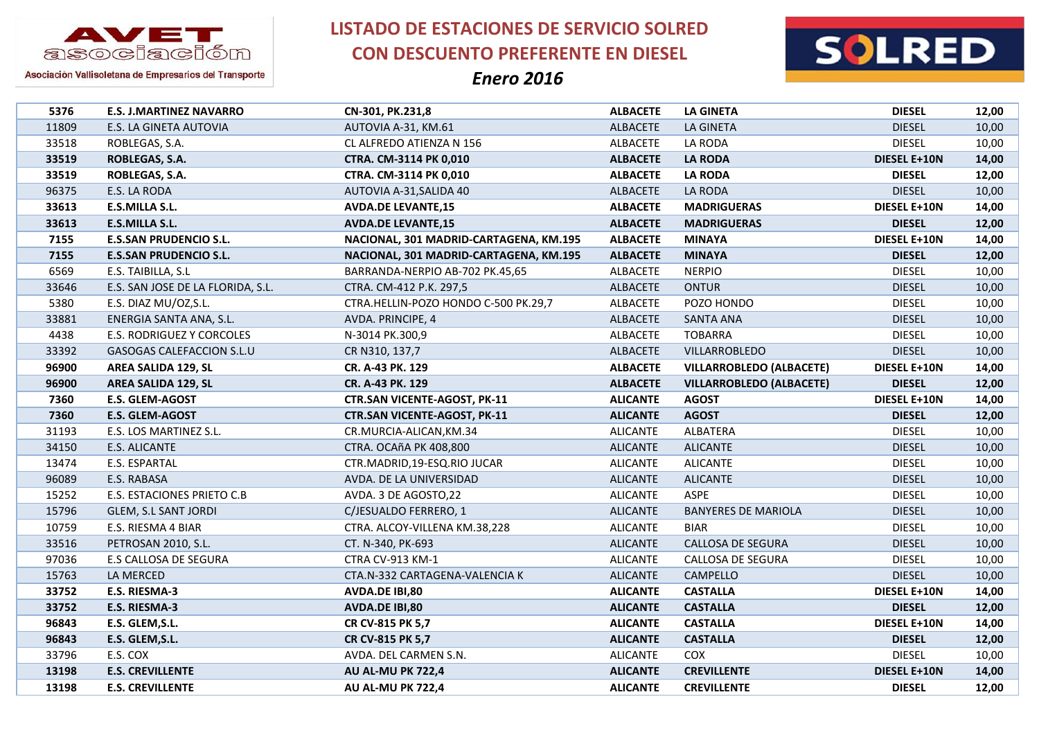# LISTADO DE ESTACIONES DE SERVICIO SOLRED CON DESCUENTO PREFERENTE EN DIESEL

*Enero 2016*

AVET asociación – Asociación Vallisoletana de Empresarios del Transporte

SOLRED

| | | | | | | |
|---|---|---|---|---|---|---|
| **5376** | **E.S. J.MARTINEZ NAVARRO** | **CN-301, PK.231,8** | **ALBACETE** | **LA GINETA** | **DIESEL** | **12,00** |
| 11809 | E.S. LA GINETA AUTOVIA | AUTOVIA A-31, KM.61 | ALBACETE | LA GINETA | DIESEL | 10,00 |
| 33518 | ROBLEGAS, S.A. | CL ALFREDO ATIENZA N 156 | ALBACETE | LA RODA | DIESEL | 10,00 |
| **33519** | **ROBLEGAS, S.A.** | **CTRA. CM-3114 PK 0,010** | **ALBACETE** | **LA RODA** | **DIESEL E+10N** | **14,00** |
| **33519** | **ROBLEGAS, S.A.** | **CTRA. CM-3114 PK 0,010** | **ALBACETE** | **LA RODA** | **DIESEL** | **12,00** |
| 96375 | E.S. LA RODA | AUTOVIA A-31,SALIDA 40 | ALBACETE | LA RODA | DIESEL | 10,00 |
| **33613** | **E.S.MILLA S.L.** | **AVDA.DE LEVANTE,15** | **ALBACETE** | **MADRIGUERAS** | **DIESEL E+10N** | **14,00** |
| **33613** | **E.S.MILLA S.L.** | **AVDA.DE LEVANTE,15** | **ALBACETE** | **MADRIGUERAS** | **DIESEL** | **12,00** |
| **7155** | **E.S.SAN PRUDENCIO S.L.** | **NACIONAL, 301 MADRID-CARTAGENA, KM.195** | **ALBACETE** | **MINAYA** | **DIESEL E+10N** | **14,00** |
| **7155** | **E.S.SAN PRUDENCIO S.L.** | **NACIONAL, 301 MADRID-CARTAGENA, KM.195** | **ALBACETE** | **MINAYA** | **DIESEL** | **12,00** |
| 6569 | E.S. TAIBILLA, S.L | BARRANDA-NERPIO AB-702 PK.45,65 | ALBACETE | NERPIO | DIESEL | 10,00 |
| 33646 | E.S. SAN JOSE DE LA FLORIDA, S.L. | CTRA. CM-412 P.K. 297,5 | ALBACETE | ONTUR | DIESEL | 10,00 |
| 5380 | E.S. DIAZ MU/OZ,S.L. | CTRA.HELLIN-POZO HONDO C-500 PK.29,7 | ALBACETE | POZO HONDO | DIESEL | 10,00 |
| 33881 | ENERGIA SANTA ANA, S.L. | AVDA. PRINCIPE, 4 | ALBACETE | SANTA ANA | DIESEL | 10,00 |
| 4438 | E.S. RODRIGUEZ Y CORCOLES | N-3014 PK.300,9 | ALBACETE | TOBARRA | DIESEL | 10,00 |
| 33392 | GASOGAS CALEFACCION S.L.U | CR N310, 137,7 | ALBACETE | VILLARROBLEDO | DIESEL | 10,00 |
| **96900** | **AREA SALIDA 129, SL** | **CR. A-43 PK. 129** | **ALBACETE** | **VILLARROBLEDO (ALBACETE)** | **DIESEL E+10N** | **14,00** |
| **96900** | **AREA SALIDA 129, SL** | **CR. A-43 PK. 129** | **ALBACETE** | **VILLARROBLEDO (ALBACETE)** | **DIESEL** | **12,00** |
| **7360** | **E.S. GLEM-AGOST** | **CTR.SAN VICENTE-AGOST, PK-11** | **ALICANTE** | **AGOST** | **DIESEL E+10N** | **14,00** |
| **7360** | **E.S. GLEM-AGOST** | **CTR.SAN VICENTE-AGOST, PK-11** | **ALICANTE** | **AGOST** | **DIESEL** | **12,00** |
| 31193 | E.S. LOS MARTINEZ S.L. | CR.MURCIA-ALICAN,KM.34 | ALICANTE | ALBATERA | DIESEL | 10,00 |
| 34150 | E.S. ALICANTE | CTRA. OCAñA PK 408,800 | ALICANTE | ALICANTE | DIESEL | 10,00 |
| 13474 | E.S. ESPARTAL | CTR.MADRID,19-ESQ.RIO JUCAR | ALICANTE | ALICANTE | DIESEL | 10,00 |
| 96089 | E.S. RABASA | AVDA. DE LA UNIVERSIDAD | ALICANTE | ALICANTE | DIESEL | 10,00 |
| 15252 | E.S. ESTACIONES PRIETO C.B | AVDA. 3 DE AGOSTO,22 | ALICANTE | ASPE | DIESEL | 10,00 |
| 15796 | GLEM, S.L SANT JORDI | C/JESUALDO FERRERO, 1 | ALICANTE | BANYERES DE MARIOLA | DIESEL | 10,00 |
| 10759 | E.S. RIESMA 4 BIAR | CTRA. ALCOY-VILLENA KM.38,228 | ALICANTE | BIAR | DIESEL | 10,00 |
| 33516 | PETROSAN 2010, S.L. | CT. N-340, PK-693 | ALICANTE | CALLOSA DE SEGURA | DIESEL | 10,00 |
| 97036 | E.S CALLOSA DE SEGURA | CTRA CV-913 KM-1 | ALICANTE | CALLOSA DE SEGURA | DIESEL | 10,00 |
| 15763 | LA MERCED | CTA.N-332 CARTAGENA-VALENCIA K | ALICANTE | CAMPELLO | DIESEL | 10,00 |
| **33752** | **E.S. RIESMA-3** | **AVDA.DE IBI,80** | **ALICANTE** | **CASTALLA** | **DIESEL E+10N** | **14,00** |
| **33752** | **E.S. RIESMA-3** | **AVDA.DE IBI,80** | **ALICANTE** | **CASTALLA** | **DIESEL** | **12,00** |
| **96843** | **E.S. GLEM,S.L.** | **CR CV-815 PK 5,7** | **ALICANTE** | **CASTALLA** | **DIESEL E+10N** | **14,00** |
| **96843** | **E.S. GLEM,S.L.** | **CR CV-815 PK 5,7** | **ALICANTE** | **CASTALLA** | **DIESEL** | **12,00** |
| 33796 | E.S. COX | AVDA. DEL CARMEN S.N. | ALICANTE | COX | DIESEL | 10,00 |
| **13198** | **E.S. CREVILLENTE** | **AU AL-MU PK 722,4** | **ALICANTE** | **CREVILLENTE** | **DIESEL E+10N** | **14,00** |
| **13198** | **E.S. CREVILLENTE** | **AU AL-MU PK 722,4** | **ALICANTE** | **CREVILLENTE** | **DIESEL** | **12,00** |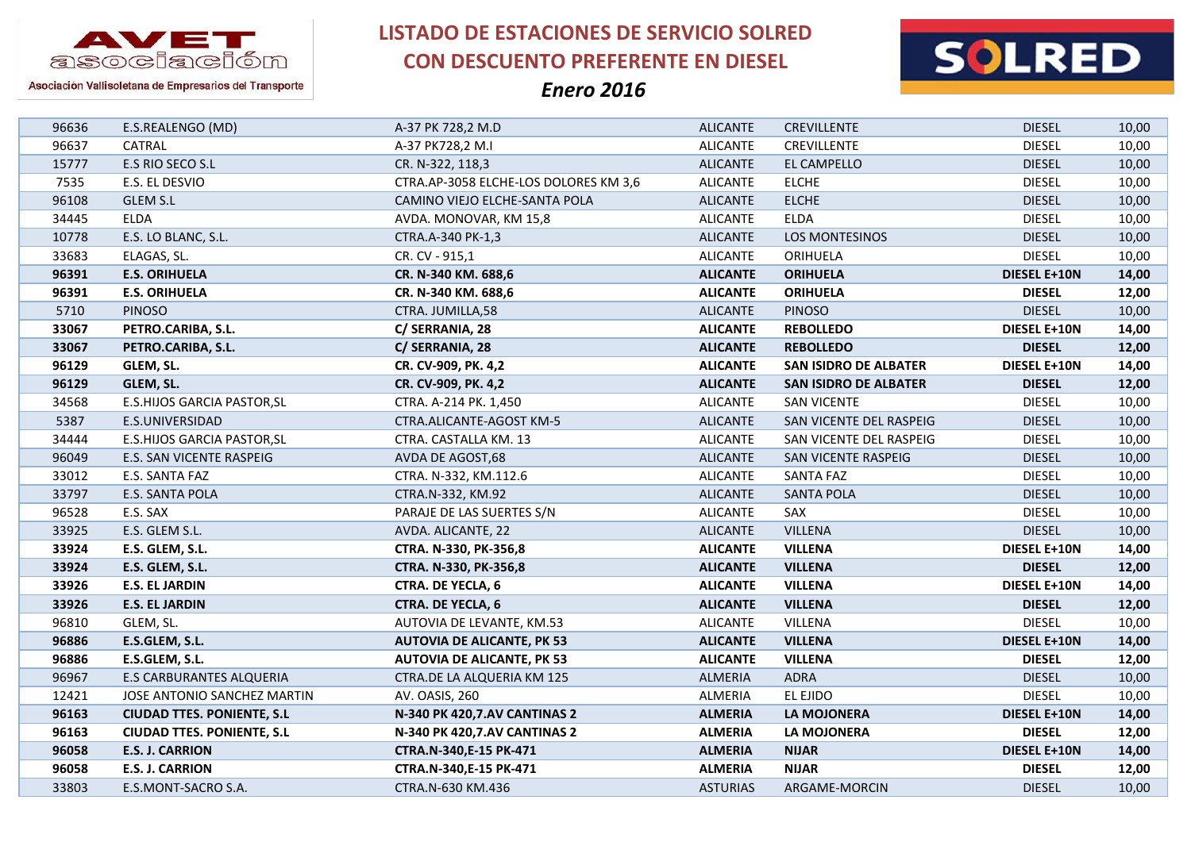# LISTADO DE ESTACIONES DE SERVICIO SOLRED CON DESCUENTO PREFERENTE EN DIESEL

## *Enero 2016*

| | | | | | | |
|---|---|---|---|---|---|---|
| 96636 | E.S.REALENGO (MD) | A-37 PK 728,2 M.D | ALICANTE | CREVILLENTE | DIESEL | 10,00 |
| 96637 | CATRAL | A-37 PK728,2 M.I | ALICANTE | CREVILLENTE | DIESEL | 10,00 |
| 15777 | E.S RIO SECO S.L | CR. N-322, 118,3 | ALICANTE | EL CAMPELLO | DIESEL | 10,00 |
| 7535 | E.S. EL DESVIO | CTRA.AP-3058 ELCHE-LOS DOLORES KM 3,6 | ALICANTE | ELCHE | DIESEL | 10,00 |
| 96108 | GLEM S.L | CAMINO VIEJO ELCHE-SANTA POLA | ALICANTE | ELCHE | DIESEL | 10,00 |
| 34445 | ELDA | AVDA. MONOVAR, KM 15,8 | ALICANTE | ELDA | DIESEL | 10,00 |
| 10778 | E.S. LO BLANC, S.L. | CTRA.A-340 PK-1,3 | ALICANTE | LOS MONTESINOS | DIESEL | 10,00 |
| 33683 | ELAGAS, SL. | CR. CV - 915,1 | ALICANTE | ORIHUELA | DIESEL | 10,00 |
| **96391** | **E.S. ORIHUELA** | **CR. N-340 KM. 688,6** | **ALICANTE** | **ORIHUELA** | **DIESEL E+10N** | **14,00** |
| **96391** | **E.S. ORIHUELA** | **CR. N-340 KM. 688,6** | **ALICANTE** | **ORIHUELA** | **DIESEL** | **12,00** |
| 5710 | PINOSO | CTRA. JUMILLA,58 | ALICANTE | PINOSO | DIESEL | 10,00 |
| **33067** | **PETRO.CARIBA, S.L.** | **C/ SERRANIA, 28** | **ALICANTE** | **REBOLLEDO** | **DIESEL E+10N** | **14,00** |
| **33067** | **PETRO.CARIBA, S.L.** | **C/ SERRANIA, 28** | **ALICANTE** | **REBOLLEDO** | **DIESEL** | **12,00** |
| **96129** | **GLEM, SL.** | **CR. CV-909, PK. 4,2** | **ALICANTE** | **SAN ISIDRO DE ALBATER** | **DIESEL E+10N** | **14,00** |
| **96129** | **GLEM, SL.** | **CR. CV-909, PK. 4,2** | **ALICANTE** | **SAN ISIDRO DE ALBATER** | **DIESEL** | **12,00** |
| 34568 | E.S.HIJOS GARCIA PASTOR,SL | CTRA. A-214 PK. 1,450 | ALICANTE | SAN VICENTE | DIESEL | 10,00 |
| 5387 | E.S.UNIVERSIDAD | CTRA.ALICANTE-AGOST KM-5 | ALICANTE | SAN VICENTE DEL RASPEIG | DIESEL | 10,00 |
| 34444 | E.S.HIJOS GARCIA PASTOR,SL | CTRA. CASTALLA KM. 13 | ALICANTE | SAN VICENTE DEL RASPEIG | DIESEL | 10,00 |
| 96049 | E.S. SAN VICENTE RASPEIG | AVDA DE AGOST,68 | ALICANTE | SAN VICENTE RASPEIG | DIESEL | 10,00 |
| 33012 | E.S. SANTA FAZ | CTRA. N-332, KM.112.6 | ALICANTE | SANTA FAZ | DIESEL | 10,00 |
| 33797 | E.S. SANTA POLA | CTRA.N-332, KM.92 | ALICANTE | SANTA POLA | DIESEL | 10,00 |
| 96528 | E.S. SAX | PARAJE DE LAS SUERTES S/N | ALICANTE | SAX | DIESEL | 10,00 |
| 33925 | E.S. GLEM S.L. | AVDA. ALICANTE, 22 | ALICANTE | VILLENA | DIESEL | 10,00 |
| **33924** | **E.S. GLEM, S.L.** | **CTRA. N-330, PK-356,8** | **ALICANTE** | **VILLENA** | **DIESEL E+10N** | **14,00** |
| **33924** | **E.S. GLEM, S.L.** | **CTRA. N-330, PK-356,8** | **ALICANTE** | **VILLENA** | **DIESEL** | **12,00** |
| **33926** | **E.S. EL JARDIN** | **CTRA. DE YECLA, 6** | **ALICANTE** | **VILLENA** | **DIESEL E+10N** | **14,00** |
| **33926** | **E.S. EL JARDIN** | **CTRA. DE YECLA, 6** | **ALICANTE** | **VILLENA** | **DIESEL** | **12,00** |
| 96810 | GLEM, SL. | AUTOVIA DE LEVANTE, KM.53 | ALICANTE | VILLENA | DIESEL | 10,00 |
| **96886** | **E.S.GLEM, S.L.** | **AUTOVIA DE ALICANTE, PK 53** | **ALICANTE** | **VILLENA** | **DIESEL E+10N** | **14,00** |
| **96886** | **E.S.GLEM, S.L.** | **AUTOVIA DE ALICANTE, PK 53** | **ALICANTE** | **VILLENA** | **DIESEL** | **12,00** |
| 96967 | E.S CARBURANTES ALQUERIA | CTRA.DE LA ALQUERIA KM 125 | ALMERIA | ADRA | DIESEL | 10,00 |
| 12421 | JOSE ANTONIO SANCHEZ MARTIN | AV. OASIS, 260 | ALMERIA | EL EJIDO | DIESEL | 10,00 |
| **96163** | **CIUDAD TTES. PONIENTE, S.L** | **N-340 PK 420,7.AV CANTINAS 2** | **ALMERIA** | **LA MOJONERA** | **DIESEL E+10N** | **14,00** |
| **96163** | **CIUDAD TTES. PONIENTE, S.L** | **N-340 PK 420,7.AV CANTINAS 2** | **ALMERIA** | **LA MOJONERA** | **DIESEL** | **12,00** |
| **96058** | **E.S. J. CARRION** | **CTRA.N-340,E-15 PK-471** | **ALMERIA** | **NIJAR** | **DIESEL E+10N** | **14,00** |
| **96058** | **E.S. J. CARRION** | **CTRA.N-340,E-15 PK-471** | **ALMERIA** | **NIJAR** | **DIESEL** | **12,00** |
| 33803 | E.S.MONT-SACRO S.A. | CTRA.N-630 KM.436 | ASTURIAS | ARGAME-MORCIN | DIESEL | 10,00 |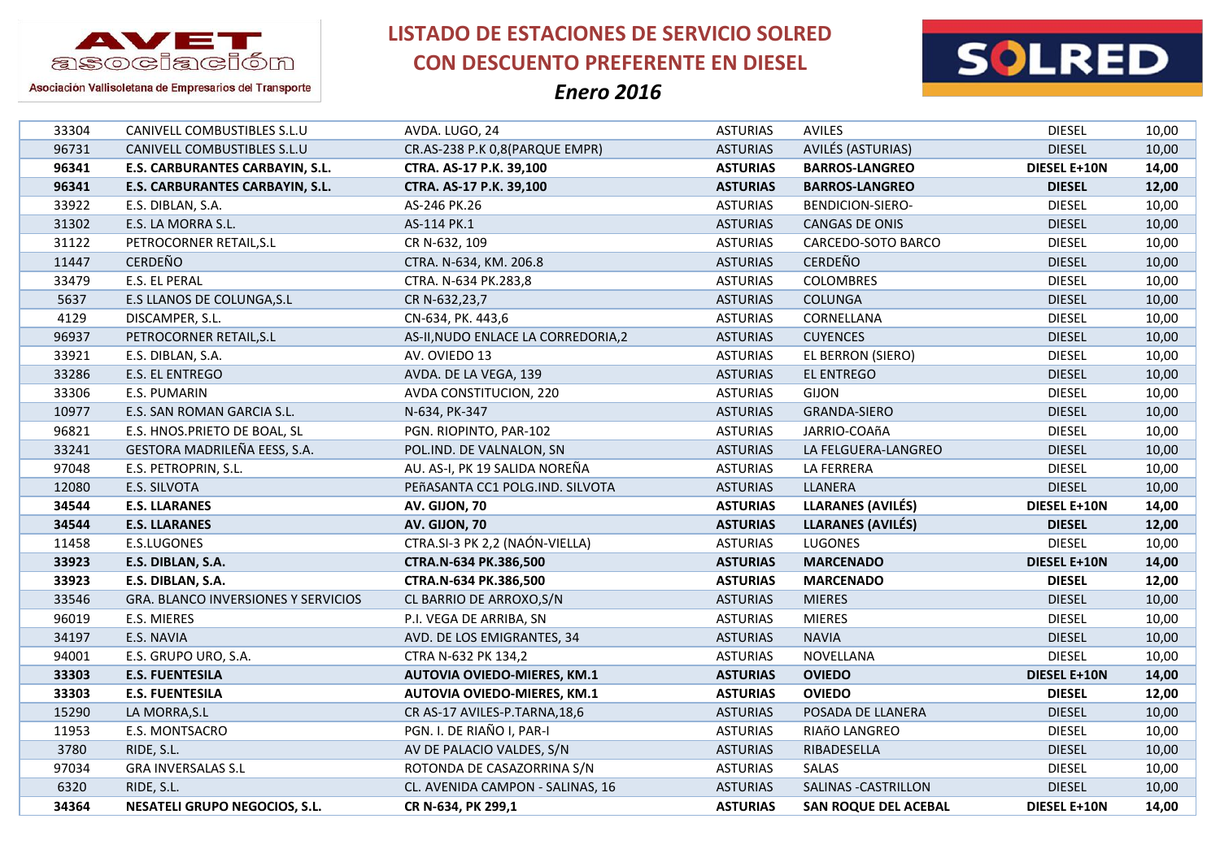# LISTADO DE ESTACIONES DE SERVICIO SOLRED CON DESCUENTO PREFERENTE EN DIESEL

*Enero 2016*

AVET asociación — Asociación Vallisoletana de Empresarios del Transporte

SOLRED

| | | | | | | |
|---|---|---|---|---|---|---|
| 33304 | CANIVELL COMBUSTIBLES S.L.U | AVDA. LUGO, 24 | ASTURIAS | AVILES | DIESEL | 10,00 |
| 96731 | CANIVELL COMBUSTIBLES S.L.U | CR.AS-238 P.K 0,8(PARQUE EMPR) | ASTURIAS | AVILÉS (ASTURIAS) | DIESEL | 10,00 |
| **96341** | **E.S. CARBURANTES CARBAYIN, S.L.** | **CTRA. AS-17 P.K. 39,100** | **ASTURIAS** | **BARROS-LANGREO** | **DIESEL E+10N** | **14,00** |
| **96341** | **E.S. CARBURANTES CARBAYIN, S.L.** | **CTRA. AS-17 P.K. 39,100** | **ASTURIAS** | **BARROS-LANGREO** | **DIESEL** | **12,00** |
| 33922 | E.S. DIBLAN, S.A. | AS-246 PK.26 | ASTURIAS | BENDICION-SIERO- | DIESEL | 10,00 |
| 31302 | E.S. LA MORRA S.L. | AS-114 PK.1 | ASTURIAS | CANGAS DE ONIS | DIESEL | 10,00 |
| 31122 | PETROCORNER RETAIL,S.L | CR N-632, 109 | ASTURIAS | CARCEDO-SOTO BARCO | DIESEL | 10,00 |
| 11447 | CERDEÑO | CTRA. N-634, KM. 206.8 | ASTURIAS | CERDEÑO | DIESEL | 10,00 |
| 33479 | E.S. EL PERAL | CTRA. N-634 PK.283,8 | ASTURIAS | COLOMBRES | DIESEL | 10,00 |
| 5637 | E.S LLANOS DE COLUNGA,S.L | CR N-632,23,7 | ASTURIAS | COLUNGA | DIESEL | 10,00 |
| 4129 | DISCAMPER, S.L. | CN-634, PK. 443,6 | ASTURIAS | CORNELLANA | DIESEL | 10,00 |
| 96937 | PETROCORNER RETAIL,S.L | AS-II,NUDO ENLACE LA CORREDORIA,2 | ASTURIAS | CUYENCES | DIESEL | 10,00 |
| 33921 | E.S. DIBLAN, S.A. | AV. OVIEDO 13 | ASTURIAS | EL BERRON (SIERO) | DIESEL | 10,00 |
| 33286 | E.S. EL ENTREGO | AVDA. DE LA VEGA, 139 | ASTURIAS | EL ENTREGO | DIESEL | 10,00 |
| 33306 | E.S. PUMARIN | AVDA CONSTITUCION, 220 | ASTURIAS | GIJON | DIESEL | 10,00 |
| 10977 | E.S. SAN ROMAN GARCIA S.L. | N-634, PK-347 | ASTURIAS | GRANDA-SIERO | DIESEL | 10,00 |
| 96821 | E.S. HNOS.PRIETO DE BOAL, SL | PGN. RIOPINTO, PAR-102 | ASTURIAS | JARRIO-COAñA | DIESEL | 10,00 |
| 33241 | GESTORA MADRILEÑA EESS, S.A. | POL.IND. DE VALNALON, SN | ASTURIAS | LA FELGUERA-LANGREO | DIESEL | 10,00 |
| 97048 | E.S. PETROPRIN, S.L. | AU. AS-I, PK 19 SALIDA NOREÑA | ASTURIAS | LA FERRERA | DIESEL | 10,00 |
| 12080 | E.S. SILVOTA | PEñASANTA CC1 POLG.IND. SILVOTA | ASTURIAS | LLANERA | DIESEL | 10,00 |
| **34544** | **E.S. LLARANES** | **AV. GIJON, 70** | **ASTURIAS** | **LLARANES (AVILÉS)** | **DIESEL E+10N** | **14,00** |
| **34544** | **E.S. LLARANES** | **AV. GIJON, 70** | **ASTURIAS** | **LLARANES (AVILÉS)** | **DIESEL** | **12,00** |
| 11458 | E.S.LUGONES | CTRA.SI-3 PK 2,2 (NAÓN-VIELLA) | ASTURIAS | LUGONES | DIESEL | 10,00 |
| **33923** | **E.S. DIBLAN, S.A.** | **CTRA.N-634 PK.386,500** | **ASTURIAS** | **MARCENADO** | **DIESEL E+10N** | **14,00** |
| **33923** | **E.S. DIBLAN, S.A.** | **CTRA.N-634 PK.386,500** | **ASTURIAS** | **MARCENADO** | **DIESEL** | **12,00** |
| 33546 | GRA. BLANCO INVERSIONES Y SERVICIOS | CL BARRIO DE ARROXO,S/N | ASTURIAS | MIERES | DIESEL | 10,00 |
| 96019 | E.S. MIERES | P.I. VEGA DE ARRIBA, SN | ASTURIAS | MIERES | DIESEL | 10,00 |
| 34197 | E.S. NAVIA | AVD. DE LOS EMIGRANTES, 34 | ASTURIAS | NAVIA | DIESEL | 10,00 |
| 94001 | E.S. GRUPO URO, S.A. | CTRA N-632 PK 134,2 | ASTURIAS | NOVELLANA | DIESEL | 10,00 |
| **33303** | **E.S. FUENTESILA** | **AUTOVIA OVIEDO-MIERES, KM.1** | **ASTURIAS** | **OVIEDO** | **DIESEL E+10N** | **14,00** |
| **33303** | **E.S. FUENTESILA** | **AUTOVIA OVIEDO-MIERES, KM.1** | **ASTURIAS** | **OVIEDO** | **DIESEL** | **12,00** |
| 15290 | LA MORRA,S.L | CR AS-17 AVILES-P.TARNA,18,6 | ASTURIAS | POSADA DE LLANERA | DIESEL | 10,00 |
| 11953 | E.S. MONTSACRO | PGN. I. DE RIAÑO I, PAR-I | ASTURIAS | RIAñO LANGREO | DIESEL | 10,00 |
| 3780 | RIDE, S.L. | AV DE PALACIO VALDES, S/N | ASTURIAS | RIBADESELLA | DIESEL | 10,00 |
| 97034 | GRA INVERSALAS S.L | ROTONDA DE CASAZORRINA S/N | ASTURIAS | SALAS | DIESEL | 10,00 |
| 6320 | RIDE, S.L. | CL. AVENIDA CAMPON - SALINAS, 16 | ASTURIAS | SALINAS -CASTRILLON | DIESEL | 10,00 |
| **34364** | **NESATELI GRUPO NEGOCIOS, S.L.** | **CR N-634, PK 299,1** | **ASTURIAS** | **SAN ROQUE DEL ACEBAL** | **DIESEL E+10N** | **14,00** |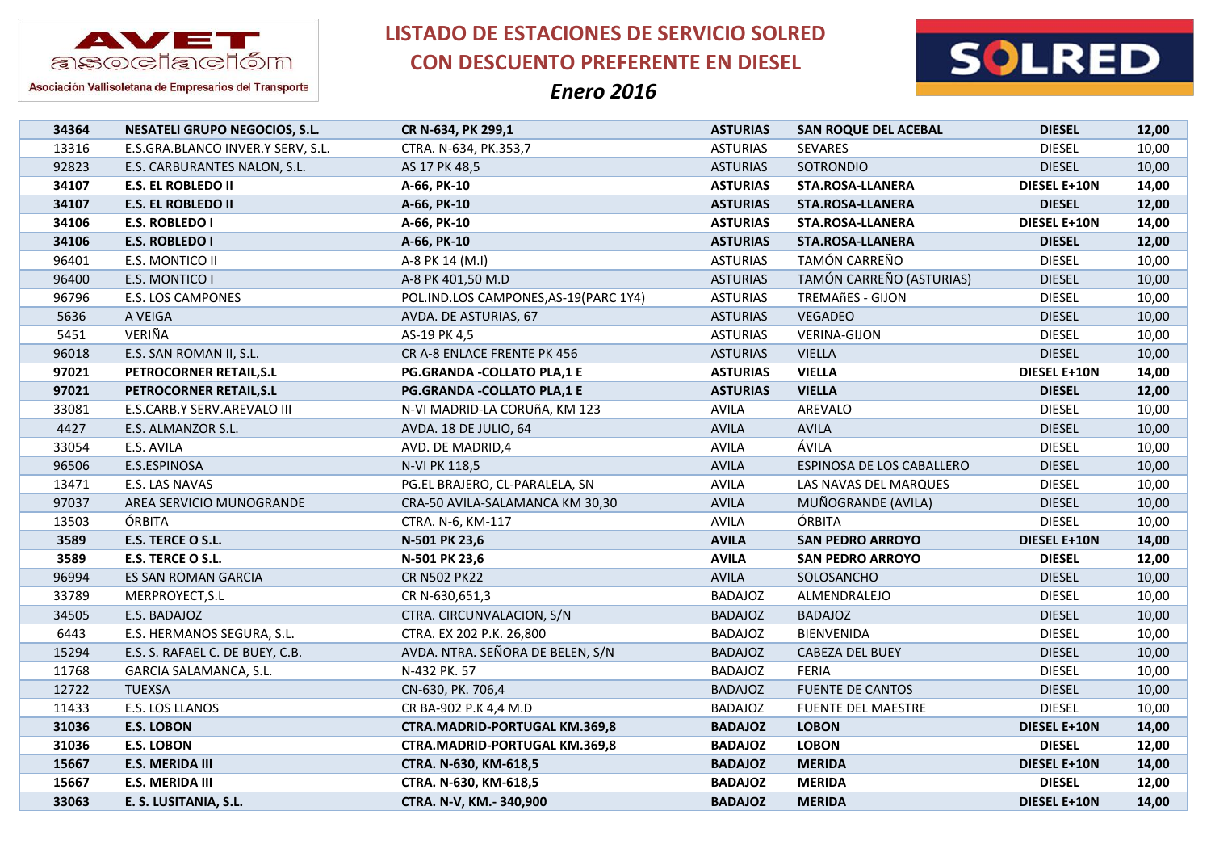# LISTADO DE ESTACIONES DE SERVICIO SOLRED CON DESCUENTO PREFERENTE EN DIESEL

*Enero 2016*

| | | | | | | |
|---|---|---|---|---|---|---|
| **34364** | **NESATELI GRUPO NEGOCIOS, S.L.** | **CR N-634, PK 299,1** | **ASTURIAS** | **SAN ROQUE DEL ACEBAL** | **DIESEL** | **12,00** |
| 13316 | E.S.GRA.BLANCO INVER.Y SERV, S.L. | CTRA. N-634, PK.353,7 | ASTURIAS | SEVARES | DIESEL | 10,00 |
| 92823 | E.S. CARBURANTES NALON, S.L. | AS 17 PK 48,5 | ASTURIAS | SOTRONDIO | DIESEL | 10,00 |
| **34107** | **E.S. EL ROBLEDO II** | **A-66, PK-10** | **ASTURIAS** | **STA.ROSA-LLANERA** | **DIESEL E+10N** | **14,00** |
| **34107** | **E.S. EL ROBLEDO II** | **A-66, PK-10** | **ASTURIAS** | **STA.ROSA-LLANERA** | **DIESEL** | **12,00** |
| **34106** | **E.S. ROBLEDO I** | **A-66, PK-10** | **ASTURIAS** | **STA.ROSA-LLANERA** | **DIESEL E+10N** | **14,00** |
| **34106** | **E.S. ROBLEDO I** | **A-66, PK-10** | **ASTURIAS** | **STA.ROSA-LLANERA** | **DIESEL** | **12,00** |
| 96401 | E.S. MONTICO II | A-8 PK 14 (M.I) | ASTURIAS | TAMÓN CARREÑO | DIESEL | 10,00 |
| 96400 | E.S. MONTICO I | A-8 PK 401,50 M.D | ASTURIAS | TAMÓN CARREÑO (ASTURIAS) | DIESEL | 10,00 |
| 96796 | E.S. LOS CAMPONES | POL.IND.LOS CAMPONES,AS-19(PARC 1Y4) | ASTURIAS | TREMAñES - GIJON | DIESEL | 10,00 |
| 5636 | A VEIGA | AVDA. DE ASTURIAS, 67 | ASTURIAS | VEGADEO | DIESEL | 10,00 |
| 5451 | VERIÑA | AS-19 PK 4,5 | ASTURIAS | VERINA-GIJON | DIESEL | 10,00 |
| 96018 | E.S. SAN ROMAN II, S.L. | CR A-8 ENLACE FRENTE PK 456 | ASTURIAS | VIELLA | DIESEL | 10,00 |
| **97021** | **PETROCORNER RETAIL,S.L** | **PG.GRANDA -COLLATO PLA,1 E** | **ASTURIAS** | **VIELLA** | **DIESEL E+10N** | **14,00** |
| **97021** | **PETROCORNER RETAIL,S.L** | **PG.GRANDA -COLLATO PLA,1 E** | **ASTURIAS** | **VIELLA** | **DIESEL** | **12,00** |
| 33081 | E.S.CARB.Y SERV.AREVALO III | N-VI MADRID-LA CORUñA, KM 123 | AVILA | AREVALO | DIESEL | 10,00 |
| 4427 | E.S. ALMANZOR S.L. | AVDA. 18 DE JULIO, 64 | AVILA | AVILA | DIESEL | 10,00 |
| 33054 | E.S. AVILA | AVD. DE MADRID,4 | AVILA | ÁVILA | DIESEL | 10,00 |
| 96506 | E.S.ESPINOSA | N-VI PK 118,5 | AVILA | ESPINOSA DE LOS CABALLERO | DIESEL | 10,00 |
| 13471 | E.S. LAS NAVAS | PG.EL BRAJERO, CL-PARALELA, SN | AVILA | LAS NAVAS DEL MARQUES | DIESEL | 10,00 |
| 97037 | AREA SERVICIO MUNOGRANDE | CRA-50 AVILA-SALAMANCA KM 30,30 | AVILA | MUÑOGRANDE (AVILA) | DIESEL | 10,00 |
| 13503 | ÓRBITA | CTRA. N-6, KM-117 | AVILA | ÓRBITA | DIESEL | 10,00 |
| **3589** | **E.S. TERCE O S.L.** | **N-501 PK 23,6** | **AVILA** | **SAN PEDRO ARROYO** | **DIESEL E+10N** | **14,00** |
| **3589** | **E.S. TERCE O S.L.** | **N-501 PK 23,6** | **AVILA** | **SAN PEDRO ARROYO** | **DIESEL** | **12,00** |
| 96994 | ES SAN ROMAN GARCIA | CR N502 PK22 | AVILA | SOLOSANCHO | DIESEL | 10,00 |
| 33789 | MERPROYECT,S.L | CR N-630,651,3 | BADAJOZ | ALMENDRALEJO | DIESEL | 10,00 |
| 34505 | E.S. BADAJOZ | CTRA. CIRCUNVALACION, S/N | BADAJOZ | BADAJOZ | DIESEL | 10,00 |
| 6443 | E.S. HERMANOS SEGURA, S.L. | CTRA. EX 202 P.K. 26,800 | BADAJOZ | BIENVENIDA | DIESEL | 10,00 |
| 15294 | E.S. S. RAFAEL C. DE BUEY, C.B. | AVDA. NTRA. SEÑORA DE BELEN, S/N | BADAJOZ | CABEZA DEL BUEY | DIESEL | 10,00 |
| 11768 | GARCIA SALAMANCA, S.L. | N-432 PK. 57 | BADAJOZ | FERIA | DIESEL | 10,00 |
| 12722 | TUEXSA | CN-630, PK. 706,4 | BADAJOZ | FUENTE DE CANTOS | DIESEL | 10,00 |
| 11433 | E.S. LOS LLANOS | CR BA-902 P.K 4,4 M.D | BADAJOZ | FUENTE DEL MAESTRE | DIESEL | 10,00 |
| **31036** | **E.S. LOBON** | **CTRA.MADRID-PORTUGAL KM.369,8** | **BADAJOZ** | **LOBON** | **DIESEL E+10N** | **14,00** |
| **31036** | **E.S. LOBON** | **CTRA.MADRID-PORTUGAL KM.369,8** | **BADAJOZ** | **LOBON** | **DIESEL** | **12,00** |
| **15667** | **E.S. MERIDA III** | **CTRA. N-630, KM-618,5** | **BADAJOZ** | **MERIDA** | **DIESEL E+10N** | **14,00** |
| **15667** | **E.S. MERIDA III** | **CTRA. N-630, KM-618,5** | **BADAJOZ** | **MERIDA** | **DIESEL** | **12,00** |
| **33063** | **E. S. LUSITANIA, S.L.** | **CTRA. N-V, KM.- 340,900** | **BADAJOZ** | **MERIDA** | **DIESEL E+10N** | **14,00** |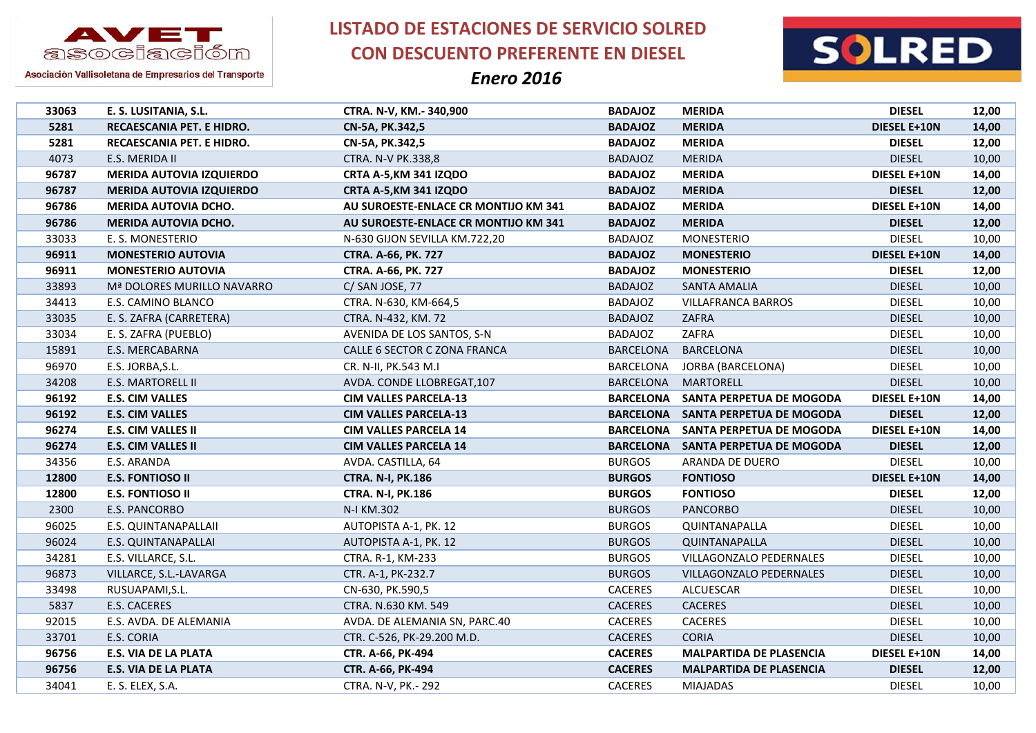# LISTADO DE ESTACIONES DE SERVICIO SOLRED CON DESCUENTO PREFERENTE EN DIESEL

## *Enero 2016*

AVET asociación — Asociación Vallisoletana de Empresarios del Transporte

SOLRED

| | | | | | | |
|---|---|---|---|---|---|---|
| **33063** | **E. S. LUSITANIA, S.L.** | **CTRA. N-V, KM.- 340,900** | **BADAJOZ** | **MERIDA** | **DIESEL** | **12,00** |
| **5281** | **RECAESCANIA PET. E HIDRO.** | **CN-5A, PK.342,5** | **BADAJOZ** | **MERIDA** | **DIESEL E+10N** | **14,00** |
| **5281** | **RECAESCANIA PET. E HIDRO.** | **CN-5A, PK.342,5** | **BADAJOZ** | **MERIDA** | **DIESEL** | **12,00** |
| 4073 | E.S. MERIDA II | CTRA. N-V PK.338,8 | BADAJOZ | MERIDA | DIESEL | 10,00 |
| **96787** | **MERIDA AUTOVIA IZQUIERDO** | **CRTA A-5,KM 341 IZQDO** | **BADAJOZ** | **MERIDA** | **DIESEL E+10N** | **14,00** |
| **96787** | **MERIDA AUTOVIA IZQUIERDO** | **CRTA A-5,KM 341 IZQDO** | **BADAJOZ** | **MERIDA** | **DIESEL** | **12,00** |
| **96786** | **MERIDA AUTOVIA DCHO.** | **AU SUROESTE-ENLACE CR MONTIJO KM 341** | **BADAJOZ** | **MERIDA** | **DIESEL E+10N** | **14,00** |
| **96786** | **MERIDA AUTOVIA DCHO.** | **AU SUROESTE-ENLACE CR MONTIJO KM 341** | **BADAJOZ** | **MERIDA** | **DIESEL** | **12,00** |
| 33033 | E. S. MONESTERIO | N-630 GIJON SEVILLA KM.722,20 | BADAJOZ | MONESTERIO | DIESEL | 10,00 |
| **96911** | **MONESTERIO AUTOVIA** | **CTRA. A-66, PK. 727** | **BADAJOZ** | **MONESTERIO** | **DIESEL E+10N** | **14,00** |
| **96911** | **MONESTERIO AUTOVIA** | **CTRA. A-66, PK. 727** | **BADAJOZ** | **MONESTERIO** | **DIESEL** | **12,00** |
| 33893 | Mª DOLORES MURILLO NAVARRO | C/ SAN JOSE, 77 | BADAJOZ | SANTA AMALIA | DIESEL | 10,00 |
| 34413 | E.S. CAMINO BLANCO | CTRA. N-630, KM-664,5 | BADAJOZ | VILLAFRANCA BARROS | DIESEL | 10,00 |
| 33035 | E. S. ZAFRA (CARRETERA) | CTRA. N-432, KM. 72 | BADAJOZ | ZAFRA | DIESEL | 10,00 |
| 33034 | E. S. ZAFRA (PUEBLO) | AVENIDA DE LOS SANTOS, S-N | BADAJOZ | ZAFRA | DIESEL | 10,00 |
| 15891 | E.S. MERCABARNA | CALLE 6 SECTOR C ZONA FRANCA | BARCELONA | BARCELONA | DIESEL | 10,00 |
| 96970 | E.S. JORBA,S.L. | CR. N-II, PK.543 M.I | BARCELONA | JORBA (BARCELONA) | DIESEL | 10,00 |
| 34208 | E.S. MARTORELL II | AVDA. CONDE LLOBREGAT,107 | BARCELONA | MARTORELL | DIESEL | 10,00 |
| **96192** | **E.S. CIM VALLES** | **CIM VALLES PARCELA-13** | **BARCELONA** | **SANTA PERPETUA DE MOGODA** | **DIESEL E+10N** | **14,00** |
| **96192** | **E.S. CIM VALLES** | **CIM VALLES PARCELA-13** | **BARCELONA** | **SANTA PERPETUA DE MOGODA** | **DIESEL** | **12,00** |
| **96274** | **E.S. CIM VALLES II** | **CIM VALLES PARCELA 14** | **BARCELONA** | **SANTA PERPETUA DE MOGODA** | **DIESEL E+10N** | **14,00** |
| **96274** | **E.S. CIM VALLES II** | **CIM VALLES PARCELA 14** | **BARCELONA** | **SANTA PERPETUA DE MOGODA** | **DIESEL** | **12,00** |
| 34356 | E.S. ARANDA | AVDA. CASTILLA, 64 | BURGOS | ARANDA DE DUERO | DIESEL | 10,00 |
| **12800** | **E.S. FONTIOSO II** | **CTRA. N-I, PK.186** | **BURGOS** | **FONTIOSO** | **DIESEL E+10N** | **14,00** |
| **12800** | **E.S. FONTIOSO II** | **CTRA. N-I, PK.186** | **BURGOS** | **FONTIOSO** | **DIESEL** | **12,00** |
| 2300 | E.S. PANCORBO | N-I KM.302 | BURGOS | PANCORBO | DIESEL | 10,00 |
| 96025 | E.S. QUINTANAPALLAII | AUTOPISTA A-1, PK. 12 | BURGOS | QUINTANAPALLA | DIESEL | 10,00 |
| 96024 | E.S. QUINTANAPALLAI | AUTOPISTA A-1, PK. 12 | BURGOS | QUINTANAPALLA | DIESEL | 10,00 |
| 34281 | E.S. VILLARCE, S.L. | CTRA. R-1, KM-233 | BURGOS | VILLAGONZALO PEDERNALES | DIESEL | 10,00 |
| 96873 | VILLARCE, S.L.-LAVARGA | CTR. A-1, PK-232.7 | BURGOS | VILLAGONZALO PEDERNALES | DIESEL | 10,00 |
| 33498 | RUSUAPAMI,S.L. | CN-630, PK.590,5 | CACERES | ALCUESCAR | DIESEL | 10,00 |
| 5837 | E.S. CACERES | CTRA. N.630 KM. 549 | CACERES | CACERES | DIESEL | 10,00 |
| 92015 | E.S. AVDA. DE ALEMANIA | AVDA. DE ALEMANIA SN, PARC.40 | CACERES | CACERES | DIESEL | 10,00 |
| 33701 | E.S. CORIA | CTR. C-526, PK-29.200 M.D. | CACERES | CORIA | DIESEL | 10,00 |
| **96756** | **E.S. VIA DE LA PLATA** | **CTR. A-66, PK-494** | **CACERES** | **MALPARTIDA DE PLASENCIA** | **DIESEL E+10N** | **14,00** |
| **96756** | **E.S. VIA DE LA PLATA** | **CTR. A-66, PK-494** | **CACERES** | **MALPARTIDA DE PLASENCIA** | **DIESEL** | **12,00** |
| 34041 | E. S. ELEX, S.A. | CTRA. N-V, PK.- 292 | CACERES | MIAJADAS | DIESEL | 10,00 |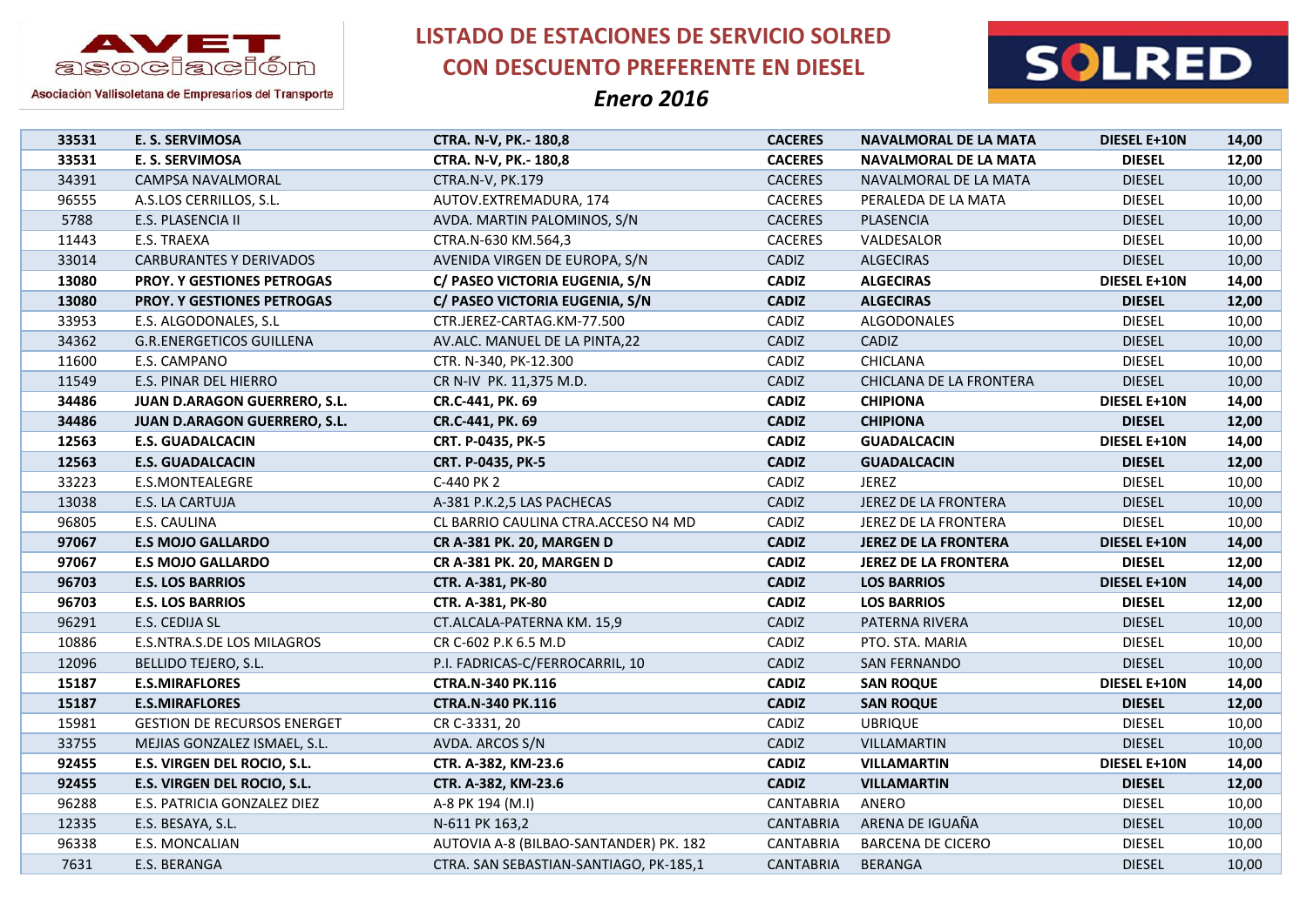# LISTADO DE ESTACIONES DE SERVICIO SOLRED CON DESCUENTO PREFERENTE EN DIESEL

*Enero 2016*

| | | | | | | |
|---|---|---|---|---|---|---|
| **33531** | **E. S. SERVIMOSA** | **CTRA. N-V, PK.- 180,8** | **CACERES** | **NAVALMORAL DE LA MATA** | **DIESEL E+10N** | **14,00** |
| **33531** | **E. S. SERVIMOSA** | **CTRA. N-V, PK.- 180,8** | **CACERES** | **NAVALMORAL DE LA MATA** | **DIESEL** | **12,00** |
| 34391 | CAMPSA NAVALMORAL | CTRA.N-V, PK.179 | CACERES | NAVALMORAL DE LA MATA | DIESEL | 10,00 |
| 96555 | A.S.LOS CERRILLOS, S.L. | AUTOV.EXTREMADURA, 174 | CACERES | PERALEDA DE LA MATA | DIESEL | 10,00 |
| 5788 | E.S. PLASENCIA II | AVDA. MARTIN PALOMINOS, S/N | CACERES | PLASENCIA | DIESEL | 10,00 |
| 11443 | E.S. TRAEXA | CTRA.N-630 KM.564,3 | CACERES | VALDESALOR | DIESEL | 10,00 |
| 33014 | CARBURANTES Y DERIVADOS | AVENIDA VIRGEN DE EUROPA, S/N | CADIZ | ALGECIRAS | DIESEL | 10,00 |
| **13080** | **PROY. Y GESTIONES PETROGAS** | **C/ PASEO VICTORIA EUGENIA, S/N** | **CADIZ** | **ALGECIRAS** | **DIESEL E+10N** | **14,00** |
| **13080** | **PROY. Y GESTIONES PETROGAS** | **C/ PASEO VICTORIA EUGENIA, S/N** | **CADIZ** | **ALGECIRAS** | **DIESEL** | **12,00** |
| 33953 | E.S. ALGODONALES, S.L | CTR.JEREZ-CARTAG.KM-77.500 | CADIZ | ALGODONALES | DIESEL | 10,00 |
| 34362 | G.R.ENERGETICOS GUILLENA | AV.ALC. MANUEL DE LA PINTA,22 | CADIZ | CADIZ | DIESEL | 10,00 |
| 11600 | E.S. CAMPANO | CTR. N-340, PK-12.300 | CADIZ | CHICLANA | DIESEL | 10,00 |
| 11549 | E.S. PINAR DEL HIERRO | CR N-IV PK. 11,375 M.D. | CADIZ | CHICLANA DE LA FRONTERA | DIESEL | 10,00 |
| **34486** | **JUAN D.ARAGON GUERRERO, S.L.** | **CR.C-441, PK. 69** | **CADIZ** | **CHIPIONA** | **DIESEL E+10N** | **14,00** |
| **34486** | **JUAN D.ARAGON GUERRERO, S.L.** | **CR.C-441, PK. 69** | **CADIZ** | **CHIPIONA** | **DIESEL** | **12,00** |
| **12563** | **E.S. GUADALCACIN** | **CRT. P-0435, PK-5** | **CADIZ** | **GUADALCACIN** | **DIESEL E+10N** | **14,00** |
| **12563** | **E.S. GUADALCACIN** | **CRT. P-0435, PK-5** | **CADIZ** | **GUADALCACIN** | **DIESEL** | **12,00** |
| 33223 | E.S.MONTEALEGRE | C-440 PK 2 | CADIZ | JEREZ | DIESEL | 10,00 |
| 13038 | E.S. LA CARTUJA | A-381 P.K.2,5 LAS PACHECAS | CADIZ | JEREZ DE LA FRONTERA | DIESEL | 10,00 |
| 96805 | E.S. CAULINA | CL BARRIO CAULINA CTRA.ACCESO N4 MD | CADIZ | JEREZ DE LA FRONTERA | DIESEL | 10,00 |
| **97067** | **E.S MOJO GALLARDO** | **CR A-381 PK. 20, MARGEN D** | **CADIZ** | **JEREZ DE LA FRONTERA** | **DIESEL E+10N** | **14,00** |
| **97067** | **E.S MOJO GALLARDO** | **CR A-381 PK. 20, MARGEN D** | **CADIZ** | **JEREZ DE LA FRONTERA** | **DIESEL** | **12,00** |
| **96703** | **E.S. LOS BARRIOS** | **CTR. A-381, PK-80** | **CADIZ** | **LOS BARRIOS** | **DIESEL E+10N** | **14,00** |
| **96703** | **E.S. LOS BARRIOS** | **CTR. A-381, PK-80** | **CADIZ** | **LOS BARRIOS** | **DIESEL** | **12,00** |
| 96291 | E.S. CEDIJA SL | CT.ALCALA-PATERNA KM. 15,9 | CADIZ | PATERNA RIVERA | DIESEL | 10,00 |
| 10886 | E.S.NTRA.S.DE LOS MILAGROS | CR C-602 P.K 6.5 M.D | CADIZ | PTO. STA. MARIA | DIESEL | 10,00 |
| 12096 | BELLIDO TEJERO, S.L. | P.I. FADRICAS-C/FERROCARRIL, 10 | CADIZ | SAN FERNANDO | DIESEL | 10,00 |
| **15187** | **E.S.MIRAFLORES** | **CTRA.N-340 PK.116** | **CADIZ** | **SAN ROQUE** | **DIESEL E+10N** | **14,00** |
| **15187** | **E.S.MIRAFLORES** | **CTRA.N-340 PK.116** | **CADIZ** | **SAN ROQUE** | **DIESEL** | **12,00** |
| 15981 | GESTION DE RECURSOS ENERGET | CR C-3331, 20 | CADIZ | UBRIQUE | DIESEL | 10,00 |
| 33755 | MEJIAS GONZALEZ ISMAEL, S.L. | AVDA. ARCOS S/N | CADIZ | VILLAMARTIN | DIESEL | 10,00 |
| **92455** | **E.S. VIRGEN DEL ROCIO, S.L.** | **CTR. A-382, KM-23.6** | **CADIZ** | **VILLAMARTIN** | **DIESEL E+10N** | **14,00** |
| **92455** | **E.S. VIRGEN DEL ROCIO, S.L.** | **CTR. A-382, KM-23.6** | **CADIZ** | **VILLAMARTIN** | **DIESEL** | **12,00** |
| 96288 | E.S. PATRICIA GONZALEZ DIEZ | A-8 PK 194 (M.I) | CANTABRIA | ANERO | DIESEL | 10,00 |
| 12335 | E.S. BESAYA, S.L. | N-611 PK 163,2 | CANTABRIA | ARENA DE IGUAÑA | DIESEL | 10,00 |
| 96338 | E.S. MONCALIAN | AUTOVIA A-8 (BILBAO-SANTANDER) PK. 182 | CANTABRIA | BARCENA DE CICERO | DIESEL | 10,00 |
| 7631 | E.S. BERANGA | CTRA. SAN SEBASTIAN-SANTIAGO, PK-185,1 | CANTABRIA | BERANGA | DIESEL | 10,00 |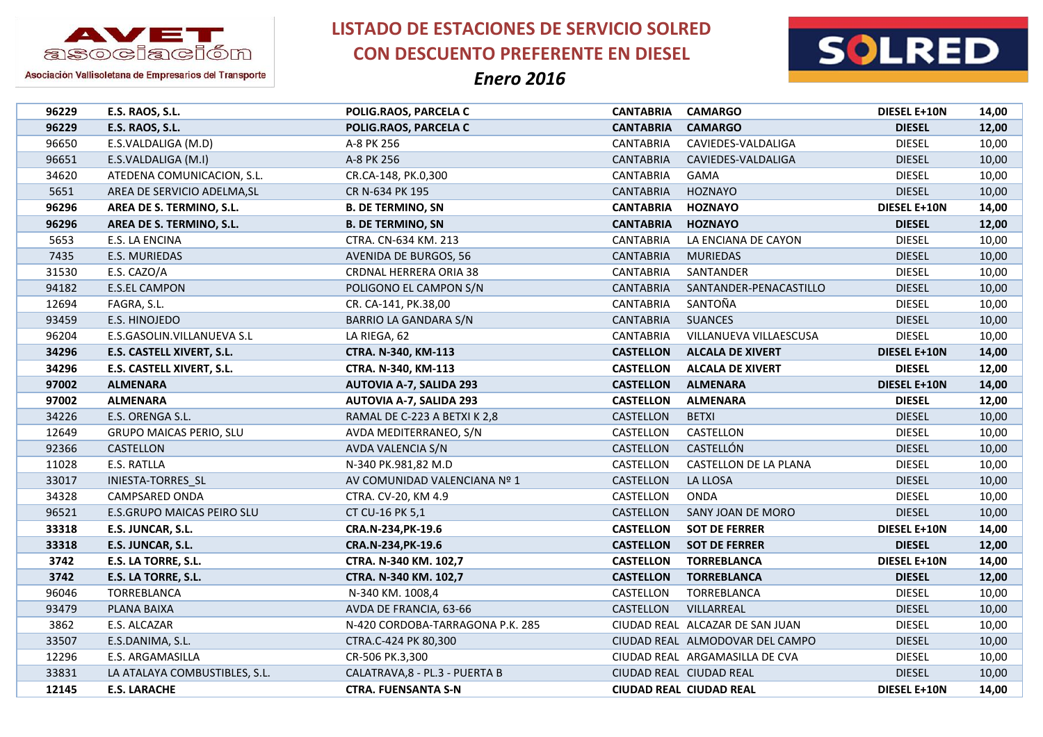AVET asociación
Asociación Vallisoletana de Empresarios del Transporte

# LISTADO DE ESTACIONES DE SERVICIO SOLRED CON DESCUENTO PREFERENTE EN DIESEL

## *Enero 2016*

SOLRED

| | | | | | | |
|---|---|---|---|---|---|---|
| **96229** | **E.S. RAOS, S.L.** | **POLIG.RAOS, PARCELA C** | **CANTABRIA** | **CAMARGO** | **DIESEL E+10N** | **14,00** |
| **96229** | **E.S. RAOS, S.L.** | **POLIG.RAOS, PARCELA C** | **CANTABRIA** | **CAMARGO** | **DIESEL** | **12,00** |
| 96650 | E.S.VALDALIGA (M.D) | A-8 PK 256 | CANTABRIA | CAVIEDES-VALDALIGA | DIESEL | 10,00 |
| 96651 | E.S.VALDALIGA (M.I) | A-8 PK 256 | CANTABRIA | CAVIEDES-VALDALIGA | DIESEL | 10,00 |
| 34620 | ATEDENA COMUNICACION, S.L. | CR.CA-148, PK.0,300 | CANTABRIA | GAMA | DIESEL | 10,00 |
| 5651 | AREA DE SERVICIO ADELMA,SL | CR N-634 PK 195 | CANTABRIA | HOZNAYO | DIESEL | 10,00 |
| **96296** | **AREA DE S. TERMINO, S.L.** | **B. DE TERMINO, SN** | **CANTABRIA** | **HOZNAYO** | **DIESEL E+10N** | **14,00** |
| **96296** | **AREA DE S. TERMINO, S.L.** | **B. DE TERMINO, SN** | **CANTABRIA** | **HOZNAYO** | **DIESEL** | **12,00** |
| 5653 | E.S. LA ENCINA | CTRA. CN-634 KM. 213 | CANTABRIA | LA ENCIANA DE CAYON | DIESEL | 10,00 |
| 7435 | E.S. MURIEDAS | AVENIDA DE BURGOS, 56 | CANTABRIA | MURIEDAS | DIESEL | 10,00 |
| 31530 | E.S. CAZO/A | CRDNAL HERRERA ORIA 38 | CANTABRIA | SANTANDER | DIESEL | 10,00 |
| 94182 | E.S.EL CAMPON | POLIGONO EL CAMPON S/N | CANTABRIA | SANTANDER-PENACASTILLO | DIESEL | 10,00 |
| 12694 | FAGRA, S.L. | CR. CA-141, PK.38,00 | CANTABRIA | SANTOÑA | DIESEL | 10,00 |
| 93459 | E.S. HINOJEDO | BARRIO LA GANDARA S/N | CANTABRIA | SUANCES | DIESEL | 10,00 |
| 96204 | E.S.GASOLIN.VILLANUEVA S.L | LA RIEGA, 62 | CANTABRIA | VILLANUEVA VILLAESCUSA | DIESEL | 10,00 |
| **34296** | **E.S. CASTELL XIVERT, S.L.** | **CTRA. N-340, KM-113** | **CASTELLON** | **ALCALA DE XIVERT** | **DIESEL E+10N** | **14,00** |
| **34296** | **E.S. CASTELL XIVERT, S.L.** | **CTRA. N-340, KM-113** | **CASTELLON** | **ALCALA DE XIVERT** | **DIESEL** | **12,00** |
| **97002** | **ALMENARA** | **AUTOVIA A-7, SALIDA 293** | **CASTELLON** | **ALMENARA** | **DIESEL E+10N** | **14,00** |
| **97002** | **ALMENARA** | **AUTOVIA A-7, SALIDA 293** | **CASTELLON** | **ALMENARA** | **DIESEL** | **12,00** |
| 34226 | E.S. ORENGA S.L. | RAMAL DE C-223 A BETXI K 2,8 | CASTELLON | BETXI | DIESEL | 10,00 |
| 12649 | GRUPO MAICAS PERIO, SLU | AVDA MEDITERRANEO, S/N | CASTELLON | CASTELLON | DIESEL | 10,00 |
| 92366 | CASTELLON | AVDA VALENCIA S/N | CASTELLON | CASTELLÓN | DIESEL | 10,00 |
| 11028 | E.S. RATLLA | N-340 PK.981,82 M.D | CASTELLON | CASTELLON DE LA PLANA | DIESEL | 10,00 |
| 33017 | INIESTA-TORRES_SL | AV COMUNIDAD VALENCIANA Nº 1 | CASTELLON | LA LLOSA | DIESEL | 10,00 |
| 34328 | CAMPSARED ONDA | CTRA. CV-20, KM 4.9 | CASTELLON | ONDA | DIESEL | 10,00 |
| 96521 | E.S.GRUPO MAICAS PEIRO SLU | CT CU-16 PK 5,1 | CASTELLON | SANY JOAN DE MORO | DIESEL | 10,00 |
| **33318** | **E.S. JUNCAR, S.L.** | **CRA.N-234,PK-19.6** | **CASTELLON** | **SOT DE FERRER** | **DIESEL E+10N** | **14,00** |
| **33318** | **E.S. JUNCAR, S.L.** | **CRA.N-234,PK-19.6** | **CASTELLON** | **SOT DE FERRER** | **DIESEL** | **12,00** |
| **3742** | **E.S. LA TORRE, S.L.** | **CTRA. N-340 KM. 102,7** | **CASTELLON** | **TORREBLANCA** | **DIESEL E+10N** | **14,00** |
| **3742** | **E.S. LA TORRE, S.L.** | **CTRA. N-340 KM. 102,7** | **CASTELLON** | **TORREBLANCA** | **DIESEL** | **12,00** |
| 96046 | TORREBLANCA | N-340 KM. 1008,4 | CASTELLON | TORREBLANCA | DIESEL | 10,00 |
| 93479 | PLANA BAIXA | AVDA DE FRANCIA, 63-66 | CASTELLON | VILLARREAL | DIESEL | 10,00 |
| 3862 | E.S. ALCAZAR | N-420 CORDOBA-TARRAGONA P.K. 285 | CIUDAD REAL | ALCAZAR DE SAN JUAN | DIESEL | 10,00 |
| 33507 | E.S.DANIMA, S.L. | CTRA.C-424 PK 80,300 | CIUDAD REAL | ALMODOVAR DEL CAMPO | DIESEL | 10,00 |
| 12296 | E.S. ARGAMASILLA | CR-506 PK.3,300 | CIUDAD REAL | ARGAMASILLA DE CVA | DIESEL | 10,00 |
| 33831 | LA ATALAYA COMBUSTIBLES, S.L. | CALATRAVA,8 - PL.3 - PUERTA B | CIUDAD REAL | CIUDAD REAL | DIESEL | 10,00 |
| **12145** | **E.S. LARACHE** | **CTRA. FUENSANTA S-N** | **CIUDAD REAL** | **CIUDAD REAL** | **DIESEL E+10N** | **14,00** |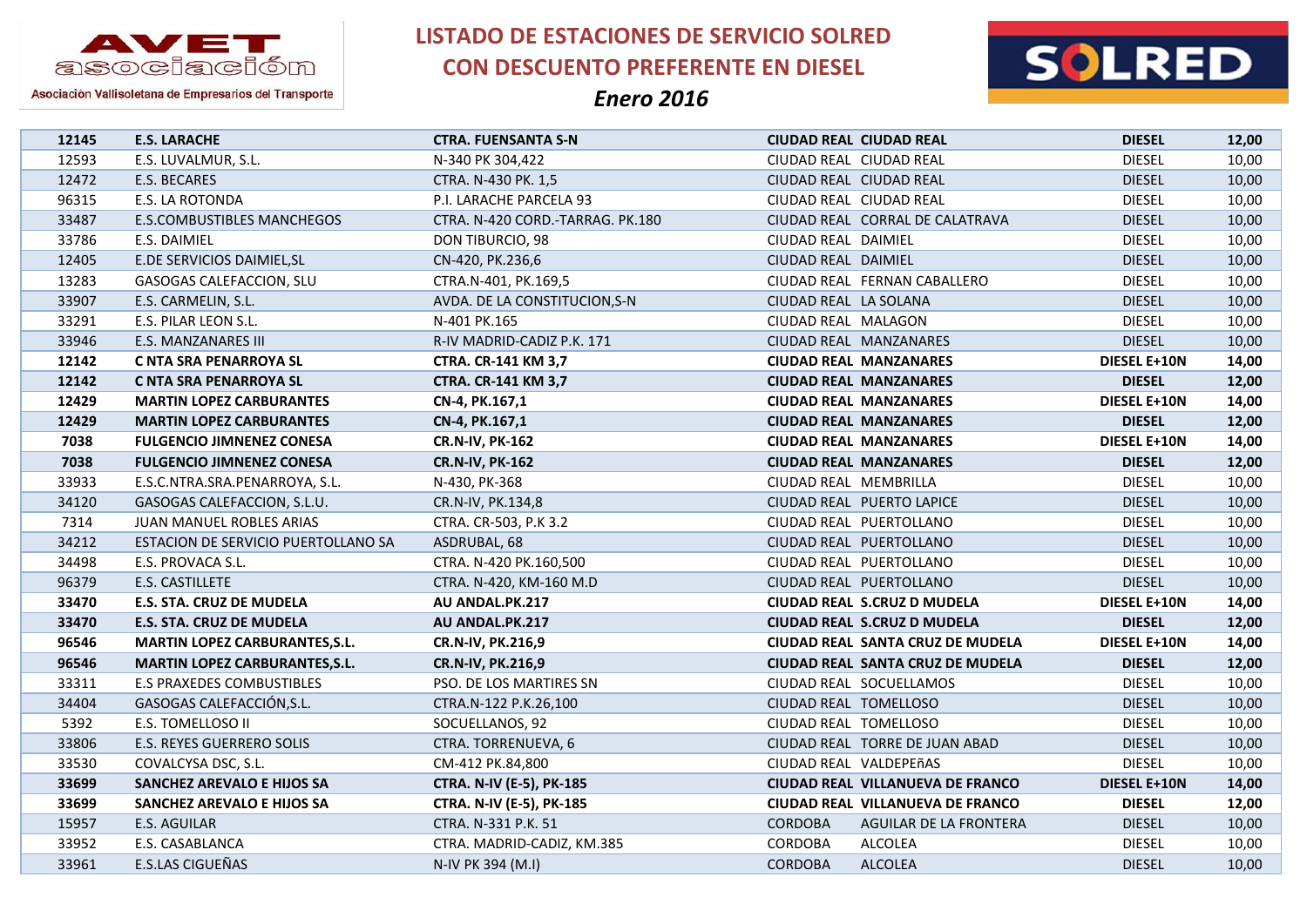# LISTADO DE ESTACIONES DE SERVICIO SOLRED CON DESCUENTO PREFERENTE EN DIESEL

*Enero 2016*

AVET asociación — Asociación Vallisoletana de Empresarios del Transporte

SOLRED

| | | | | | | |
|---|---|---|---|---|---|---|
| **12145** | **E.S. LARACHE** | **CTRA. FUENSANTA S-N** | **CIUDAD REAL** | **CIUDAD REAL** | **DIESEL** | **12,00** |
| 12593 | E.S. LUVALMUR, S.L. | N-340 PK 304,422 | CIUDAD REAL | CIUDAD REAL | DIESEL | 10,00 |
| 12472 | E.S. BECARES | CTRA. N-430 PK. 1,5 | CIUDAD REAL | CIUDAD REAL | DIESEL | 10,00 |
| 96315 | E.S. LA ROTONDA | P.I. LARACHE PARCELA 93 | CIUDAD REAL | CIUDAD REAL | DIESEL | 10,00 |
| 33487 | E.S.COMBUSTIBLES MANCHEGOS | CTRA. N-420 CORD.-TARRAG. PK.180 | CIUDAD REAL | CORRAL DE CALATRAVA | DIESEL | 10,00 |
| 33786 | E.S. DAIMIEL | DON TIBURCIO, 98 | CIUDAD REAL | DAIMIEL | DIESEL | 10,00 |
| 12405 | E.DE SERVICIOS DAIMIEL,SL | CN-420, PK.236,6 | CIUDAD REAL | DAIMIEL | DIESEL | 10,00 |
| 13283 | GASOGAS CALEFACCION, SLU | CTRA.N-401, PK.169,5 | CIUDAD REAL | FERNAN CABALLERO | DIESEL | 10,00 |
| 33907 | E.S. CARMELIN, S.L. | AVDA. DE LA CONSTITUCION,S-N | CIUDAD REAL | LA SOLANA | DIESEL | 10,00 |
| 33291 | E.S. PILAR LEON S.L. | N-401 PK.165 | CIUDAD REAL | MALAGON | DIESEL | 10,00 |
| 33946 | E.S. MANZANARES III | R-IV MADRID-CADIZ P.K. 171 | CIUDAD REAL | MANZANARES | DIESEL | 10,00 |
| **12142** | **C NTA SRA PENARROYA SL** | **CTRA. CR-141 KM 3,7** | **CIUDAD REAL** | **MANZANARES** | **DIESEL E+10N** | **14,00** |
| **12142** | **C NTA SRA PENARROYA SL** | **CTRA. CR-141 KM 3,7** | **CIUDAD REAL** | **MANZANARES** | **DIESEL** | **12,00** |
| **12429** | **MARTIN LOPEZ CARBURANTES** | **CN-4, PK.167,1** | **CIUDAD REAL** | **MANZANARES** | **DIESEL E+10N** | **14,00** |
| **12429** | **MARTIN LOPEZ CARBURANTES** | **CN-4, PK.167,1** | **CIUDAD REAL** | **MANZANARES** | **DIESEL** | **12,00** |
| **7038** | **FULGENCIO JIMNENEZ CONESA** | **CR.N-IV, PK-162** | **CIUDAD REAL** | **MANZANARES** | **DIESEL E+10N** | **14,00** |
| **7038** | **FULGENCIO JIMNENEZ CONESA** | **CR.N-IV, PK-162** | **CIUDAD REAL** | **MANZANARES** | **DIESEL** | **12,00** |
| 33933 | E.S.C.NTRA.SRA.PENARROYA, S.L. | N-430, PK-368 | CIUDAD REAL | MEMBRILLA | DIESEL | 10,00 |
| 34120 | GASOGAS CALEFACCION, S.L.U. | CR.N-IV, PK.134,8 | CIUDAD REAL | PUERTO LAPICE | DIESEL | 10,00 |
| 7314 | JUAN MANUEL ROBLES ARIAS | CTRA. CR-503, P.K 3.2 | CIUDAD REAL | PUERTOLLANO | DIESEL | 10,00 |
| 34212 | ESTACION DE SERVICIO PUERTOLLANO SA | ASDRUBAL, 68 | CIUDAD REAL | PUERTOLLANO | DIESEL | 10,00 |
| 34498 | E.S. PROVACA S.L. | CTRA. N-420 PK.160,500 | CIUDAD REAL | PUERTOLLANO | DIESEL | 10,00 |
| 96379 | E.S. CASTILLETE | CTRA. N-420, KM-160 M.D | CIUDAD REAL | PUERTOLLANO | DIESEL | 10,00 |
| **33470** | **E.S. STA. CRUZ DE MUDELA** | **AU ANDAL.PK.217** | **CIUDAD REAL** | **S.CRUZ D MUDELA** | **DIESEL E+10N** | **14,00** |
| **33470** | **E.S. STA. CRUZ DE MUDELA** | **AU ANDAL.PK.217** | **CIUDAD REAL** | **S.CRUZ D MUDELA** | **DIESEL** | **12,00** |
| **96546** | **MARTIN LOPEZ CARBURANTES,S.L.** | **CR.N-IV, PK.216,9** | **CIUDAD REAL** | **SANTA CRUZ DE MUDELA** | **DIESEL E+10N** | **14,00** |
| **96546** | **MARTIN LOPEZ CARBURANTES,S.L.** | **CR.N-IV, PK.216,9** | **CIUDAD REAL** | **SANTA CRUZ DE MUDELA** | **DIESEL** | **12,00** |
| 33311 | E.S PRAXEDES COMBUSTIBLES | PSO. DE LOS MARTIRES SN | CIUDAD REAL | SOCUELLAMOS | DIESEL | 10,00 |
| 34404 | GASOGAS CALEFACCIÓN,S.L. | CTRA.N-122 P.K.26,100 | CIUDAD REAL | TOMELLOSO | DIESEL | 10,00 |
| 5392 | E.S. TOMELLOSO II | SOCUELLANOS, 92 | CIUDAD REAL | TOMELLOSO | DIESEL | 10,00 |
| 33806 | E.S. REYES GUERRERO SOLIS | CTRA. TORRENUEVA, 6 | CIUDAD REAL | TORRE DE JUAN ABAD | DIESEL | 10,00 |
| 33530 | COVALCYSA DSC, S.L. | CM-412 PK.84,800 | CIUDAD REAL | VALDEPEñAS | DIESEL | 10,00 |
| **33699** | **SANCHEZ AREVALO E HIJOS SA** | **CTRA. N-IV (E-5), PK-185** | **CIUDAD REAL** | **VILLANUEVA DE FRANCO** | **DIESEL E+10N** | **14,00** |
| **33699** | **SANCHEZ AREVALO E HIJOS SA** | **CTRA. N-IV (E-5), PK-185** | **CIUDAD REAL** | **VILLANUEVA DE FRANCO** | **DIESEL** | **12,00** |
| 15957 | E.S. AGUILAR | CTRA. N-331 P.K. 51 | CORDOBA | AGUILAR DE LA FRONTERA | DIESEL | 10,00 |
| 33952 | E.S. CASABLANCA | CTRA. MADRID-CADIZ, KM.385 | CORDOBA | ALCOLEA | DIESEL | 10,00 |
| 33961 | E.S.LAS CIGUEÑAS | N-IV PK 394 (M.I) | CORDOBA | ALCOLEA | DIESEL | 10,00 |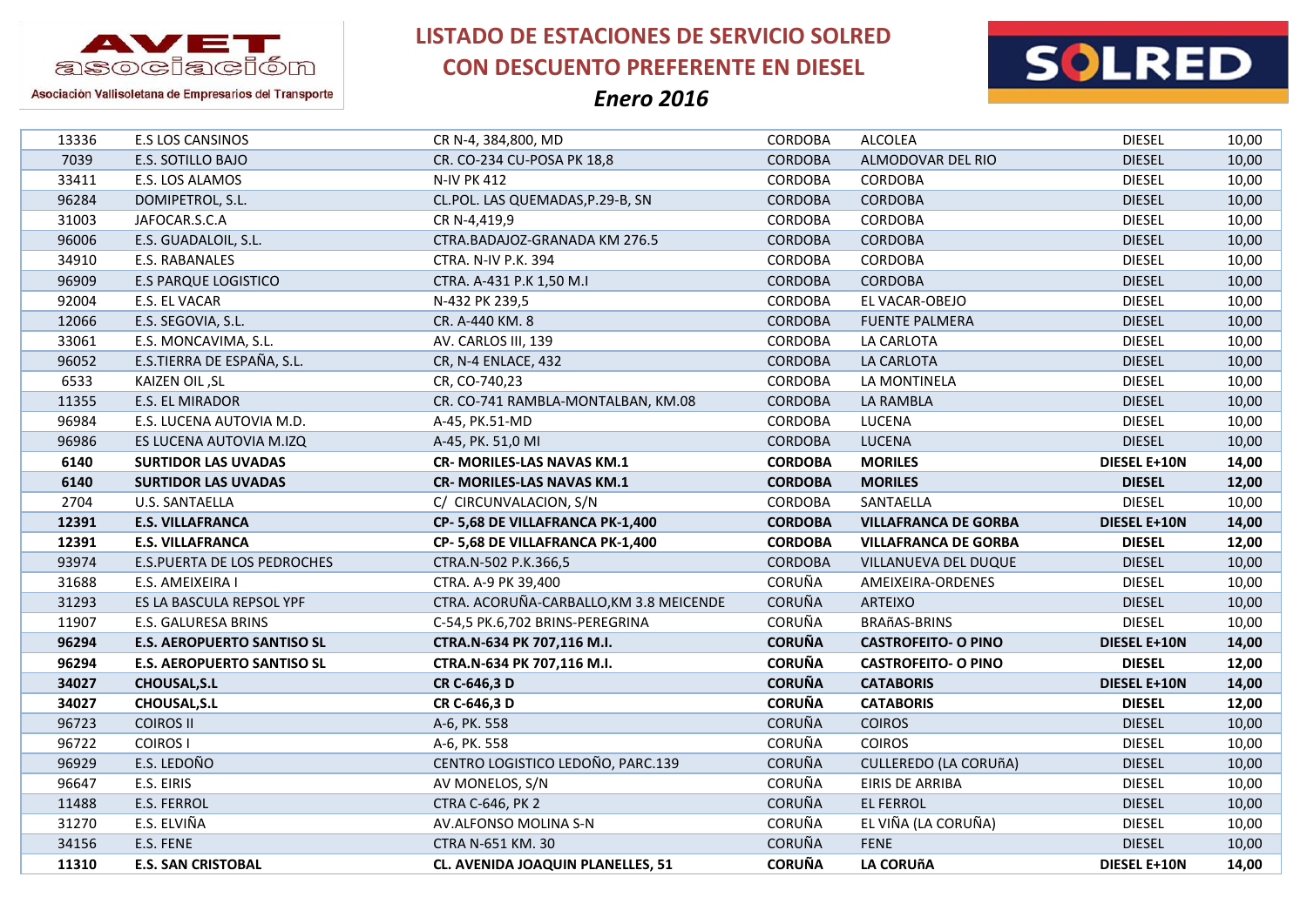# LISTADO DE ESTACIONES DE SERVICIO SOLRED CON DESCUENTO PREFERENTE EN DIESEL

*Enero 2016*

| | | | | | | |
|---|---|---|---|---|---|---|
| 13336 | E.S LOS CANSINOS | CR N-4, 384,800, MD | CORDOBA | ALCOLEA | DIESEL | 10,00 |
| 7039 | E.S. SOTILLO BAJO | CR. CO-234 CU-POSA PK 18,8 | CORDOBA | ALMODOVAR DEL RIO | DIESEL | 10,00 |
| 33411 | E.S. LOS ALAMOS | N-IV PK 412 | CORDOBA | CORDOBA | DIESEL | 10,00 |
| 96284 | DOMIPETROL, S.L. | CL.POL. LAS QUEMADAS,P.29-B, SN | CORDOBA | CORDOBA | DIESEL | 10,00 |
| 31003 | JAFOCAR.S.C.A | CR N-4,419,9 | CORDOBA | CORDOBA | DIESEL | 10,00 |
| 96006 | E.S. GUADALOIL, S.L. | CTRA.BADAJOZ-GRANADA KM 276.5 | CORDOBA | CORDOBA | DIESEL | 10,00 |
| 34910 | E.S. RABANALES | CTRA. N-IV P.K. 394 | CORDOBA | CORDOBA | DIESEL | 10,00 |
| 96909 | E.S PARQUE LOGISTICO | CTRA. A-431 P.K 1,50 M.I | CORDOBA | CORDOBA | DIESEL | 10,00 |
| 92004 | E.S. EL VACAR | N-432 PK 239,5 | CORDOBA | EL VACAR-OBEJO | DIESEL | 10,00 |
| 12066 | E.S. SEGOVIA, S.L. | CR. A-440 KM. 8 | CORDOBA | FUENTE PALMERA | DIESEL | 10,00 |
| 33061 | E.S. MONCAVIMA, S.L. | AV. CARLOS III, 139 | CORDOBA | LA CARLOTA | DIESEL | 10,00 |
| 96052 | E.S.TIERRA DE ESPAÑA, S.L. | CR, N-4 ENLACE, 432 | CORDOBA | LA CARLOTA | DIESEL | 10,00 |
| 6533 | KAIZEN OIL ,SL | CR, CO-740,23 | CORDOBA | LA MONTINELA | DIESEL | 10,00 |
| 11355 | E.S. EL MIRADOR | CR. CO-741 RAMBLA-MONTALBAN, KM.08 | CORDOBA | LA RAMBLA | DIESEL | 10,00 |
| 96984 | E.S. LUCENA AUTOVIA M.D. | A-45, PK.51-MD | CORDOBA | LUCENA | DIESEL | 10,00 |
| 96986 | ES LUCENA AUTOVIA M.IZQ | A-45, PK. 51,0 MI | CORDOBA | LUCENA | DIESEL | 10,00 |
| **6140** | **SURTIDOR LAS UVADAS** | **CR- MORILES-LAS NAVAS KM.1** | **CORDOBA** | **MORILES** | **DIESEL E+10N** | **14,00** |
| **6140** | **SURTIDOR LAS UVADAS** | **CR- MORILES-LAS NAVAS KM.1** | **CORDOBA** | **MORILES** | **DIESEL** | **12,00** |
| 2704 | U.S. SANTAELLA | C/ CIRCUNVALACION, S/N | CORDOBA | SANTAELLA | DIESEL | 10,00 |
| **12391** | **E.S. VILLAFRANCA** | **CP- 5,68 DE VILLAFRANCA PK-1,400** | **CORDOBA** | **VILLAFRANCA DE GORBA** | **DIESEL E+10N** | **14,00** |
| **12391** | **E.S. VILLAFRANCA** | **CP- 5,68 DE VILLAFRANCA PK-1,400** | **CORDOBA** | **VILLAFRANCA DE GORBA** | **DIESEL** | **12,00** |
| 93974 | E.S.PUERTA DE LOS PEDROCHES | CTRA.N-502 P.K.366,5 | CORDOBA | VILLANUEVA DEL DUQUE | DIESEL | 10,00 |
| 31688 | E.S. AMEIXEIRA I | CTRA. A-9 PK 39,400 | CORUÑA | AMEIXEIRA-ORDENES | DIESEL | 10,00 |
| 31293 | ES LA BASCULA REPSOL YPF | CTRA. ACORUÑA-CARBALLO,KM 3.8 MEICENDE | CORUÑA | ARTEIXO | DIESEL | 10,00 |
| 11907 | E.S. GALURESA BRINS | C-54,5 PK.6,702 BRINS-PEREGRINA | CORUÑA | BRAñAS-BRINS | DIESEL | 10,00 |
| **96294** | **E.S. AEROPUERTO SANTISO SL** | **CTRA.N-634 PK 707,116 M.I.** | **CORUÑA** | **CASTROFEITO- O PINO** | **DIESEL E+10N** | **14,00** |
| **96294** | **E.S. AEROPUERTO SANTISO SL** | **CTRA.N-634 PK 707,116 M.I.** | **CORUÑA** | **CASTROFEITO- O PINO** | **DIESEL** | **12,00** |
| **34027** | **CHOUSAL,S.L** | **CR C-646,3 D** | **CORUÑA** | **CATABORIS** | **DIESEL E+10N** | **14,00** |
| **34027** | **CHOUSAL,S.L** | **CR C-646,3 D** | **CORUÑA** | **CATABORIS** | **DIESEL** | **12,00** |
| 96723 | COIROS II | A-6, PK. 558 | CORUÑA | COIROS | DIESEL | 10,00 |
| 96722 | COIROS I | A-6, PK. 558 | CORUÑA | COIROS | DIESEL | 10,00 |
| 96929 | E.S. LEDOÑO | CENTRO LOGISTICO LEDOÑO, PARC.139 | CORUÑA | CULLEREDO (LA CORUñA) | DIESEL | 10,00 |
| 96647 | E.S. EIRIS | AV MONELOS, S/N | CORUÑA | EIRIS DE ARRIBA | DIESEL | 10,00 |
| 11488 | E.S. FERROL | CTRA C-646, PK 2 | CORUÑA | EL FERROL | DIESEL | 10,00 |
| 31270 | E.S. ELVIÑA | AV.ALFONSO MOLINA S-N | CORUÑA | EL VIÑA (LA CORUÑA) | DIESEL | 10,00 |
| 34156 | E.S. FENE | CTRA N-651 KM. 30 | CORUÑA | FENE | DIESEL | 10,00 |
| **11310** | **E.S. SAN CRISTOBAL** | **CL. AVENIDA JOAQUIN PLANELLES, 51** | **CORUÑA** | **LA CORUñA** | **DIESEL E+10N** | **14,00** |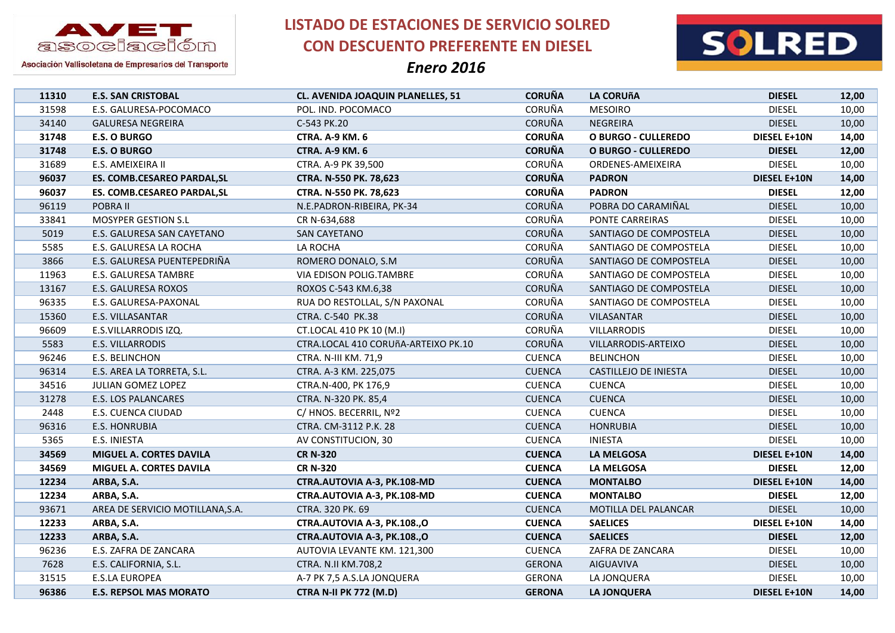AVET asociación

Asociación Vallisoletana de Empresarios del Transporte

# LISTADO DE ESTACIONES DE SERVICIO SOLRED CON DESCUENTO PREFERENTE EN DIESEL

## *Enero 2016*

SOLRED

| | | | | | | |
|---|---|---|---|---|---|---|
| **11310** | **E.S. SAN CRISTOBAL** | **CL. AVENIDA JOAQUIN PLANELLES, 51** | **CORUÑA** | **LA CORUñA** | **DIESEL** | **12,00** |
| 31598 | E.S. GALURESA-POCOMACO | POL. IND. POCOMACO | CORUÑA | MESOIRO | DIESEL | 10,00 |
| 34140 | GALURESA NEGREIRA | C-543 PK.20 | CORUÑA | NEGREIRA | DIESEL | 10,00 |
| **31748** | **E.S. O BURGO** | **CTRA. A-9 KM. 6** | **CORUÑA** | **O BURGO - CULLEREDO** | **DIESEL E+10N** | **14,00** |
| **31748** | **E.S. O BURGO** | **CTRA. A-9 KM. 6** | **CORUÑA** | **O BURGO - CULLEREDO** | **DIESEL** | **12,00** |
| 31689 | E.S. AMEIXEIRA II | CTRA. A-9 PK 39,500 | CORUÑA | ORDENES-AMEIXEIRA | DIESEL | 10,00 |
| **96037** | **ES. COMB.CESAREO PARDAL,SL** | **CTRA. N-550 PK. 78,623** | **CORUÑA** | **PADRON** | **DIESEL E+10N** | **14,00** |
| **96037** | **ES. COMB.CESAREO PARDAL,SL** | **CTRA. N-550 PK. 78,623** | **CORUÑA** | **PADRON** | **DIESEL** | **12,00** |
| 96119 | POBRA II | N.E.PADRON-RIBEIRA, PK-34 | CORUÑA | POBRA DO CARAMIÑAL | DIESEL | 10,00 |
| 33841 | MOSYPER GESTION S.L | CR N-634,688 | CORUÑA | PONTE CARREIRAS | DIESEL | 10,00 |
| 5019 | E.S. GALURESA SAN CAYETANO | SAN CAYETANO | CORUÑA | SANTIAGO DE COMPOSTELA | DIESEL | 10,00 |
| 5585 | E.S. GALURESA LA ROCHA | LA ROCHA | CORUÑA | SANTIAGO DE COMPOSTELA | DIESEL | 10,00 |
| 3866 | E.S. GALURESA PUENTEPEDRIÑA | ROMERO DONALO, S.M | CORUÑA | SANTIAGO DE COMPOSTELA | DIESEL | 10,00 |
| 11963 | E.S. GALURESA TAMBRE | VIA EDISON POLIG.TAMBRE | CORUÑA | SANTIAGO DE COMPOSTELA | DIESEL | 10,00 |
| 13167 | E.S. GALURESA ROXOS | ROXOS C-543 KM.6,38 | CORUÑA | SANTIAGO DE COMPOSTELA | DIESEL | 10,00 |
| 96335 | E.S. GALURESA-PAXONAL | RUA DO RESTOLLAL, S/N PAXONAL | CORUÑA | SANTIAGO DE COMPOSTELA | DIESEL | 10,00 |
| 15360 | E.S. VILLASANTAR | CTRA. C-540 PK.38 | CORUÑA | VILASANTAR | DIESEL | 10,00 |
| 96609 | E.S.VILLARRODIS IZQ. | CT.LOCAL 410 PK 10 (M.I) | CORUÑA | VILLARRODIS | DIESEL | 10,00 |
| 5583 | E.S. VILLARRODIS | CTRA.LOCAL 410 CORUñA-ARTEIXO PK.10 | CORUÑA | VILLARRODIS-ARTEIXO | DIESEL | 10,00 |
| 96246 | E.S. BELINCHON | CTRA. N-III KM. 71,9 | CUENCA | BELINCHON | DIESEL | 10,00 |
| 96314 | E.S. AREA LA TORRETA, S.L. | CTRA. A-3 KM. 225,075 | CUENCA | CASTILLEJO DE INIESTA | DIESEL | 10,00 |
| 34516 | JULIAN GOMEZ LOPEZ | CTRA.N-400, PK 176,9 | CUENCA | CUENCA | DIESEL | 10,00 |
| 31278 | E.S. LOS PALANCARES | CTRA. N-320 PK. 85,4 | CUENCA | CUENCA | DIESEL | 10,00 |
| 2448 | E.S. CUENCA CIUDAD | C/ HNOS. BECERRIL, Nº2 | CUENCA | CUENCA | DIESEL | 10,00 |
| 96316 | E.S. HONRUBIA | CTRA. CM-3112 P.K. 28 | CUENCA | HONRUBIA | DIESEL | 10,00 |
| 5365 | E.S. INIESTA | AV CONSTITUCION, 30 | CUENCA | INIESTA | DIESEL | 10,00 |
| **34569** | **MIGUEL A. CORTES DAVILA** | **CR N-320** | **CUENCA** | **LA MELGOSA** | **DIESEL E+10N** | **14,00** |
| **34569** | **MIGUEL A. CORTES DAVILA** | **CR N-320** | **CUENCA** | **LA MELGOSA** | **DIESEL** | **12,00** |
| **12234** | **ARBA, S.A.** | **CTRA.AUTOVIA A-3, PK.108-MD** | **CUENCA** | **MONTALBO** | **DIESEL E+10N** | **14,00** |
| **12234** | **ARBA, S.A.** | **CTRA.AUTOVIA A-3, PK.108-MD** | **CUENCA** | **MONTALBO** | **DIESEL** | **12,00** |
| 93671 | AREA DE SERVICIO MOTILLANA,S.A. | CTRA. 320 PK. 69 | CUENCA | MOTILLA DEL PALANCAR | DIESEL | 10,00 |
| **12233** | **ARBA, S.A.** | **CTRA.AUTOVIA A-3, PK.108.,O** | **CUENCA** | **SAELICES** | **DIESEL E+10N** | **14,00** |
| **12233** | **ARBA, S.A.** | **CTRA.AUTOVIA A-3, PK.108.,O** | **CUENCA** | **SAELICES** | **DIESEL** | **12,00** |
| 96236 | E.S. ZAFRA DE ZANCARA | AUTOVIA LEVANTE KM. 121,300 | CUENCA | ZAFRA DE ZANCARA | DIESEL | 10,00 |
| 7628 | E.S. CALIFORNIA, S.L. | CTRA. N.II KM.708,2 | GERONA | AIGUAVIVA | DIESEL | 10,00 |
| 31515 | E.S.LA EUROPEA | A-7 PK 7,5 A.S.LA JONQUERA | GERONA | LA JONQUERA | DIESEL | 10,00 |
| **96386** | **E.S. REPSOL MAS MORATO** | **CTRA N-II PK 772 (M.D)** | **GERONA** | **LA JONQUERA** | **DIESEL E+10N** | **14,00** |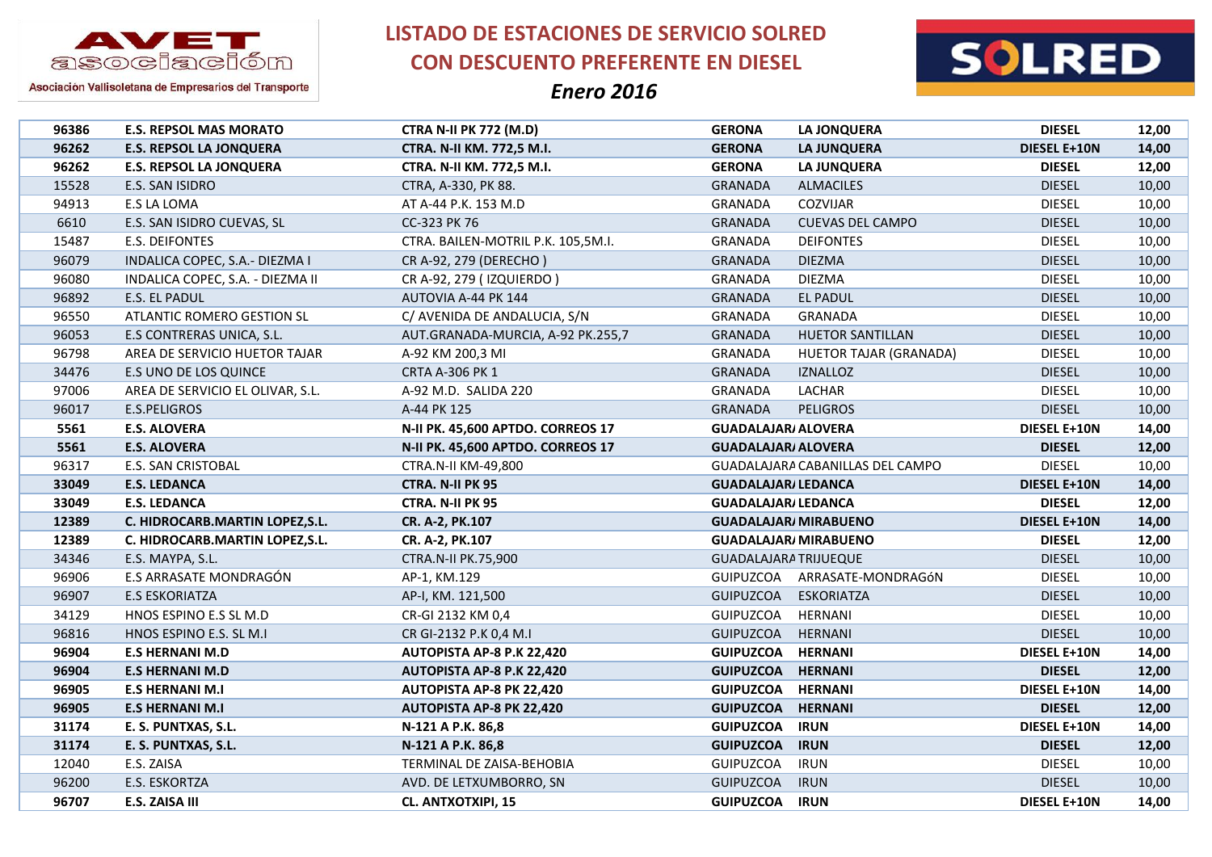# LISTADO DE ESTACIONES DE SERVICIO SOLRED CON DESCUENTO PREFERENTE EN DIESEL

*Enero 2016*

AVET asociación – Asociación Vallisoletana de Empresarios del Transporte

SOLRED

| | | | | | | |
|---|---|---|---|---|---|---|
| **96386** | **E.S. REPSOL MAS MORATO** | **CTRA N-II PK 772 (M.D)** | **GERONA** | **LA JONQUERA** | **DIESEL** | **12,00** |
| **96262** | **E.S. REPSOL LA JONQUERA** | **CTRA. N-II KM. 772,5 M.I.** | **GERONA** | **LA JUNQUERA** | **DIESEL E+10N** | **14,00** |
| **96262** | **E.S. REPSOL LA JONQUERA** | **CTRA. N-II KM. 772,5 M.I.** | **GERONA** | **LA JUNQUERA** | **DIESEL** | **12,00** |
| 15528 | E.S. SAN ISIDRO | CTRA, A-330, PK 88. | GRANADA | ALMACILES | DIESEL | 10,00 |
| 94913 | E.S LA LOMA | AT A-44 P.K. 153 M.D | GRANADA | COZVIJAR | DIESEL | 10,00 |
| 6610 | E.S. SAN ISIDRO CUEVAS, SL | CC-323 PK 76 | GRANADA | CUEVAS DEL CAMPO | DIESEL | 10,00 |
| 15487 | E.S. DEIFONTES | CTRA. BAILEN-MOTRIL P.K. 105,5M.I. | GRANADA | DEIFONTES | DIESEL | 10,00 |
| 96079 | INDALICA COPEC, S.A.- DIEZMA I | CR A-92, 279 (DERECHO ) | GRANADA | DIEZMA | DIESEL | 10,00 |
| 96080 | INDALICA COPEC, S.A. - DIEZMA II | CR A-92, 279 ( IZQUIERDO ) | GRANADA | DIEZMA | DIESEL | 10,00 |
| 96892 | E.S. EL PADUL | AUTOVIA A-44 PK 144 | GRANADA | EL PADUL | DIESEL | 10,00 |
| 96550 | ATLANTIC ROMERO GESTION SL | C/ AVENIDA DE ANDALUCIA, S/N | GRANADA | GRANADA | DIESEL | 10,00 |
| 96053 | E.S CONTRERAS UNICA, S.L. | AUT.GRANADA-MURCIA, A-92 PK.255,7 | GRANADA | HUETOR SANTILLAN | DIESEL | 10,00 |
| 96798 | AREA DE SERVICIO HUETOR TAJAR | A-92 KM 200,3 MI | GRANADA | HUETOR TAJAR (GRANADA) | DIESEL | 10,00 |
| 34476 | E.S UNO DE LOS QUINCE | CRTA A-306 PK 1 | GRANADA | IZNALLOZ | DIESEL | 10,00 |
| 97006 | AREA DE SERVICIO EL OLIVAR, S.L. | A-92 M.D. SALIDA 220 | GRANADA | LACHAR | DIESEL | 10,00 |
| 96017 | E.S.PELIGROS | A-44 PK 125 | GRANADA | PELIGROS | DIESEL | 10,00 |
| **5561** | **E.S. ALOVERA** | **N-II PK. 45,600 APTDO. CORREOS 17** | **GUADALAJARA** | **ALOVERA** | **DIESEL E+10N** | **14,00** |
| **5561** | **E.S. ALOVERA** | **N-II PK. 45,600 APTDO. CORREOS 17** | **GUADALAJARA** | **ALOVERA** | **DIESEL** | **12,00** |
| 96317 | E.S. SAN CRISTOBAL | CTRA.N-II KM-49,800 | GUADALAJARA | CABANILLAS DEL CAMPO | DIESEL | 10,00 |
| **33049** | **E.S. LEDANCA** | **CTRA. N-II PK 95** | **GUADALAJARA** | **LEDANCA** | **DIESEL E+10N** | **14,00** |
| **33049** | **E.S. LEDANCA** | **CTRA. N-II PK 95** | **GUADALAJARA** | **LEDANCA** | **DIESEL** | **12,00** |
| **12389** | **C. HIDROCARB.MARTIN LOPEZ,S.L.** | **CR. A-2, PK.107** | **GUADALAJARA** | **MIRABUENO** | **DIESEL E+10N** | **14,00** |
| **12389** | **C. HIDROCARB.MARTIN LOPEZ,S.L.** | **CR. A-2, PK.107** | **GUADALAJARA** | **MIRABUENO** | **DIESEL** | **12,00** |
| 34346 | E.S. MAYPA, S.L. | CTRA.N-II PK.75,900 | GUADALAJARA | TRIJUEQUE | DIESEL | 10,00 |
| 96906 | E.S ARRASATE MONDRAGÓN | AP-1, KM.129 | GUIPUZCOA | ARRASATE-MONDRAGóN | DIESEL | 10,00 |
| 96907 | E.S ESKORIATZA | AP-I, KM. 121,500 | GUIPUZCOA | ESKORIATZA | DIESEL | 10,00 |
| 34129 | HNOS ESPINO E.S SL M.D | CR-GI 2132 KM 0,4 | GUIPUZCOA | HERNANI | DIESEL | 10,00 |
| 96816 | HNOS ESPINO E.S. SL M.I | CR GI-2132 P.K 0,4 M.I | GUIPUZCOA | HERNANI | DIESEL | 10,00 |
| **96904** | **E.S HERNANI M.D** | **AUTOPISTA AP-8 P.K 22,420** | **GUIPUZCOA** | **HERNANI** | **DIESEL E+10N** | **14,00** |
| **96904** | **E.S HERNANI M.D** | **AUTOPISTA AP-8 P.K 22,420** | **GUIPUZCOA** | **HERNANI** | **DIESEL** | **12,00** |
| **96905** | **E.S HERNANI M.I** | **AUTOPISTA AP-8 PK 22,420** | **GUIPUZCOA** | **HERNANI** | **DIESEL E+10N** | **14,00** |
| **96905** | **E.S HERNANI M.I** | **AUTOPISTA AP-8 PK 22,420** | **GUIPUZCOA** | **HERNANI** | **DIESEL** | **12,00** |
| **31174** | **E. S. PUNTXAS, S.L.** | **N-121 A P.K. 86,8** | **GUIPUZCOA** | **IRUN** | **DIESEL E+10N** | **14,00** |
| **31174** | **E. S. PUNTXAS, S.L.** | **N-121 A P.K. 86,8** | **GUIPUZCOA** | **IRUN** | **DIESEL** | **12,00** |
| 12040 | E.S. ZAISA | TERMINAL DE ZAISA-BEHOBIA | GUIPUZCOA | IRUN | DIESEL | 10,00 |
| 96200 | E.S. ESKORTZA | AVD. DE LETXUMBORRO, SN | GUIPUZCOA | IRUN | DIESEL | 10,00 |
| **96707** | **E.S. ZAISA III** | **CL. ANTXOTXIPI, 15** | **GUIPUZCOA** | **IRUN** | **DIESEL E+10N** | **14,00** |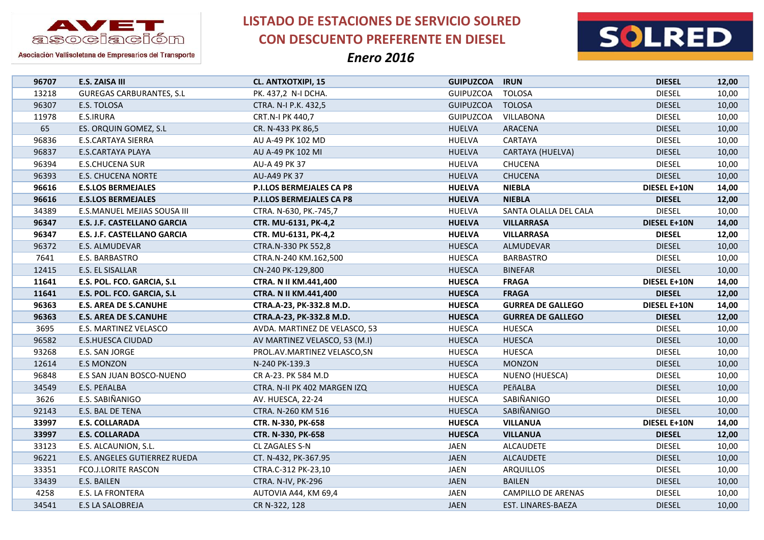# LISTADO DE ESTACIONES DE SERVICIO SOLRED CON DESCUENTO PREFERENTE EN DIESEL

*Enero 2016*

AVET asociación — Asociación Vallisoletana de Empresarios del Transporte

SOLRED

| | | | | | | |
|---|---|---|---|---|---|---|
| **96707** | **E.S. ZAISA III** | **CL. ANTXOTXIPI, 15** | **GUIPUZCOA** | **IRUN** | **DIESEL** | **12,00** |
| 13218 | GUREGAS CARBURANTES, S.L | PK. 437,2 N-I DCHA. | GUIPUZCOA | TOLOSA | DIESEL | 10,00 |
| 96307 | E.S. TOLOSA | CTRA. N-I P.K. 432,5 | GUIPUZCOA | TOLOSA | DIESEL | 10,00 |
| 11978 | E.S.IRURA | CRT.N-I PK 440,7 | GUIPUZCOA | VILLABONA | DIESEL | 10,00 |
| 65 | ES. ORQUIN GOMEZ, S.L | CR. N-433 PK 86,5 | HUELVA | ARACENA | DIESEL | 10,00 |
| 96836 | E.S.CARTAYA SIERRA | AU A-49 PK 102 MD | HUELVA | CARTAYA | DIESEL | 10,00 |
| 96837 | E.S.CARTAYA PLAYA | AU A-49 PK 102 MI | HUELVA | CARTAYA (HUELVA) | DIESEL | 10,00 |
| 96394 | E.S.CHUCENA SUR | AU-A 49 PK 37 | HUELVA | CHUCENA | DIESEL | 10,00 |
| 96393 | E.S. CHUCENA NORTE | AU-A49 PK 37 | HUELVA | CHUCENA | DIESEL | 10,00 |
| **96616** | **E.S.LOS BERMEJALES** | **P.I.LOS BERMEJALES CA P8** | **HUELVA** | **NIEBLA** | **DIESEL E+10N** | **14,00** |
| **96616** | **E.S.LOS BERMEJALES** | **P.I.LOS BERMEJALES CA P8** | **HUELVA** | **NIEBLA** | **DIESEL** | **12,00** |
| 34389 | E.S.MANUEL MEJIAS SOUSA III | CTRA. N-630, PK.-745,7 | HUELVA | SANTA OLALLA DEL CALA | DIESEL | 10,00 |
| **96347** | **E.S. J.F. CASTELLANO GARCIA** | **CTR. MU-6131, PK-4,2** | **HUELVA** | **VILLARRASA** | **DIESEL E+10N** | **14,00** |
| **96347** | **E.S. J.F. CASTELLANO GARCIA** | **CTR. MU-6131, PK-4,2** | **HUELVA** | **VILLARRASA** | **DIESEL** | **12,00** |
| 96372 | E.S. ALMUDEVAR | CTRA.N-330 PK 552,8 | HUESCA | ALMUDEVAR | DIESEL | 10,00 |
| 7641 | E.S. BARBASTRO | CTRA.N-240 KM.162,500 | HUESCA | BARBASTRO | DIESEL | 10,00 |
| 12415 | E.S. EL SISALLAR | CN-240 PK-129,800 | HUESCA | BINEFAR | DIESEL | 10,00 |
| **11641** | **E.S. POL. FCO. GARCIA, S.L** | **CTRA. N II KM.441,400** | **HUESCA** | **FRAGA** | **DIESEL E+10N** | **14,00** |
| **11641** | **E.S. POL. FCO. GARCIA, S.L** | **CTRA. N II KM.441,400** | **HUESCA** | **FRAGA** | **DIESEL** | **12,00** |
| **96363** | **E.S. AREA DE S.CANUHE** | **CTRA.A-23, PK-332.8 M.D.** | **HUESCA** | **GURREA DE GALLEGO** | **DIESEL E+10N** | **14,00** |
| **96363** | **E.S. AREA DE S.CANUHE** | **CTRA.A-23, PK-332.8 M.D.** | **HUESCA** | **GURREA DE GALLEGO** | **DIESEL** | **12,00** |
| 3695 | E.S. MARTINEZ VELASCO | AVDA. MARTINEZ DE VELASCO, 53 | HUESCA | HUESCA | DIESEL | 10,00 |
| 96582 | E.S.HUESCA CIUDAD | AV MARTINEZ VELASCO, 53 (M.I) | HUESCA | HUESCA | DIESEL | 10,00 |
| 93268 | E.S. SAN JORGE | PROL.AV.MARTINEZ VELASCO,SN | HUESCA | HUESCA | DIESEL | 10,00 |
| 12614 | E.S MONZON | N-240 PK-139.3 | HUESCA | MONZON | DIESEL | 10,00 |
| 96848 | E.S SAN JUAN BOSCO-NUENO | CR A-23. PK 584 M.D | HUESCA | NUENO (HUESCA) | DIESEL | 10,00 |
| 34549 | E.S. PEñALBA | CTRA. N-II PK 402 MARGEN IZQ | HUESCA | PEñALBA | DIESEL | 10,00 |
| 3626 | E.S. SABIÑANIGO | AV. HUESCA, 22-24 | HUESCA | SABIÑANIGO | DIESEL | 10,00 |
| 92143 | E.S. BAL DE TENA | CTRA. N-260 KM 516 | HUESCA | SABIÑANIGO | DIESEL | 10,00 |
| **33997** | **E.S. COLLARADA** | **CTR. N-330, PK-658** | **HUESCA** | **VILLANUA** | **DIESEL E+10N** | **14,00** |
| **33997** | **E.S. COLLARADA** | **CTR. N-330, PK-658** | **HUESCA** | **VILLANUA** | **DIESEL** | **12,00** |
| 33123 | E.S. ALCAUNION, S.L. | CL ZAGALES S-N | JAEN | ALCAUDETE | DIESEL | 10,00 |
| 96221 | E.S. ANGELES GUTIERREZ RUEDA | CT. N-432, PK-367.95 | JAEN | ALCAUDETE | DIESEL | 10,00 |
| 33351 | FCO.J.LORITE RASCON | CTRA.C-312 PK-23,10 | JAEN | ARQUILLOS | DIESEL | 10,00 |
| 33439 | E.S. BAILEN | CTRA. N-IV, PK-296 | JAEN | BAILEN | DIESEL | 10,00 |
| 4258 | E.S. LA FRONTERA | AUTOVIA A44, KM 69,4 | JAEN | CAMPILLO DE ARENAS | DIESEL | 10,00 |
| 34541 | E.S LA SALOBREJA | CR N-322, 128 | JAEN | EST. LINARES-BAEZA | DIESEL | 10,00 |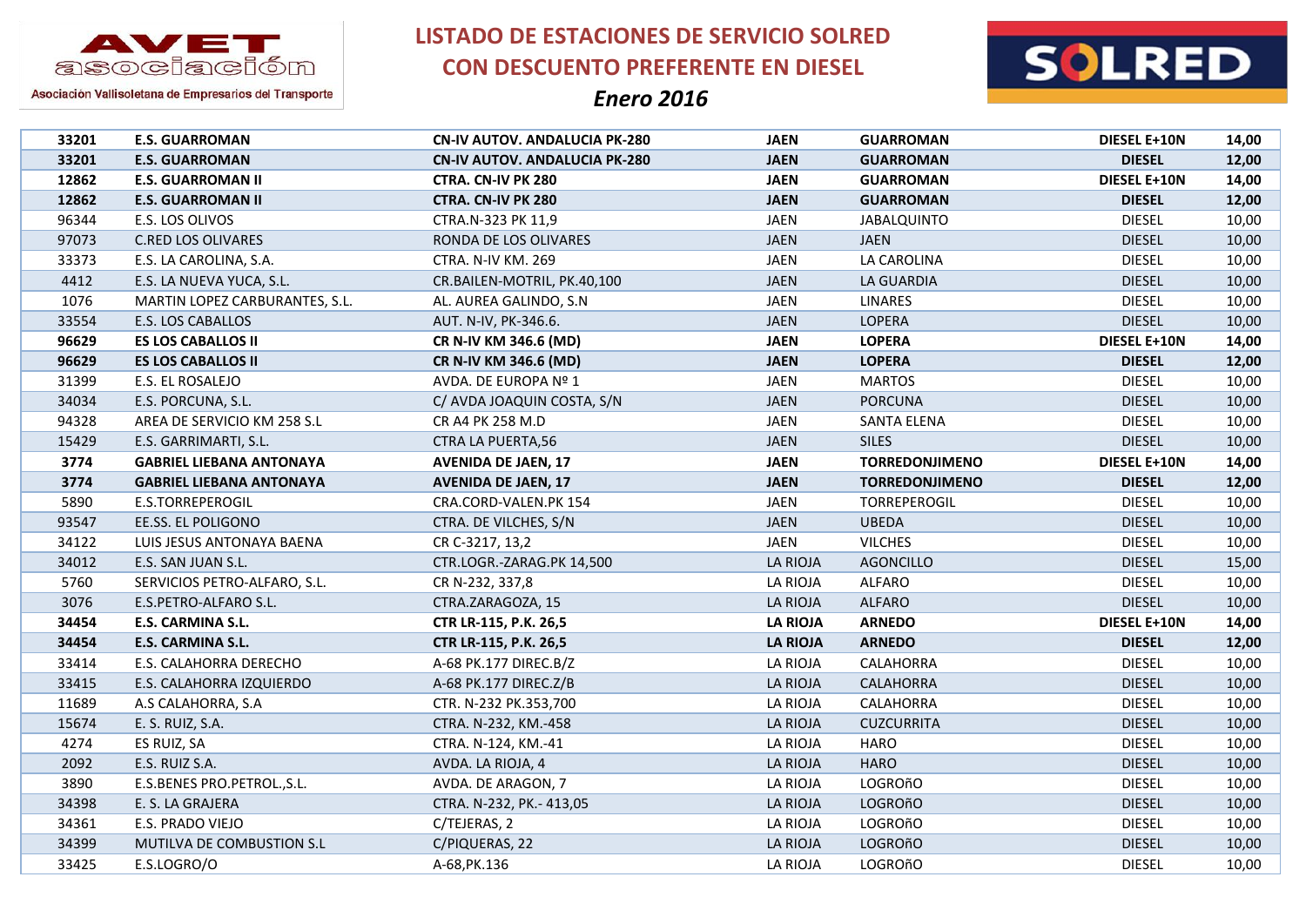# LISTADO DE ESTACIONES DE SERVICIO SOLRED CON DESCUENTO PREFERENTE EN DIESEL

*Enero 2016*

| | | | | | | |
|---|---|---|---|---|---|---|
| **33201** | **E.S. GUARROMAN** | **CN-IV AUTOV. ANDALUCIA PK-280** | **JAEN** | **GUARROMAN** | **DIESEL E+10N** | **14,00** |
| **33201** | **E.S. GUARROMAN** | **CN-IV AUTOV. ANDALUCIA PK-280** | **JAEN** | **GUARROMAN** | **DIESEL** | **12,00** |
| **12862** | **E.S. GUARROMAN II** | **CTRA. CN-IV PK 280** | **JAEN** | **GUARROMAN** | **DIESEL E+10N** | **14,00** |
| **12862** | **E.S. GUARROMAN II** | **CTRA. CN-IV PK 280** | **JAEN** | **GUARROMAN** | **DIESEL** | **12,00** |
| 96344 | E.S. LOS OLIVOS | CTRA.N-323 PK 11,9 | JAEN | JABALQUINTO | DIESEL | 10,00 |
| 97073 | C.RED LOS OLIVARES | RONDA DE LOS OLIVARES | JAEN | JAEN | DIESEL | 10,00 |
| 33373 | E.S. LA CAROLINA, S.A. | CTRA. N-IV KM. 269 | JAEN | LA CAROLINA | DIESEL | 10,00 |
| 4412 | E.S. LA NUEVA YUCA, S.L. | CR.BAILEN-MOTRIL, PK.40,100 | JAEN | LA GUARDIA | DIESEL | 10,00 |
| 1076 | MARTIN LOPEZ CARBURANTES, S.L. | AL. AUREA GALINDO, S.N | JAEN | LINARES | DIESEL | 10,00 |
| 33554 | E.S. LOS CABALLOS | AUT. N-IV, PK-346.6. | JAEN | LOPERA | DIESEL | 10,00 |
| **96629** | **ES LOS CABALLOS II** | **CR N-IV KM 346.6 (MD)** | **JAEN** | **LOPERA** | **DIESEL E+10N** | **14,00** |
| **96629** | **ES LOS CABALLOS II** | **CR N-IV KM 346.6 (MD)** | **JAEN** | **LOPERA** | **DIESEL** | **12,00** |
| 31399 | E.S. EL ROSALEJO | AVDA. DE EUROPA Nº 1 | JAEN | MARTOS | DIESEL | 10,00 |
| 34034 | E.S. PORCUNA, S.L. | C/ AVDA JOAQUIN COSTA, S/N | JAEN | PORCUNA | DIESEL | 10,00 |
| 94328 | AREA DE SERVICIO KM 258 S.L | CR A4 PK 258 M.D | JAEN | SANTA ELENA | DIESEL | 10,00 |
| 15429 | E.S. GARRIMARTI, S.L. | CTRA LA PUERTA,56 | JAEN | SILES | DIESEL | 10,00 |
| **3774** | **GABRIEL LIEBANA ANTONAYA** | **AVENIDA DE JAEN, 17** | **JAEN** | **TORREDONJIMENO** | **DIESEL E+10N** | **14,00** |
| **3774** | **GABRIEL LIEBANA ANTONAYA** | **AVENIDA DE JAEN, 17** | **JAEN** | **TORREDONJIMENO** | **DIESEL** | **12,00** |
| 5890 | E.S.TORREPEROGIL | CRA.CORD-VALEN.PK 154 | JAEN | TORREPEROGIL | DIESEL | 10,00 |
| 93547 | EE.SS. EL POLIGONO | CTRA. DE VILCHES, S/N | JAEN | UBEDA | DIESEL | 10,00 |
| 34122 | LUIS JESUS ANTONAYA BAENA | CR C-3217, 13,2 | JAEN | VILCHES | DIESEL | 10,00 |
| 34012 | E.S. SAN JUAN S.L. | CTR.LOGR.-ZARAG.PK 14,500 | LA RIOJA | AGONCILLO | DIESEL | 15,00 |
| 5760 | SERVICIOS PETRO-ALFARO, S.L. | CR N-232, 337,8 | LA RIOJA | ALFARO | DIESEL | 10,00 |
| 3076 | E.S.PETRO-ALFARO S.L. | CTRA.ZARAGOZA, 15 | LA RIOJA | ALFARO | DIESEL | 10,00 |
| **34454** | **E.S. CARMINA S.L.** | **CTR LR-115, P.K. 26,5** | **LA RIOJA** | **ARNEDO** | **DIESEL E+10N** | **14,00** |
| **34454** | **E.S. CARMINA S.L.** | **CTR LR-115, P.K. 26,5** | **LA RIOJA** | **ARNEDO** | **DIESEL** | **12,00** |
| 33414 | E.S. CALAHORRA DERECHO | A-68 PK.177 DIREC.B/Z | LA RIOJA | CALAHORRA | DIESEL | 10,00 |
| 33415 | E.S. CALAHORRA IZQUIERDO | A-68 PK.177 DIREC.Z/B | LA RIOJA | CALAHORRA | DIESEL | 10,00 |
| 11689 | A.S CALAHORRA, S.A | CTR. N-232 PK.353,700 | LA RIOJA | CALAHORRA | DIESEL | 10,00 |
| 15674 | E. S. RUIZ, S.A. | CTRA. N-232, KM.-458 | LA RIOJA | CUZCURRITA | DIESEL | 10,00 |
| 4274 | ES RUIZ, SA | CTRA. N-124, KM.-41 | LA RIOJA | HARO | DIESEL | 10,00 |
| 2092 | E.S. RUIZ S.A. | AVDA. LA RIOJA, 4 | LA RIOJA | HARO | DIESEL | 10,00 |
| 3890 | E.S.BENES PRO.PETROL.,S.L. | AVDA. DE ARAGON, 7 | LA RIOJA | LOGROñO | DIESEL | 10,00 |
| 34398 | E. S. LA GRAJERA | CTRA. N-232, PK.- 413,05 | LA RIOJA | LOGROñO | DIESEL | 10,00 |
| 34361 | E.S. PRADO VIEJO | C/TEJERAS, 2 | LA RIOJA | LOGROñO | DIESEL | 10,00 |
| 34399 | MUTILVA DE COMBUSTION S.L | C/PIQUERAS, 22 | LA RIOJA | LOGROñO | DIESEL | 10,00 |
| 33425 | E.S.LOGRO/O | A-68,PK.136 | LA RIOJA | LOGROñO | DIESEL | 10,00 |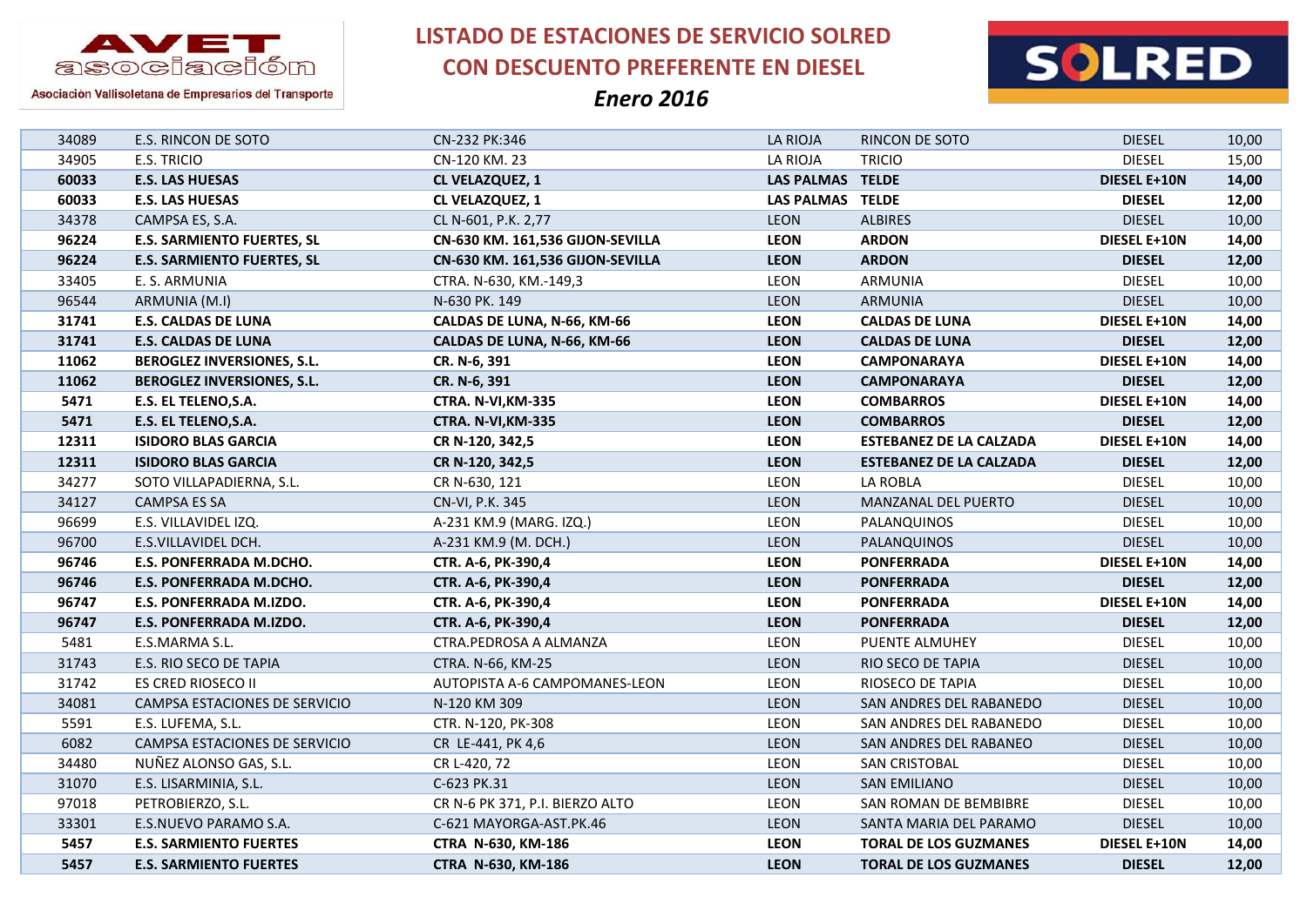# LISTADO DE ESTACIONES DE SERVICIO SOLRED CON DESCUENTO PREFERENTE EN DIESEL

*Enero 2016*

| | | | | | | |
|---|---|---|---|---|---|---|
| 34089 | E.S. RINCON DE SOTO | CN-232 PK:346 | LA RIOJA | RINCON DE SOTO | DIESEL | 10,00 |
| 34905 | E.S. TRICIO | CN-120 KM. 23 | LA RIOJA | TRICIO | DIESEL | 15,00 |
| **60033** | **E.S. LAS HUESAS** | **CL VELAZQUEZ, 1** | **LAS PALMAS** | **TELDE** | **DIESEL E+10N** | **14,00** |
| **60033** | **E.S. LAS HUESAS** | **CL VELAZQUEZ, 1** | **LAS PALMAS** | **TELDE** | **DIESEL** | **12,00** |
| 34378 | CAMPSA ES, S.A. | CL N-601, P.K. 2,77 | LEON | ALBIRES | DIESEL | 10,00 |
| **96224** | **E.S. SARMIENTO FUERTES, SL** | **CN-630 KM. 161,536 GIJON-SEVILLA** | **LEON** | **ARDON** | **DIESEL E+10N** | **14,00** |
| **96224** | **E.S. SARMIENTO FUERTES, SL** | **CN-630 KM. 161,536 GIJON-SEVILLA** | **LEON** | **ARDON** | **DIESEL** | **12,00** |
| 33405 | E. S. ARMUNIA | CTRA. N-630, KM.-149,3 | LEON | ARMUNIA | DIESEL | 10,00 |
| 96544 | ARMUNIA (M.I) | N-630 PK. 149 | LEON | ARMUNIA | DIESEL | 10,00 |
| **31741** | **E.S. CALDAS DE LUNA** | **CALDAS DE LUNA, N-66, KM-66** | **LEON** | **CALDAS DE LUNA** | **DIESEL E+10N** | **14,00** |
| **31741** | **E.S. CALDAS DE LUNA** | **CALDAS DE LUNA, N-66, KM-66** | **LEON** | **CALDAS DE LUNA** | **DIESEL** | **12,00** |
| **11062** | **BEROGLEZ INVERSIONES, S.L.** | **CR. N-6, 391** | **LEON** | **CAMPONARAYA** | **DIESEL E+10N** | **14,00** |
| **11062** | **BEROGLEZ INVERSIONES, S.L.** | **CR. N-6, 391** | **LEON** | **CAMPONARAYA** | **DIESEL** | **12,00** |
| **5471** | **E.S. EL TELENO,S.A.** | **CTRA. N-VI,KM-335** | **LEON** | **COMBARROS** | **DIESEL E+10N** | **14,00** |
| **5471** | **E.S. EL TELENO,S.A.** | **CTRA. N-VI,KM-335** | **LEON** | **COMBARROS** | **DIESEL** | **12,00** |
| **12311** | **ISIDORO BLAS GARCIA** | **CR N-120, 342,5** | **LEON** | **ESTEBANEZ DE LA CALZADA** | **DIESEL E+10N** | **14,00** |
| **12311** | **ISIDORO BLAS GARCIA** | **CR N-120, 342,5** | **LEON** | **ESTEBANEZ DE LA CALZADA** | **DIESEL** | **12,00** |
| 34277 | SOTO VILLAPADIERNA, S.L. | CR N-630, 121 | LEON | LA ROBLA | DIESEL | 10,00 |
| 34127 | CAMPSA ES SA | CN-VI, P.K. 345 | LEON | MANZANAL DEL PUERTO | DIESEL | 10,00 |
| 96699 | E.S. VILLAVIDEL IZQ. | A-231 KM.9 (MARG. IZQ.) | LEON | PALANQUINOS | DIESEL | 10,00 |
| 96700 | E.S.VILLAVIDEL DCH. | A-231 KM.9 (M. DCH.) | LEON | PALANQUINOS | DIESEL | 10,00 |
| **96746** | **E.S. PONFERRADA M.DCHO.** | **CTR. A-6, PK-390,4** | **LEON** | **PONFERRADA** | **DIESEL E+10N** | **14,00** |
| **96746** | **E.S. PONFERRADA M.DCHO.** | **CTR. A-6, PK-390,4** | **LEON** | **PONFERRADA** | **DIESEL** | **12,00** |
| **96747** | **E.S. PONFERRADA M.IZDO.** | **CTR. A-6, PK-390,4** | **LEON** | **PONFERRADA** | **DIESEL E+10N** | **14,00** |
| **96747** | **E.S. PONFERRADA M.IZDO.** | **CTR. A-6, PK-390,4** | **LEON** | **PONFERRADA** | **DIESEL** | **12,00** |
| 5481 | E.S.MARMA S.L. | CTRA.PEDROSA A ALMANZA | LEON | PUENTE ALMUHEY | DIESEL | 10,00 |
| 31743 | E.S. RIO SECO DE TAPIA | CTRA. N-66, KM-25 | LEON | RIO SECO DE TAPIA | DIESEL | 10,00 |
| 31742 | ES CRED RIOSECO II | AUTOPISTA A-6 CAMPOMANES-LEON | LEON | RIOSECO DE TAPIA | DIESEL | 10,00 |
| 34081 | CAMPSA ESTACIONES DE SERVICIO | N-120 KM 309 | LEON | SAN ANDRES DEL RABANEDO | DIESEL | 10,00 |
| 5591 | E.S. LUFEMA, S.L. | CTR. N-120, PK-308 | LEON | SAN ANDRES DEL RABANEDO | DIESEL | 10,00 |
| 6082 | CAMPSA ESTACIONES DE SERVICIO | CR LE-441, PK 4,6 | LEON | SAN ANDRES DEL RABANEO | DIESEL | 10,00 |
| 34480 | NUÑEZ ALONSO GAS, S.L. | CR L-420, 72 | LEON | SAN CRISTOBAL | DIESEL | 10,00 |
| 31070 | E.S. LISARMINIA, S.L. | C-623 PK.31 | LEON | SAN EMILIANO | DIESEL | 10,00 |
| 97018 | PETROBIERZO, S.L. | CR N-6 PK 371, P.I. BIERZO ALTO | LEON | SAN ROMAN DE BEMBIBRE | DIESEL | 10,00 |
| 33301 | E.S.NUEVO PARAMO S.A. | C-621 MAYORGA-AST.PK.46 | LEON | SANTA MARIA DEL PARAMO | DIESEL | 10,00 |
| **5457** | **E.S. SARMIENTO FUERTES** | **CTRA N-630, KM-186** | **LEON** | **TORAL DE LOS GUZMANES** | **DIESEL E+10N** | **14,00** |
| **5457** | **E.S. SARMIENTO FUERTES** | **CTRA N-630, KM-186** | **LEON** | **TORAL DE LOS GUZMANES** | **DIESEL** | **12,00** |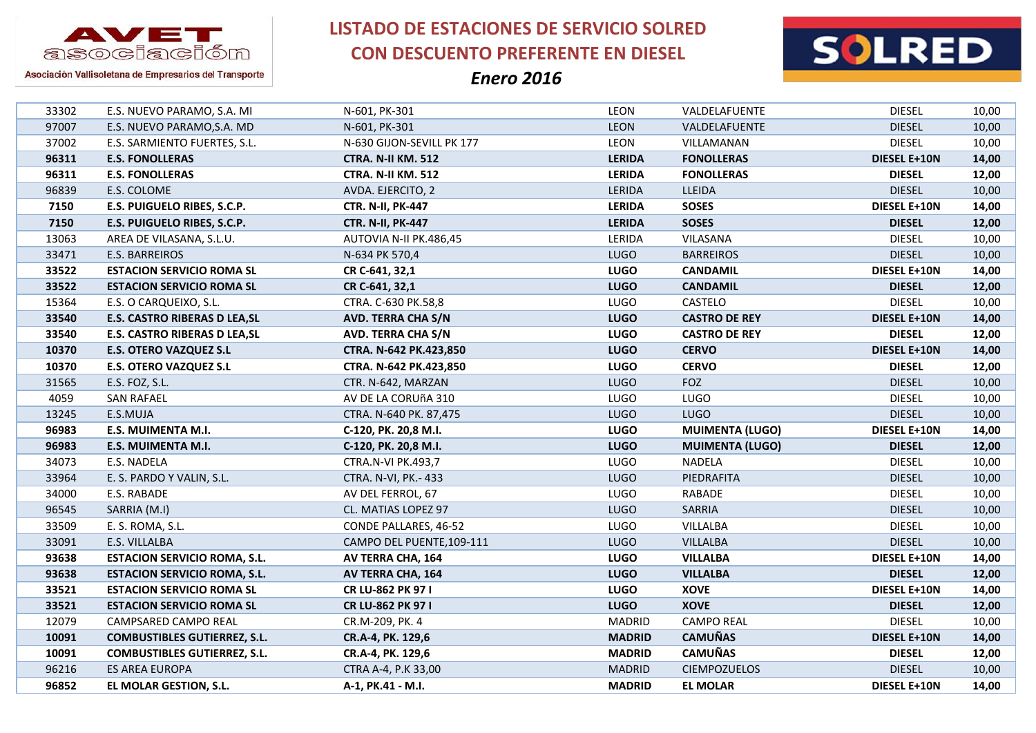# LISTADO DE ESTACIONES DE SERVICIO SOLRED CON DESCUENTO PREFERENTE EN DIESEL

*Enero 2016*

AVET asociación — Asociación Vallisoletana de Empresarios del Transporte

SOLRED

| | | | | | | |
|---|---|---|---|---|---|---|
| 33302 | E.S. NUEVO PARAMO, S.A. MI | N-601, PK-301 | LEON | VALDELAFUENTE | DIESEL | 10,00 |
| 97007 | E.S. NUEVO PARAMO,S.A. MD | N-601, PK-301 | LEON | VALDELAFUENTE | DIESEL | 10,00 |
| 37002 | E.S. SARMIENTO FUERTES, S.L. | N-630 GIJON-SEVILL PK 177 | LEON | VILLAMANAN | DIESEL | 10,00 |
| **96311** | **E.S. FONOLLERAS** | **CTRA. N-II KM. 512** | **LERIDA** | **FONOLLERAS** | **DIESEL E+10N** | **14,00** |
| **96311** | **E.S. FONOLLERAS** | **CTRA. N-II KM. 512** | **LERIDA** | **FONOLLERAS** | **DIESEL** | **12,00** |
| 96839 | E.S. COLOME | AVDA. EJERCITO, 2 | LERIDA | LLEIDA | DIESEL | 10,00 |
| **7150** | **E.S. PUIGUELO RIBES, S.C.P.** | **CTR. N-II, PK-447** | **LERIDA** | **SOSES** | **DIESEL E+10N** | **14,00** |
| **7150** | **E.S. PUIGUELO RIBES, S.C.P.** | **CTR. N-II, PK-447** | **LERIDA** | **SOSES** | **DIESEL** | **12,00** |
| 13063 | AREA DE VILASANA, S.L.U. | AUTOVIA N-II PK.486,45 | LERIDA | VILASANA | DIESEL | 10,00 |
| 33471 | E.S. BARREIROS | N-634 PK 570,4 | LUGO | BARREIROS | DIESEL | 10,00 |
| **33522** | **ESTACION SERVICIO ROMA SL** | **CR C-641, 32,1** | **LUGO** | **CANDAMIL** | **DIESEL E+10N** | **14,00** |
| **33522** | **ESTACION SERVICIO ROMA SL** | **CR C-641, 32,1** | **LUGO** | **CANDAMIL** | **DIESEL** | **12,00** |
| 15364 | E.S. O CARQUEIXO, S.L. | CTRA. C-630 PK.58,8 | LUGO | CASTELO | DIESEL | 10,00 |
| **33540** | **E.S. CASTRO RIBERAS D LEA,SL** | **AVD. TERRA CHA S/N** | **LUGO** | **CASTRO DE REY** | **DIESEL E+10N** | **14,00** |
| **33540** | **E.S. CASTRO RIBERAS D LEA,SL** | **AVD. TERRA CHA S/N** | **LUGO** | **CASTRO DE REY** | **DIESEL** | **12,00** |
| **10370** | **E.S. OTERO VAZQUEZ S.L** | **CTRA. N-642 PK.423,850** | **LUGO** | **CERVO** | **DIESEL E+10N** | **14,00** |
| **10370** | **E.S. OTERO VAZQUEZ S.L** | **CTRA. N-642 PK.423,850** | **LUGO** | **CERVO** | **DIESEL** | **12,00** |
| 31565 | E.S. FOZ, S.L. | CTR. N-642, MARZAN | LUGO | FOZ | DIESEL | 10,00 |
| 4059 | SAN RAFAEL | AV DE LA CORUñA 310 | LUGO | LUGO | DIESEL | 10,00 |
| 13245 | E.S.MUJA | CTRA. N-640 PK. 87,475 | LUGO | LUGO | DIESEL | 10,00 |
| **96983** | **E.S. MUIMENTA M.I.** | **C-120, PK. 20,8 M.I.** | **LUGO** | **MUIMENTA (LUGO)** | **DIESEL E+10N** | **14,00** |
| **96983** | **E.S. MUIMENTA M.I.** | **C-120, PK. 20,8 M.I.** | **LUGO** | **MUIMENTA (LUGO)** | **DIESEL** | **12,00** |
| 34073 | E.S. NADELA | CTRA.N-VI PK.493,7 | LUGO | NADELA | DIESEL | 10,00 |
| 33964 | E. S. PARDO Y VALIN, S.L. | CTRA. N-VI, PK.- 433 | LUGO | PIEDRAFITA | DIESEL | 10,00 |
| 34000 | E.S. RABADE | AV DEL FERROL, 67 | LUGO | RABADE | DIESEL | 10,00 |
| 96545 | SARRIA (M.I) | CL. MATIAS LOPEZ 97 | LUGO | SARRIA | DIESEL | 10,00 |
| 33509 | E. S. ROMA, S.L. | CONDE PALLARES, 46-52 | LUGO | VILLALBA | DIESEL | 10,00 |
| 33091 | E.S. VILLALBA | CAMPO DEL PUENTE,109-111 | LUGO | VILLALBA | DIESEL | 10,00 |
| **93638** | **ESTACION SERVICIO ROMA, S.L.** | **AV TERRA CHA, 164** | **LUGO** | **VILLALBA** | **DIESEL E+10N** | **14,00** |
| **93638** | **ESTACION SERVICIO ROMA, S.L.** | **AV TERRA CHA, 164** | **LUGO** | **VILLALBA** | **DIESEL** | **12,00** |
| **33521** | **ESTACION SERVICIO ROMA SL** | **CR LU-862 PK 97 I** | **LUGO** | **XOVE** | **DIESEL E+10N** | **14,00** |
| **33521** | **ESTACION SERVICIO ROMA SL** | **CR LU-862 PK 97 I** | **LUGO** | **XOVE** | **DIESEL** | **12,00** |
| 12079 | CAMPSARED CAMPO REAL | CR.M-209, PK. 4 | MADRID | CAMPO REAL | DIESEL | 10,00 |
| **10091** | **COMBUSTIBLES GUTIERREZ, S.L.** | **CR.A-4, PK. 129,6** | **MADRID** | **CAMUÑAS** | **DIESEL E+10N** | **14,00** |
| **10091** | **COMBUSTIBLES GUTIERREZ, S.L.** | **CR.A-4, PK. 129,6** | **MADRID** | **CAMUÑAS** | **DIESEL** | **12,00** |
| 96216 | ES AREA EUROPA | CTRA A-4, P.K 33,00 | MADRID | CIEMPOZUELOS | DIESEL | 10,00 |
| **96852** | **EL MOLAR GESTION, S.L.** | **A-1, PK.41 - M.I.** | **MADRID** | **EL MOLAR** | **DIESEL E+10N** | **14,00** |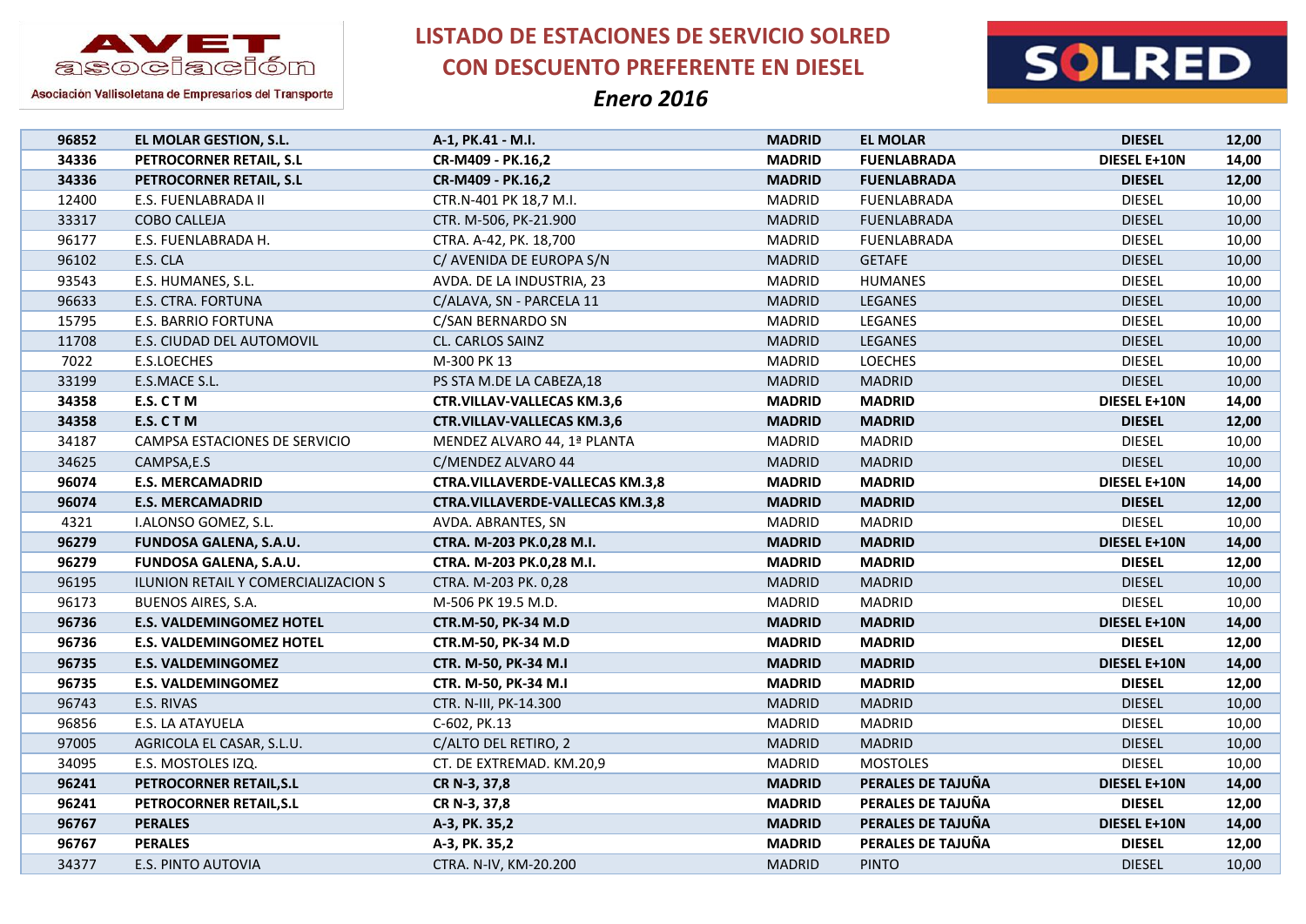# LISTADO DE ESTACIONES DE SERVICIO SOLRED CON DESCUENTO PREFERENTE EN DIESEL

*Enero 2016*

| | | | | | | |
|---|---|---|---|---|---|---|
| **96852** | **EL MOLAR GESTION, S.L.** | **A-1, PK.41 - M.I.** | **MADRID** | **EL MOLAR** | **DIESEL** | **12,00** |
| **34336** | **PETROCORNER RETAIL, S.L** | **CR-M409 - PK.16,2** | **MADRID** | **FUENLABRADA** | **DIESEL E+10N** | **14,00** |
| **34336** | **PETROCORNER RETAIL, S.L** | **CR-M409 - PK.16,2** | **MADRID** | **FUENLABRADA** | **DIESEL** | **12,00** |
| 12400 | E.S. FUENLABRADA II | CTR.N-401 PK 18,7 M.I. | MADRID | FUENLABRADA | DIESEL | 10,00 |
| 33317 | COBO CALLEJA | CTR. M-506, PK-21.900 | MADRID | FUENLABRADA | DIESEL | 10,00 |
| 96177 | E.S. FUENLABRADA H. | CTRA. A-42, PK. 18,700 | MADRID | FUENLABRADA | DIESEL | 10,00 |
| 96102 | E.S. CLA | C/ AVENIDA DE EUROPA S/N | MADRID | GETAFE | DIESEL | 10,00 |
| 93543 | E.S. HUMANES, S.L. | AVDA. DE LA INDUSTRIA, 23 | MADRID | HUMANES | DIESEL | 10,00 |
| 96633 | E.S. CTRA. FORTUNA | C/ALAVA, SN - PARCELA 11 | MADRID | LEGANES | DIESEL | 10,00 |
| 15795 | E.S. BARRIO FORTUNA | C/SAN BERNARDO SN | MADRID | LEGANES | DIESEL | 10,00 |
| 11708 | E.S. CIUDAD DEL AUTOMOVIL | CL. CARLOS SAINZ | MADRID | LEGANES | DIESEL | 10,00 |
| 7022 | E.S.LOECHES | M-300 PK 13 | MADRID | LOECHES | DIESEL | 10,00 |
| 33199 | E.S.MACE S.L. | PS STA M.DE LA CABEZA,18 | MADRID | MADRID | DIESEL | 10,00 |
| **34358** | **E.S. C T M** | **CTR.VILLAV-VALLECAS KM.3,6** | **MADRID** | **MADRID** | **DIESEL E+10N** | **14,00** |
| **34358** | **E.S. C T M** | **CTR.VILLAV-VALLECAS KM.3,6** | **MADRID** | **MADRID** | **DIESEL** | **12,00** |
| 34187 | CAMPSA ESTACIONES DE SERVICIO | MENDEZ ALVARO 44, 1ª PLANTA | MADRID | MADRID | DIESEL | 10,00 |
| 34625 | CAMPSA,E.S | C/MENDEZ ALVARO 44 | MADRID | MADRID | DIESEL | 10,00 |
| **96074** | **E.S. MERCAMADRID** | **CTRA.VILLAVERDE-VALLECAS KM.3,8** | **MADRID** | **MADRID** | **DIESEL E+10N** | **14,00** |
| **96074** | **E.S. MERCAMADRID** | **CTRA.VILLAVERDE-VALLECAS KM.3,8** | **MADRID** | **MADRID** | **DIESEL** | **12,00** |
| 4321 | I.ALONSO GOMEZ, S.L. | AVDA. ABRANTES, SN | MADRID | MADRID | DIESEL | 10,00 |
| **96279** | **FUNDOSA GALENA, S.A.U.** | **CTRA. M-203 PK.0,28 M.I.** | **MADRID** | **MADRID** | **DIESEL E+10N** | **14,00** |
| **96279** | **FUNDOSA GALENA, S.A.U.** | **CTRA. M-203 PK.0,28 M.I.** | **MADRID** | **MADRID** | **DIESEL** | **12,00** |
| 96195 | ILUNION RETAIL Y COMERCIALIZACION S | CTRA. M-203 PK. 0,28 | MADRID | MADRID | DIESEL | 10,00 |
| 96173 | BUENOS AIRES, S.A. | M-506 PK 19.5 M.D. | MADRID | MADRID | DIESEL | 10,00 |
| **96736** | **E.S. VALDEMINGOMEZ HOTEL** | **CTR.M-50, PK-34 M.D** | **MADRID** | **MADRID** | **DIESEL E+10N** | **14,00** |
| **96736** | **E.S. VALDEMINGOMEZ HOTEL** | **CTR.M-50, PK-34 M.D** | **MADRID** | **MADRID** | **DIESEL** | **12,00** |
| **96735** | **E.S. VALDEMINGOMEZ** | **CTR. M-50, PK-34 M.I** | **MADRID** | **MADRID** | **DIESEL E+10N** | **14,00** |
| **96735** | **E.S. VALDEMINGOMEZ** | **CTR. M-50, PK-34 M.I** | **MADRID** | **MADRID** | **DIESEL** | **12,00** |
| 96743 | E.S. RIVAS | CTR. N-III, PK-14.300 | MADRID | MADRID | DIESEL | 10,00 |
| 96856 | E.S. LA ATAYUELA | C-602, PK.13 | MADRID | MADRID | DIESEL | 10,00 |
| 97005 | AGRICOLA EL CASAR, S.L.U. | C/ALTO DEL RETIRO, 2 | MADRID | MADRID | DIESEL | 10,00 |
| 34095 | E.S. MOSTOLES IZQ. | CT. DE EXTREMAD. KM.20,9 | MADRID | MOSTOLES | DIESEL | 10,00 |
| **96241** | **PETROCORNER RETAIL,S.L** | **CR N-3, 37,8** | **MADRID** | **PERALES DE TAJUÑA** | **DIESEL E+10N** | **14,00** |
| **96241** | **PETROCORNER RETAIL,S.L** | **CR N-3, 37,8** | **MADRID** | **PERALES DE TAJUÑA** | **DIESEL** | **12,00** |
| **96767** | **PERALES** | **A-3, PK. 35,2** | **MADRID** | **PERALES DE TAJUÑA** | **DIESEL E+10N** | **14,00** |
| **96767** | **PERALES** | **A-3, PK. 35,2** | **MADRID** | **PERALES DE TAJUÑA** | **DIESEL** | **12,00** |
| 34377 | E.S. PINTO AUTOVIA | CTRA. N-IV, KM-20.200 | MADRID | PINTO | DIESEL | 10,00 |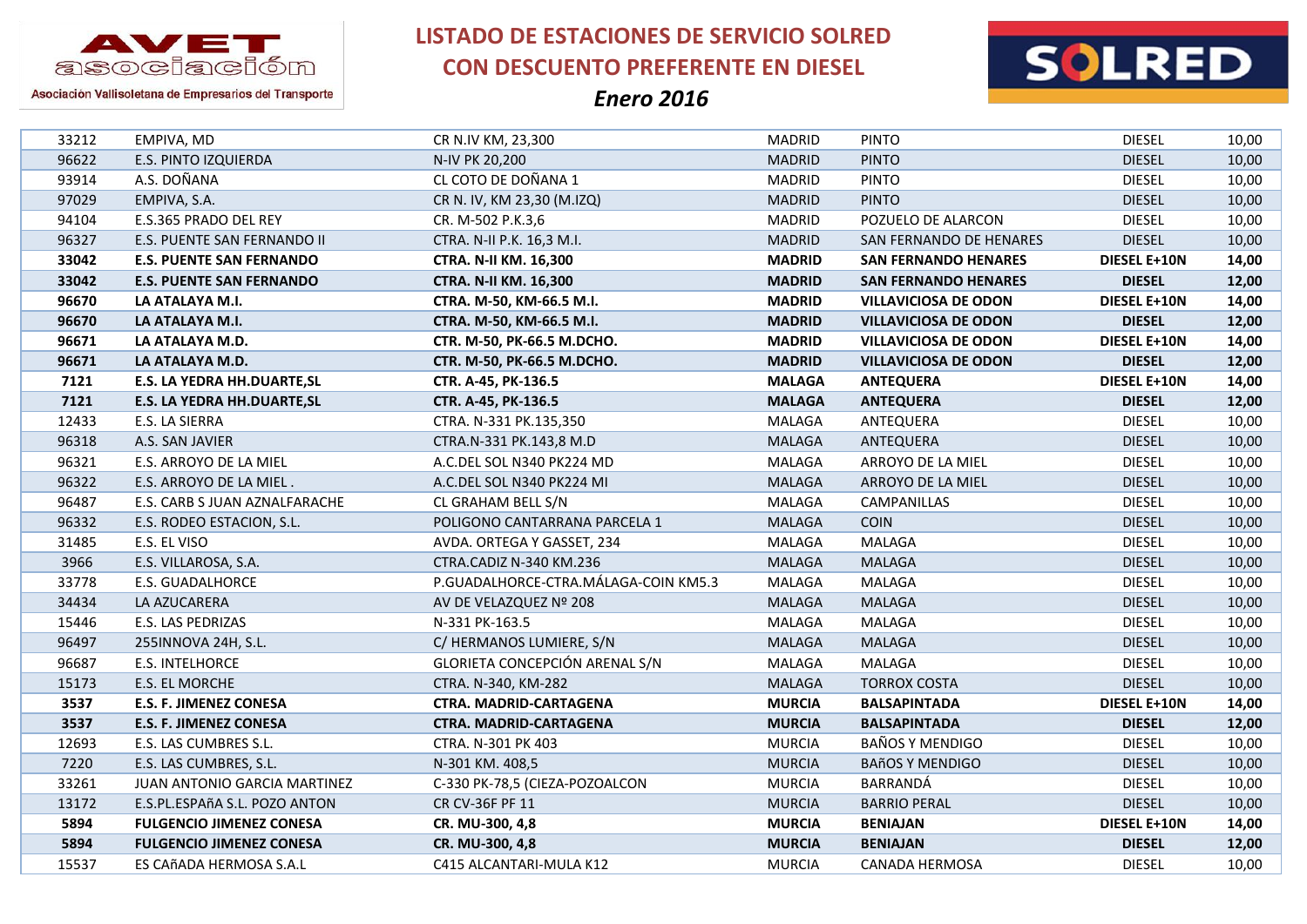# LISTADO DE ESTACIONES DE SERVICIO SOLRED CON DESCUENTO PREFERENTE EN DIESEL

*Enero 2016*

AVET asociación — Asociación Vallisoletana de Empresarios del Transporte

SOLRED

| | | | | | | |
|---|---|---|---|---|---|---|
| 33212 | EMPIVA, MD | CR N.IV KM, 23,300 | MADRID | PINTO | DIESEL | 10,00 |
| 96622 | E.S. PINTO IZQUIERDA | N-IV PK 20,200 | MADRID | PINTO | DIESEL | 10,00 |
| 93914 | A.S. DOÑANA | CL COTO DE DOÑANA 1 | MADRID | PINTO | DIESEL | 10,00 |
| 97029 | EMPIVA, S.A. | CR N. IV, KM 23,30 (M.IZQ) | MADRID | PINTO | DIESEL | 10,00 |
| 94104 | E.S.365 PRADO DEL REY | CR. M-502 P.K.3,6 | MADRID | POZUELO DE ALARCON | DIESEL | 10,00 |
| 96327 | E.S. PUENTE SAN FERNANDO II | CTRA. N-II P.K. 16,3 M.I. | MADRID | SAN FERNANDO DE HENARES | DIESEL | 10,00 |
| **33042** | **E.S. PUENTE SAN FERNANDO** | **CTRA. N-II KM. 16,300** | **MADRID** | **SAN FERNANDO HENARES** | **DIESEL E+10N** | **14,00** |
| **33042** | **E.S. PUENTE SAN FERNANDO** | **CTRA. N-II KM. 16,300** | **MADRID** | **SAN FERNANDO HENARES** | **DIESEL** | **12,00** |
| **96670** | **LA ATALAYA M.I.** | **CTRA. M-50, KM-66.5 M.I.** | **MADRID** | **VILLAVICIOSA DE ODON** | **DIESEL E+10N** | **14,00** |
| **96670** | **LA ATALAYA M.I.** | **CTRA. M-50, KM-66.5 M.I.** | **MADRID** | **VILLAVICIOSA DE ODON** | **DIESEL** | **12,00** |
| **96671** | **LA ATALAYA M.D.** | **CTR. M-50, PK-66.5 M.DCHO.** | **MADRID** | **VILLAVICIOSA DE ODON** | **DIESEL E+10N** | **14,00** |
| **96671** | **LA ATALAYA M.D.** | **CTR. M-50, PK-66.5 M.DCHO.** | **MADRID** | **VILLAVICIOSA DE ODON** | **DIESEL** | **12,00** |
| **7121** | **E.S. LA YEDRA HH.DUARTE,SL** | **CTR. A-45, PK-136.5** | **MALAGA** | **ANTEQUERA** | **DIESEL E+10N** | **14,00** |
| **7121** | **E.S. LA YEDRA HH.DUARTE,SL** | **CTR. A-45, PK-136.5** | **MALAGA** | **ANTEQUERA** | **DIESEL** | **12,00** |
| 12433 | E.S. LA SIERRA | CTRA. N-331 PK.135,350 | MALAGA | ANTEQUERA | DIESEL | 10,00 |
| 96318 | A.S. SAN JAVIER | CTRA.N-331 PK.143,8 M.D | MALAGA | ANTEQUERA | DIESEL | 10,00 |
| 96321 | E.S. ARROYO DE LA MIEL | A.C.DEL SOL N340 PK224 MD | MALAGA | ARROYO DE LA MIEL | DIESEL | 10,00 |
| 96322 | E.S. ARROYO DE LA MIEL . | A.C.DEL SOL N340 PK224 MI | MALAGA | ARROYO DE LA MIEL | DIESEL | 10,00 |
| 96487 | E.S. CARB S JUAN AZNALFARACHE | CL GRAHAM BELL S/N | MALAGA | CAMPANILLAS | DIESEL | 10,00 |
| 96332 | E.S. RODEO ESTACION, S.L. | POLIGONO CANTARRANA PARCELA 1 | MALAGA | COIN | DIESEL | 10,00 |
| 31485 | E.S. EL VISO | AVDA. ORTEGA Y GASSET, 234 | MALAGA | MALAGA | DIESEL | 10,00 |
| 3966 | E.S. VILLAROSA, S.A. | CTRA.CADIZ N-340 KM.236 | MALAGA | MALAGA | DIESEL | 10,00 |
| 33778 | E.S. GUADALHORCE | P.GUADALHORCE-CTRA.MÁLAGA-COIN KM5.3 | MALAGA | MALAGA | DIESEL | 10,00 |
| 34434 | LA AZUCARERA | AV DE VELAZQUEZ Nº 208 | MALAGA | MALAGA | DIESEL | 10,00 |
| 15446 | E.S. LAS PEDRIZAS | N-331 PK-163.5 | MALAGA | MALAGA | DIESEL | 10,00 |
| 96497 | 255INNOVA 24H, S.L. | C/ HERMANOS LUMIERE, S/N | MALAGA | MALAGA | DIESEL | 10,00 |
| 96687 | E.S. INTELHORCE | GLORIETA CONCEPCIÓN ARENAL S/N | MALAGA | MALAGA | DIESEL | 10,00 |
| 15173 | E.S. EL MORCHE | CTRA. N-340, KM-282 | MALAGA | TORROX COSTA | DIESEL | 10,00 |
| **3537** | **E.S. F. JIMENEZ CONESA** | **CTRA. MADRID-CARTAGENA** | **MURCIA** | **BALSAPINTADA** | **DIESEL E+10N** | **14,00** |
| **3537** | **E.S. F. JIMENEZ CONESA** | **CTRA. MADRID-CARTAGENA** | **MURCIA** | **BALSAPINTADA** | **DIESEL** | **12,00** |
| 12693 | E.S. LAS CUMBRES S.L. | CTRA. N-301 PK 403 | MURCIA | BAÑOS Y MENDIGO | DIESEL | 10,00 |
| 7220 | E.S. LAS CUMBRES, S.L. | N-301 KM. 408,5 | MURCIA | BAñOS Y MENDIGO | DIESEL | 10,00 |
| 33261 | JUAN ANTONIO GARCIA MARTINEZ | C-330 PK-78,5 (CIEZA-POZOALCON | MURCIA | BARRANDÁ | DIESEL | 10,00 |
| 13172 | E.S.PL.ESPAñA S.L. POZO ANTON | CR CV-36F PF 11 | MURCIA | BARRIO PERAL | DIESEL | 10,00 |
| **5894** | **FULGENCIO JIMENEZ CONESA** | **CR. MU-300, 4,8** | **MURCIA** | **BENIAJAN** | **DIESEL E+10N** | **14,00** |
| **5894** | **FULGENCIO JIMENEZ CONESA** | **CR. MU-300, 4,8** | **MURCIA** | **BENIAJAN** | **DIESEL** | **12,00** |
| 15537 | ES CAñADA HERMOSA S.A.L | C415 ALCANTARI-MULA K12 | MURCIA | CANADA HERMOSA | DIESEL | 10,00 |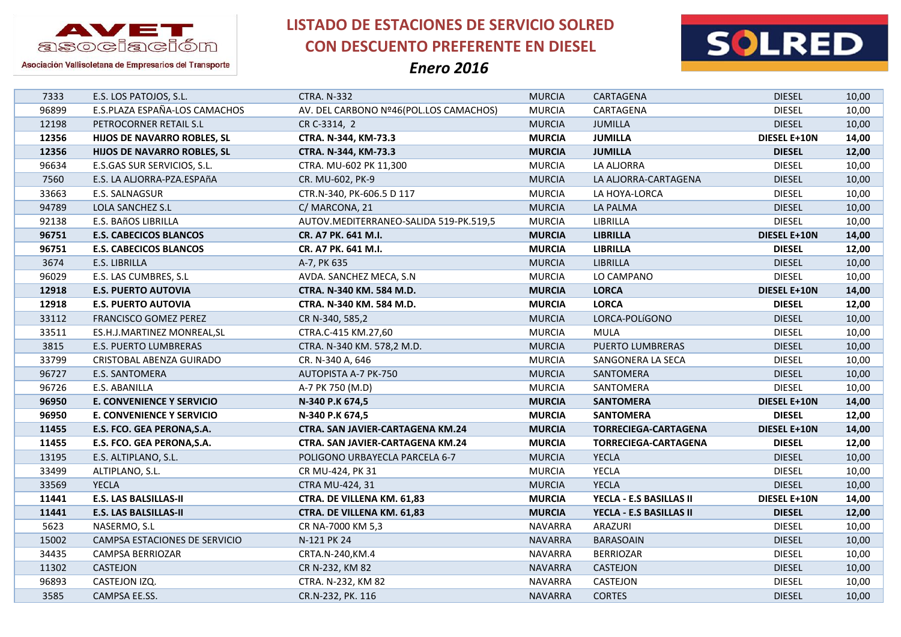# LISTADO DE ESTACIONES DE SERVICIO SOLRED CON DESCUENTO PREFERENTE EN DIESEL

## *Enero 2016*

AVET asociación – Asociación Vallisoletana de Empresarios del Transporte

SOLRED

| | | | | | | |
|---|---|---|---|---|---|---|
| 7333 | E.S. LOS PATOJOS, S.L. | CTRA. N-332 | MURCIA | CARTAGENA | DIESEL | 10,00 |
| 96899 | E.S.PLAZA ESPAÑA-LOS CAMACHOS | AV. DEL CARBONO Nº46(POL.LOS CAMACHOS) | MURCIA | CARTAGENA | DIESEL | 10,00 |
| 12198 | PETROCORNER RETAIL S.L | CR C-3314, 2 | MURCIA | JUMILLA | DIESEL | 10,00 |
| **12356** | **HIJOS DE NAVARRO ROBLES, SL** | **CTRA. N-344, KM-73.3** | **MURCIA** | **JUMILLA** | **DIESEL E+10N** | **14,00** |
| **12356** | **HIJOS DE NAVARRO ROBLES, SL** | **CTRA. N-344, KM-73.3** | **MURCIA** | **JUMILLA** | **DIESEL** | **12,00** |
| 96634 | E.S.GAS SUR SERVICIOS, S.L. | CTRA. MU-602 PK 11,300 | MURCIA | LA ALJORRA | DIESEL | 10,00 |
| 7560 | E.S. LA ALJORRA-PZA.ESPAñA | CR. MU-602, PK-9 | MURCIA | LA ALJORRA-CARTAGENA | DIESEL | 10,00 |
| 33663 | E.S. SALNAGSUR | CTR.N-340, PK-606.5 D 117 | MURCIA | LA HOYA-LORCA | DIESEL | 10,00 |
| 94789 | LOLA SANCHEZ S.L | C/ MARCONA, 21 | MURCIA | LA PALMA | DIESEL | 10,00 |
| 92138 | E.S. BAñOS LIBRILLA | AUTOV.MEDITERRANEO-SALIDA 519-PK.519,5 | MURCIA | LIBRILLA | DIESEL | 10,00 |
| **96751** | **E.S. CABECICOS BLANCOS** | **CR. A7 PK. 641 M.I.** | **MURCIA** | **LIBRILLA** | **DIESEL E+10N** | **14,00** |
| **96751** | **E.S. CABECICOS BLANCOS** | **CR. A7 PK. 641 M.I.** | **MURCIA** | **LIBRILLA** | **DIESEL** | **12,00** |
| 3674 | E.S. LIBRILLA | A-7, PK 635 | MURCIA | LIBRILLA | DIESEL | 10,00 |
| 96029 | E.S. LAS CUMBRES, S.L | AVDA. SANCHEZ MECA, S.N | MURCIA | LO CAMPANO | DIESEL | 10,00 |
| **12918** | **E.S. PUERTO AUTOVIA** | **CTRA. N-340 KM. 584 M.D.** | **MURCIA** | **LORCA** | **DIESEL E+10N** | **14,00** |
| **12918** | **E.S. PUERTO AUTOVIA** | **CTRA. N-340 KM. 584 M.D.** | **MURCIA** | **LORCA** | **DIESEL** | **12,00** |
| 33112 | FRANCISCO GOMEZ PEREZ | CR N-340, 585,2 | MURCIA | LORCA-POLíGONO | DIESEL | 10,00 |
| 33511 | ES.H.J.MARTINEZ MONREAL,SL | CTRA.C-415 KM.27,60 | MURCIA | MULA | DIESEL | 10,00 |
| 3815 | E.S. PUERTO LUMBRERAS | CTRA. N-340 KM. 578,2 M.D. | MURCIA | PUERTO LUMBRERAS | DIESEL | 10,00 |
| 33799 | CRISTOBAL ABENZA GUIRADO | CR. N-340 A, 646 | MURCIA | SANGONERA LA SECA | DIESEL | 10,00 |
| 96727 | E.S. SANTOMERA | AUTOPISTA A-7 PK-750 | MURCIA | SANTOMERA | DIESEL | 10,00 |
| 96726 | E.S. ABANILLA | A-7 PK 750 (M.D) | MURCIA | SANTOMERA | DIESEL | 10,00 |
| **96950** | **E. CONVENIENCE Y SERVICIO** | **N-340 P.K 674,5** | **MURCIA** | **SANTOMERA** | **DIESEL E+10N** | **14,00** |
| **96950** | **E. CONVENIENCE Y SERVICIO** | **N-340 P.K 674,5** | **MURCIA** | **SANTOMERA** | **DIESEL** | **12,00** |
| **11455** | **E.S. FCO. GEA PERONA,S.A.** | **CTRA. SAN JAVIER-CARTAGENA KM.24** | **MURCIA** | **TORRECIEGA-CARTAGENA** | **DIESEL E+10N** | **14,00** |
| **11455** | **E.S. FCO. GEA PERONA,S.A.** | **CTRA. SAN JAVIER-CARTAGENA KM.24** | **MURCIA** | **TORRECIEGA-CARTAGENA** | **DIESEL** | **12,00** |
| 13195 | E.S. ALTIPLANO, S.L. | POLIGONO URBAYECLA PARCELA 6-7 | MURCIA | YECLA | DIESEL | 10,00 |
| 33499 | ALTIPLANO, S.L. | CR MU-424, PK 31 | MURCIA | YECLA | DIESEL | 10,00 |
| 33569 | YECLA | CTRA MU-424, 31 | MURCIA | YECLA | DIESEL | 10,00 |
| **11441** | **E.S. LAS BALSILLAS-II** | **CTRA. DE VILLENA KM. 61,83** | **MURCIA** | **YECLA - E.S BASILLAS II** | **DIESEL E+10N** | **14,00** |
| **11441** | **E.S. LAS BALSILLAS-II** | **CTRA. DE VILLENA KM. 61,83** | **MURCIA** | **YECLA - E.S BASILLAS II** | **DIESEL** | **12,00** |
| 5623 | NASERMO, S.L | CR NA-7000 KM 5,3 | NAVARRA | ARAZURI | DIESEL | 10,00 |
| 15002 | CAMPSA ESTACIONES DE SERVICIO | N-121 PK 24 | NAVARRA | BARASOAIN | DIESEL | 10,00 |
| 34435 | CAMPSA BERRIOZAR | CRTA.N-240,KM.4 | NAVARRA | BERRIOZAR | DIESEL | 10,00 |
| 11302 | CASTEJON | CR N-232, KM 82 | NAVARRA | CASTEJON | DIESEL | 10,00 |
| 96893 | CASTEJON IZQ. | CTRA. N-232, KM 82 | NAVARRA | CASTEJON | DIESEL | 10,00 |
| 3585 | CAMPSA EE.SS. | CR.N-232, PK. 116 | NAVARRA | CORTES | DIESEL | 10,00 |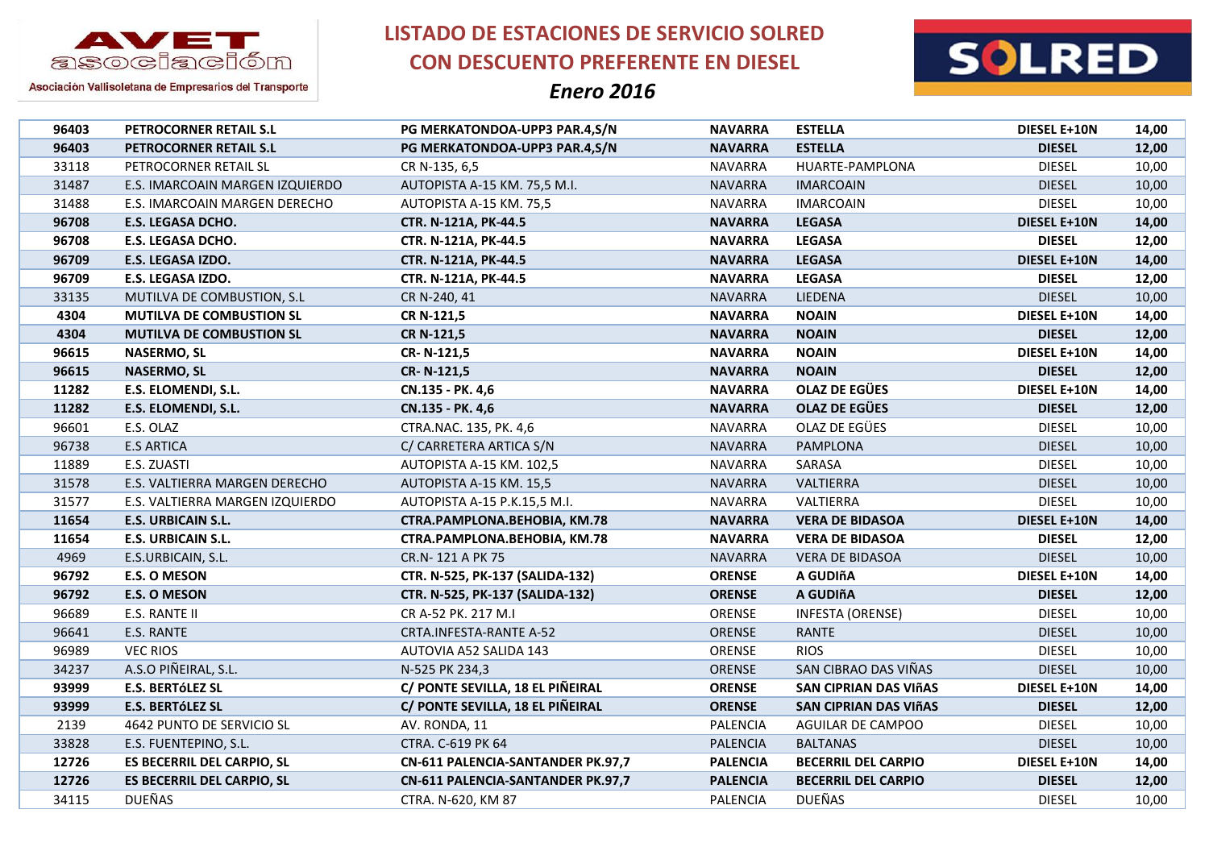# LISTADO DE ESTACIONES DE SERVICIO SOLRED CON DESCUENTO PREFERENTE EN DIESEL

*Enero 2016*

AVET asociación — Asociación Vallisoletana de Empresarios del Transporte

| | | | | | | |
|---|---|---|---|---|---|---|
| 96403 | PETROCORNER RETAIL S.L | PG MERKATONDOA-UPP3 PAR.4,S/N | NAVARRA | ESTELLA | DIESEL E+10N | 14,00 |
| **96403** | **PETROCORNER RETAIL S.L** | **PG MERKATONDOA-UPP3 PAR.4,S/N** | **NAVARRA** | **ESTELLA** | **DIESEL** | **12,00** |
| 33118 | PETROCORNER RETAIL SL | CR N-135, 6,5 | NAVARRA | HUARTE-PAMPLONA | DIESEL | 10,00 |
| 31487 | E.S. IMARCOAIN MARGEN IZQUIERDO | AUTOPISTA A-15 KM. 75,5 M.I. | NAVARRA | IMARCOAIN | DIESEL | 10,00 |
| 31488 | E.S. IMARCOAIN MARGEN DERECHO | AUTOPISTA A-15 KM. 75,5 | NAVARRA | IMARCOAIN | DIESEL | 10,00 |
| **96708** | **E.S. LEGASA DCHO.** | **CTR. N-121A, PK-44.5** | **NAVARRA** | **LEGASA** | **DIESEL E+10N** | **14,00** |
| **96708** | **E.S. LEGASA DCHO.** | **CTR. N-121A, PK-44.5** | **NAVARRA** | **LEGASA** | **DIESEL** | **12,00** |
| **96709** | **E.S. LEGASA IZDO.** | **CTR. N-121A, PK-44.5** | **NAVARRA** | **LEGASA** | **DIESEL E+10N** | **14,00** |
| **96709** | **E.S. LEGASA IZDO.** | **CTR. N-121A, PK-44.5** | **NAVARRA** | **LEGASA** | **DIESEL** | **12,00** |
| 33135 | MUTILVA DE COMBUSTION, S.L | CR N-240, 41 | NAVARRA | LIEDENA | DIESEL | 10,00 |
| **4304** | **MUTILVA DE COMBUSTION SL** | **CR N-121,5** | **NAVARRA** | **NOAIN** | **DIESEL E+10N** | **14,00** |
| **4304** | **MUTILVA DE COMBUSTION SL** | **CR N-121,5** | **NAVARRA** | **NOAIN** | **DIESEL** | **12,00** |
| **96615** | **NASERMO, SL** | **CR- N-121,5** | **NAVARRA** | **NOAIN** | **DIESEL E+10N** | **14,00** |
| **96615** | **NASERMO, SL** | **CR- N-121,5** | **NAVARRA** | **NOAIN** | **DIESEL** | **12,00** |
| **11282** | **E.S. ELOMENDI, S.L.** | **CN.135 - PK. 4,6** | **NAVARRA** | **OLAZ DE EGÜES** | **DIESEL E+10N** | **14,00** |
| **11282** | **E.S. ELOMENDI, S.L.** | **CN.135 - PK. 4,6** | **NAVARRA** | **OLAZ DE EGÜES** | **DIESEL** | **12,00** |
| 96601 | E.S. OLAZ | CTRA.NAC. 135, PK. 4,6 | NAVARRA | OLAZ DE EGÜES | DIESEL | 10,00 |
| 96738 | E.S ARTICA | C/ CARRETERA ARTICA S/N | NAVARRA | PAMPLONA | DIESEL | 10,00 |
| 11889 | E.S. ZUASTI | AUTOPISTA A-15 KM. 102,5 | NAVARRA | SARASA | DIESEL | 10,00 |
| 31578 | E.S. VALTIERRA MARGEN DERECHO | AUTOPISTA A-15 KM. 15,5 | NAVARRA | VALTIERRA | DIESEL | 10,00 |
| 31577 | E.S. VALTIERRA MARGEN IZQUIERDO | AUTOPISTA A-15 P.K.15,5 M.I. | NAVARRA | VALTIERRA | DIESEL | 10,00 |
| **11654** | **E.S. URBICAIN S.L.** | **CTRA.PAMPLONA.BEHOBIA, KM.78** | **NAVARRA** | **VERA DE BIDASOA** | **DIESEL E+10N** | **14,00** |
| **11654** | **E.S. URBICAIN S.L.** | **CTRA.PAMPLONA.BEHOBIA, KM.78** | **NAVARRA** | **VERA DE BIDASOA** | **DIESEL** | **12,00** |
| 4969 | E.S.URBICAIN, S.L. | CR.N- 121 A PK 75 | NAVARRA | VERA DE BIDASOA | DIESEL | 10,00 |
| **96792** | **E.S. O MESON** | **CTR. N-525, PK-137 (SALIDA-132)** | **ORENSE** | **A GUDIñA** | **DIESEL E+10N** | **14,00** |
| **96792** | **E.S. O MESON** | **CTR. N-525, PK-137 (SALIDA-132)** | **ORENSE** | **A GUDIñA** | **DIESEL** | **12,00** |
| 96689 | E.S. RANTE II | CR A-52 PK. 217 M.I | ORENSE | INFESTA (ORENSE) | DIESEL | 10,00 |
| 96641 | E.S. RANTE | CRTA.INFESTA-RANTE A-52 | ORENSE | RANTE | DIESEL | 10,00 |
| 96989 | VEC RIOS | AUTOVIA A52 SALIDA 143 | ORENSE | RIOS | DIESEL | 10,00 |
| 34237 | A.S.O PIÑEIRAL, S.L. | N-525 PK 234,3 | ORENSE | SAN CIBRAO DAS VIÑAS | DIESEL | 10,00 |
| **93999** | **E.S. BERTóLEZ SL** | **C/ PONTE SEVILLA, 18 EL PIÑEIRAL** | **ORENSE** | **SAN CIPRIAN DAS VIñAS** | **DIESEL E+10N** | **14,00** |
| **93999** | **E.S. BERTóLEZ SL** | **C/ PONTE SEVILLA, 18 EL PIÑEIRAL** | **ORENSE** | **SAN CIPRIAN DAS VIñAS** | **DIESEL** | **12,00** |
| 2139 | 4642 PUNTO DE SERVICIO SL | AV. RONDA, 11 | PALENCIA | AGUILAR DE CAMPOO | DIESEL | 10,00 |
| 33828 | E.S. FUENTEPINO, S.L. | CTRA. C-619 PK 64 | PALENCIA | BALTANAS | DIESEL | 10,00 |
| **12726** | **ES BECERRIL DEL CARPIO, SL** | **CN-611 PALENCIA-SANTANDER PK.97,7** | **PALENCIA** | **BECERRIL DEL CARPIO** | **DIESEL E+10N** | **14,00** |
| **12726** | **ES BECERRIL DEL CARPIO, SL** | **CN-611 PALENCIA-SANTANDER PK.97,7** | **PALENCIA** | **BECERRIL DEL CARPIO** | **DIESEL** | **12,00** |
| 34115 | DUEÑAS | CTRA. N-620, KM 87 | PALENCIA | DUEÑAS | DIESEL | 10,00 |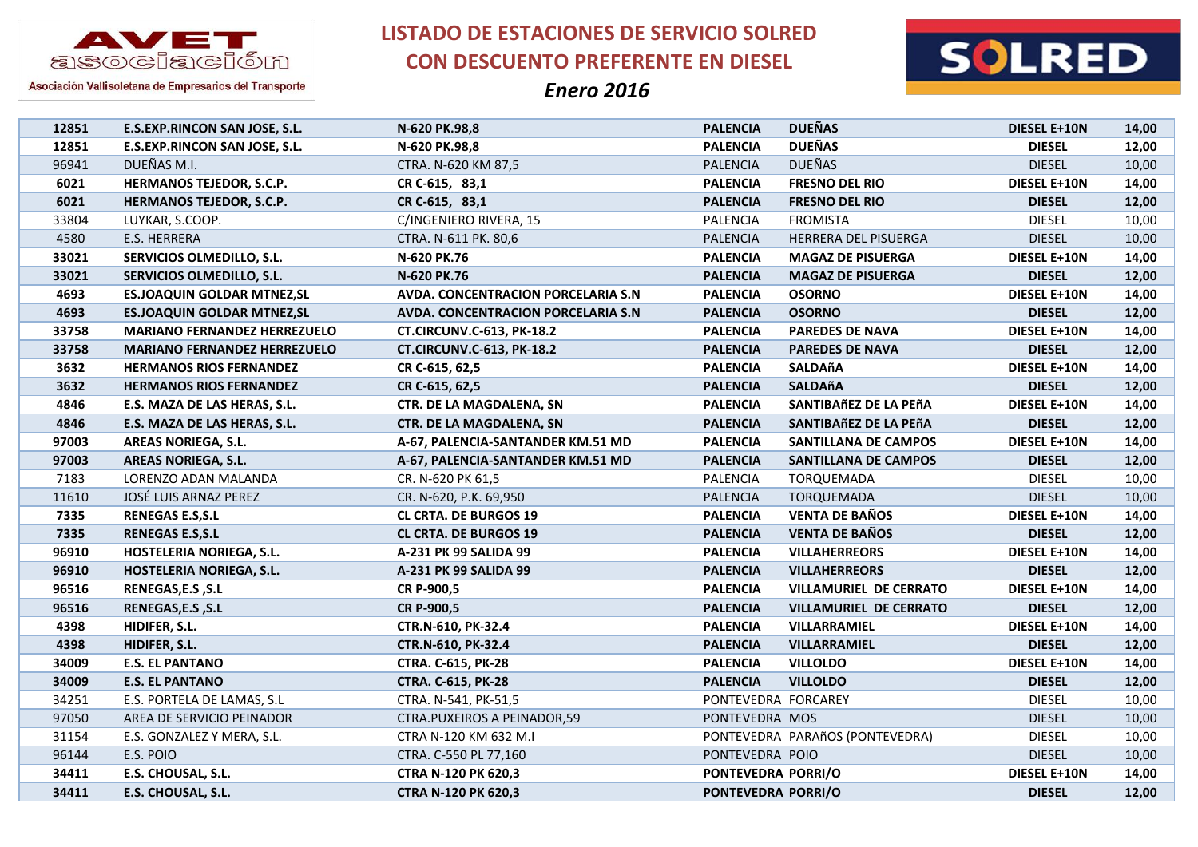AVET asociación

Asociación Vallisoletana de Empresarios del Transporte

# LISTADO DE ESTACIONES DE SERVICIO SOLRED CON DESCUENTO PREFERENTE EN DIESEL

## *Enero 2016*

SOLRED

| | | | | | | |
|---|---|---|---|---|---|---|
| **12851** | **E.S.EXP.RINCON SAN JOSE, S.L.** | **N-620 PK.98,8** | **PALENCIA** | **DUEÑAS** | **DIESEL E+10N** | **14,00** |
| **12851** | **E.S.EXP.RINCON SAN JOSE, S.L.** | **N-620 PK.98,8** | **PALENCIA** | **DUEÑAS** | **DIESEL** | **12,00** |
| 96941 | DUEÑAS M.I. | CTRA. N-620 KM 87,5 | PALENCIA | DUEÑAS | DIESEL | 10,00 |
| **6021** | **HERMANOS TEJEDOR, S.C.P.** | **CR C-615, 83,1** | **PALENCIA** | **FRESNO DEL RIO** | **DIESEL E+10N** | **14,00** |
| **6021** | **HERMANOS TEJEDOR, S.C.P.** | **CR C-615, 83,1** | **PALENCIA** | **FRESNO DEL RIO** | **DIESEL** | **12,00** |
| 33804 | LUYKAR, S.COOP. | C/INGENIERO RIVERA, 15 | PALENCIA | FROMISTA | DIESEL | 10,00 |
| 4580 | E.S. HERRERA | CTRA. N-611 PK. 80,6 | PALENCIA | HERRERA DEL PISUERGA | DIESEL | 10,00 |
| **33021** | **SERVICIOS OLMEDILLO, S.L.** | **N-620 PK.76** | **PALENCIA** | **MAGAZ DE PISUERGA** | **DIESEL E+10N** | **14,00** |
| **33021** | **SERVICIOS OLMEDILLO, S.L.** | **N-620 PK.76** | **PALENCIA** | **MAGAZ DE PISUERGA** | **DIESEL** | **12,00** |
| **4693** | **ES.JOAQUIN GOLDAR MTNEZ,SL** | **AVDA. CONCENTRACION PORCELARIA S.N** | **PALENCIA** | **OSORNO** | **DIESEL E+10N** | **14,00** |
| **4693** | **ES.JOAQUIN GOLDAR MTNEZ,SL** | **AVDA. CONCENTRACION PORCELARIA S.N** | **PALENCIA** | **OSORNO** | **DIESEL** | **12,00** |
| **33758** | **MARIANO FERNANDEZ HERREZUELO** | **CT.CIRCUNV.C-613, PK-18.2** | **PALENCIA** | **PAREDES DE NAVA** | **DIESEL E+10N** | **14,00** |
| **33758** | **MARIANO FERNANDEZ HERREZUELO** | **CT.CIRCUNV.C-613, PK-18.2** | **PALENCIA** | **PAREDES DE NAVA** | **DIESEL** | **12,00** |
| **3632** | **HERMANOS RIOS FERNANDEZ** | **CR C-615, 62,5** | **PALENCIA** | **SALDAñA** | **DIESEL E+10N** | **14,00** |
| **3632** | **HERMANOS RIOS FERNANDEZ** | **CR C-615, 62,5** | **PALENCIA** | **SALDAñA** | **DIESEL** | **12,00** |
| **4846** | **E.S. MAZA DE LAS HERAS, S.L.** | **CTR. DE LA MAGDALENA, SN** | **PALENCIA** | **SANTIBAñEZ DE LA PEñA** | **DIESEL E+10N** | **14,00** |
| **4846** | **E.S. MAZA DE LAS HERAS, S.L.** | **CTR. DE LA MAGDALENA, SN** | **PALENCIA** | **SANTIBAñEZ DE LA PEñA** | **DIESEL** | **12,00** |
| **97003** | **AREAS NORIEGA, S.L.** | **A-67, PALENCIA-SANTANDER KM.51 MD** | **PALENCIA** | **SANTILLANA DE CAMPOS** | **DIESEL E+10N** | **14,00** |
| **97003** | **AREAS NORIEGA, S.L.** | **A-67, PALENCIA-SANTANDER KM.51 MD** | **PALENCIA** | **SANTILLANA DE CAMPOS** | **DIESEL** | **12,00** |
| 7183 | LORENZO ADAN MALANDA | CR. N-620 PK 61,5 | PALENCIA | TORQUEMADA | DIESEL | 10,00 |
| 11610 | JOSÉ LUIS ARNAZ PEREZ | CR. N-620, P.K. 69,950 | PALENCIA | TORQUEMADA | DIESEL | 10,00 |
| **7335** | **RENEGAS E.S,S.L** | **CL CRTA. DE BURGOS 19** | **PALENCIA** | **VENTA DE BAÑOS** | **DIESEL E+10N** | **14,00** |
| **7335** | **RENEGAS E.S,S.L** | **CL CRTA. DE BURGOS 19** | **PALENCIA** | **VENTA DE BAÑOS** | **DIESEL** | **12,00** |
| **96910** | **HOSTELERIA NORIEGA, S.L.** | **A-231 PK 99 SALIDA 99** | **PALENCIA** | **VILLAHERREORS** | **DIESEL E+10N** | **14,00** |
| **96910** | **HOSTELERIA NORIEGA, S.L.** | **A-231 PK 99 SALIDA 99** | **PALENCIA** | **VILLAHERREORS** | **DIESEL** | **12,00** |
| **96516** | **RENEGAS,E.S ,S.L** | **CR P-900,5** | **PALENCIA** | **VILLAMURIEL DE CERRATO** | **DIESEL E+10N** | **14,00** |
| **96516** | **RENEGAS,E.S ,S.L** | **CR P-900,5** | **PALENCIA** | **VILLAMURIEL DE CERRATO** | **DIESEL** | **12,00** |
| **4398** | **HIDIFER, S.L.** | **CTR.N-610, PK-32.4** | **PALENCIA** | **VILLARRAMIEL** | **DIESEL E+10N** | **14,00** |
| **4398** | **HIDIFER, S.L.** | **CTR.N-610, PK-32.4** | **PALENCIA** | **VILLARRAMIEL** | **DIESEL** | **12,00** |
| **34009** | **E.S. EL PANTANO** | **CTRA. C-615, PK-28** | **PALENCIA** | **VILLOLDO** | **DIESEL E+10N** | **14,00** |
| **34009** | **E.S. EL PANTANO** | **CTRA. C-615, PK-28** | **PALENCIA** | **VILLOLDO** | **DIESEL** | **12,00** |
| 34251 | E.S. PORTELA DE LAMAS, S.L | CTRA. N-541, PK-51,5 | PONTEVEDRA | FORCAREY | DIESEL | 10,00 |
| 97050 | AREA DE SERVICIO PEINADOR | CTRA.PUXEIROS A PEINADOR,59 | PONTEVEDRA | MOS | DIESEL | 10,00 |
| 31154 | E.S. GONZALEZ Y MERA, S.L. | CTRA N-120 KM 632 M.I | PONTEVEDRA | PARAñOS (PONTEVEDRA) | DIESEL | 10,00 |
| 96144 | E.S. POIO | CTRA. C-550 PL 77,160 | PONTEVEDRA | POIO | DIESEL | 10,00 |
| **34411** | **E.S. CHOUSAL, S.L.** | **CTRA N-120 PK 620,3** | **PONTEVEDRA** | **PORRI/O** | **DIESEL E+10N** | **14,00** |
| **34411** | **E.S. CHOUSAL, S.L.** | **CTRA N-120 PK 620,3** | **PONTEVEDRA** | **PORRI/O** | **DIESEL** | **12,00** |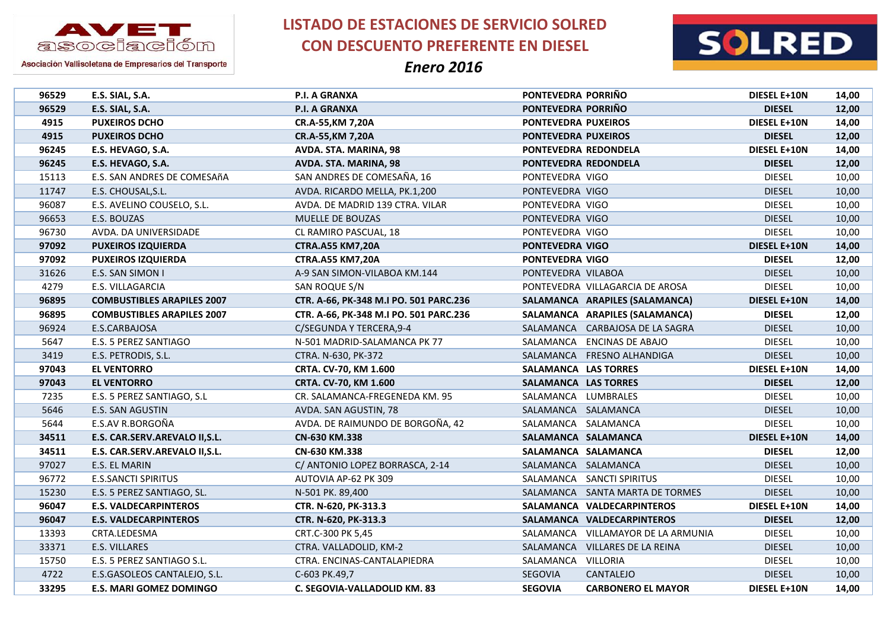# LISTADO DE ESTACIONES DE SERVICIO SOLRED CON DESCUENTO PREFERENTE EN DIESEL

*Enero 2016*

| | | | | | | |
|---|---|---|---|---|---|---|
| **96529** | **E.S. SIAL, S.A.** | **P.I. A GRANXA** | **PONTEVEDRA** | **PORRIÑO** | **DIESEL E+10N** | **14,00** |
| **96529** | **E.S. SIAL, S.A.** | **P.I. A GRANXA** | **PONTEVEDRA** | **PORRIÑO** | **DIESEL** | **12,00** |
| **4915** | **PUXEIROS DCHO** | **CR.A-55,KM 7,20A** | **PONTEVEDRA** | **PUXEIROS** | **DIESEL E+10N** | **14,00** |
| **4915** | **PUXEIROS DCHO** | **CR.A-55,KM 7,20A** | **PONTEVEDRA** | **PUXEIROS** | **DIESEL** | **12,00** |
| **96245** | **E.S. HEVAGO, S.A.** | **AVDA. STA. MARINA, 98** | **PONTEVEDRA** | **REDONDELA** | **DIESEL E+10N** | **14,00** |
| **96245** | **E.S. HEVAGO, S.A.** | **AVDA. STA. MARINA, 98** | **PONTEVEDRA** | **REDONDELA** | **DIESEL** | **12,00** |
| 15113 | E.S. SAN ANDRES DE COMESAñA | SAN ANDRES DE COMESAÑA, 16 | PONTEVEDRA | VIGO | DIESEL | 10,00 |
| 11747 | E.S. CHOUSAL,S.L. | AVDA. RICARDO MELLA, PK.1,200 | PONTEVEDRA | VIGO | DIESEL | 10,00 |
| 96087 | E.S. AVELINO COUSELO, S.L. | AVDA. DE MADRID 139 CTRA. VILAR | PONTEVEDRA | VIGO | DIESEL | 10,00 |
| 96653 | E.S. BOUZAS | MUELLE DE BOUZAS | PONTEVEDRA | VIGO | DIESEL | 10,00 |
| 96730 | AVDA. DA UNIVERSIDADE | CL RAMIRO PASCUAL, 18 | PONTEVEDRA | VIGO | DIESEL | 10,00 |
| **97092** | **PUXEIROS IZQUIERDA** | **CTRA.A55 KM7,20A** | **PONTEVEDRA** | **VIGO** | **DIESEL E+10N** | **14,00** |
| **97092** | **PUXEIROS IZQUIERDA** | **CTRA.A55 KM7,20A** | **PONTEVEDRA** | **VIGO** | **DIESEL** | **12,00** |
| 31626 | E.S. SAN SIMON I | A-9 SAN SIMON-VILABOA KM.144 | PONTEVEDRA | VILABOA | DIESEL | 10,00 |
| 4279 | E.S. VILLAGARCIA | SAN ROQUE S/N | PONTEVEDRA | VILLAGARCIA DE AROSA | DIESEL | 10,00 |
| **96895** | **COMBUSTIBLES ARAPILES 2007** | **CTR. A-66, PK-348 M.I PO. 501 PARC.236** | **SALAMANCA** | **ARAPILES (SALAMANCA)** | **DIESEL E+10N** | **14,00** |
| **96895** | **COMBUSTIBLES ARAPILES 2007** | **CTR. A-66, PK-348 M.I PO. 501 PARC.236** | **SALAMANCA** | **ARAPILES (SALAMANCA)** | **DIESEL** | **12,00** |
| 96924 | E.S.CARBAJOSA | C/SEGUNDA Y TERCERA,9-4 | SALAMANCA | CARBAJOSA DE LA SAGRA | DIESEL | 10,00 |
| 5647 | E.S. 5 PEREZ SANTIAGO | N-501 MADRID-SALAMANCA PK 77 | SALAMANCA | ENCINAS DE ABAJO | DIESEL | 10,00 |
| 3419 | E.S. PETRODIS, S.L. | CTRA. N-630, PK-372 | SALAMANCA | FRESNO ALHANDIGA | DIESEL | 10,00 |
| **97043** | **EL VENTORRO** | **CRTA. CV-70, KM 1.600** | **SALAMANCA** | **LAS TORRES** | **DIESEL E+10N** | **14,00** |
| **97043** | **EL VENTORRO** | **CRTA. CV-70, KM 1.600** | **SALAMANCA** | **LAS TORRES** | **DIESEL** | **12,00** |
| 7235 | E.S. 5 PEREZ SANTIAGO, S.L | CR. SALAMANCA-FREGENEDA KM. 95 | SALAMANCA | LUMBRALES | DIESEL | 10,00 |
| 5646 | E.S. SAN AGUSTIN | AVDA. SAN AGUSTIN, 78 | SALAMANCA | SALAMANCA | DIESEL | 10,00 |
| 5644 | E.S.AV R.BORGOÑA | AVDA. DE RAIMUNDO DE BORGOÑA, 42 | SALAMANCA | SALAMANCA | DIESEL | 10,00 |
| **34511** | **E.S. CAR.SERV.AREVALO II,S.L.** | **CN-630 KM.338** | **SALAMANCA** | **SALAMANCA** | **DIESEL E+10N** | **14,00** |
| **34511** | **E.S. CAR.SERV.AREVALO II,S.L.** | **CN-630 KM.338** | **SALAMANCA** | **SALAMANCA** | **DIESEL** | **12,00** |
| 97027 | E.S. EL MARIN | C/ ANTONIO LOPEZ BORRASCA, 2-14 | SALAMANCA | SALAMANCA | DIESEL | 10,00 |
| 96772 | E.S.SANCTI SPIRITUS | AUTOVIA AP-62 PK 309 | SALAMANCA | SANCTI SPIRITUS | DIESEL | 10,00 |
| 15230 | E.S. 5 PEREZ SANTIAGO, SL. | N-501 PK. 89,400 | SALAMANCA | SANTA MARTA DE TORMES | DIESEL | 10,00 |
| **96047** | **E.S. VALDECARPINTEROS** | **CTR. N-620, PK-313.3** | **SALAMANCA** | **VALDECARPINTEROS** | **DIESEL E+10N** | **14,00** |
| **96047** | **E.S. VALDECARPINTEROS** | **CTR. N-620, PK-313.3** | **SALAMANCA** | **VALDECARPINTEROS** | **DIESEL** | **12,00** |
| 13393 | CRTA.LEDESMA | CRT.C-300 PK 5,45 | SALAMANCA | VILLAMAYOR DE LA ARMUNIA | DIESEL | 10,00 |
| 33371 | E.S. VILLARES | CTRA. VALLADOLID, KM-2 | SALAMANCA | VILLARES DE LA REINA | DIESEL | 10,00 |
| 15750 | E.S. 5 PEREZ SANTIAGO S.L. | CTRA. ENCINAS-CANTALAPIEDRA | SALAMANCA | VILLORIA | DIESEL | 10,00 |
| 4722 | E.S.GASOLEOS CANTALEJO, S.L. | C-603 PK.49,7 | SEGOVIA | CANTALEJO | DIESEL | 10,00 |
| **33295** | **E.S. MARI GOMEZ DOMINGO** | **C. SEGOVIA-VALLADOLID KM. 83** | **SEGOVIA** | **CARBONERO EL MAYOR** | **DIESEL E+10N** | **14,00** |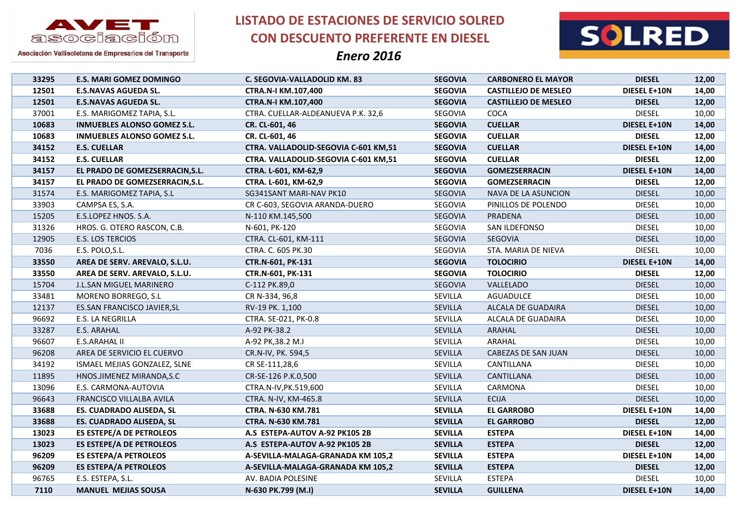# LISTADO DE ESTACIONES DE SERVICIO SOLRED CON DESCUENTO PREFERENTE EN DIESEL

*Enero 2016*

| | | | | | | |
|---|---|---|---|---|---|---|
| **33295** | **E.S. MARI GOMEZ DOMINGO** | **C. SEGOVIA-VALLADOLID KM. 83** | **SEGOVIA** | **CARBONERO EL MAYOR** | **DIESEL** | **12,00** |
| **12501** | **E.S.NAVAS AGUEDA SL.** | **CTRA.N-I KM.107,400** | **SEGOVIA** | **CASTILLEJO DE MESLEO** | **DIESEL E+10N** | **14,00** |
| **12501** | **E.S.NAVAS AGUEDA SL.** | **CTRA.N-I KM.107,400** | **SEGOVIA** | **CASTILLEJO DE MESLEO** | **DIESEL** | **12,00** |
| 37001 | E.S. MARIGOMEZ TAPIA, S.L. | CTRA. CUELLAR-ALDEANUEVA P.K. 32,6 | SEGOVIA | COCA | DIESEL | 10,00 |
| **10683** | **INMUEBLES ALONSO GOMEZ S.L.** | **CR. CL-601, 46** | **SEGOVIA** | **CUELLAR** | **DIESEL E+10N** | **14,00** |
| **10683** | **INMUEBLES ALONSO GOMEZ S.L.** | **CR. CL-601, 46** | **SEGOVIA** | **CUELLAR** | **DIESEL** | **12,00** |
| **34152** | **E.S. CUELLAR** | **CTRA. VALLADOLID-SEGOVIA C-601 KM,51** | **SEGOVIA** | **CUELLAR** | **DIESEL E+10N** | **14,00** |
| **34152** | **E.S. CUELLAR** | **CTRA. VALLADOLID-SEGOVIA C-601 KM,51** | **SEGOVIA** | **CUELLAR** | **DIESEL** | **12,00** |
| **34157** | **EL PRADO DE GOMEZSERRACIN,S.L.** | **CTRA. L-601, KM-62,9** | **SEGOVIA** | **GOMEZSERRACIN** | **DIESEL E+10N** | **14,00** |
| **34157** | **EL PRADO DE GOMEZSERRACIN,S.L.** | **CTRA. L-601, KM-62,9** | **SEGOVIA** | **GOMEZSERRACIN** | **DIESEL** | **12,00** |
| 31574 | E.S. MARIGOMEZ TAPIA, S.L | SG341SANT MARI-NAV PK10 | SEGOVIA | NAVA DE LA ASUNCION | DIESEL | 10,00 |
| 33903 | CAMPSA ES, S.A. | CR C-603, SEGOVIA ARANDA-DUERO | SEGOVIA | PINILLOS DE POLENDO | DIESEL | 10,00 |
| 15205 | E.S.LOPEZ HNOS. S.A. | N-110 KM.145,500 | SEGOVIA | PRADENA | DIESEL | 10,00 |
| 31326 | HROS. G. OTERO RASCON, C.B. | N-601, PK-120 | SEGOVIA | SAN ILDEFONSO | DIESEL | 10,00 |
| 12905 | E.S. LOS TERCIOS | CTRA. CL-601, KM-111 | SEGOVIA | SEGOVIA | DIESEL | 10,00 |
| 7036 | E.S. POLO,S.L. | CTRA. C. 605 PK.30 | SEGOVIA | STA. MARIA DE NIEVA | DIESEL | 10,00 |
| **33550** | **AREA DE SERV. AREVALO, S.L.U.** | **CTR.N-601, PK-131** | **SEGOVIA** | **TOLOCIRIO** | **DIESEL E+10N** | **14,00** |
| **33550** | **AREA DE SERV. AREVALO, S.L.U.** | **CTR.N-601, PK-131** | **SEGOVIA** | **TOLOCIRIO** | **DIESEL** | **12,00** |
| 15704 | J.L.SAN MIGUEL MARINERO | C-112 PK.89,0 | SEGOVIA | VALLELADO | DIESEL | 10,00 |
| 33481 | MORENO BORREGO, S.L | CR N-334, 96,8 | SEVILLA | AGUADULCE | DIESEL | 10,00 |
| 12137 | ES.SAN FRANCISCO JAVIER,SL | RV-19 PK. 1,100 | SEVILLA | ALCALA DE GUADAIRA | DIESEL | 10,00 |
| 96692 | E.S. LA NEGRILLA | CTRA. SE-021, PK-0.8 | SEVILLA | ALCALA DE GUADAIRA | DIESEL | 10,00 |
| 33287 | E.S. ARAHAL | A-92 PK-38.2 | SEVILLA | ARAHAL | DIESEL | 10,00 |
| 96607 | E.S.ARAHAL II | A-92 PK,38.2 M.I | SEVILLA | ARAHAL | DIESEL | 10,00 |
| 96208 | AREA DE SERVICIO EL CUERVO | CR.N-IV, PK. 594,5 | SEVILLA | CABEZAS DE SAN JUAN | DIESEL | 10,00 |
| 34192 | ISMAEL MEJIAS GONZALEZ, SLNE | CR SE-111,28,6 | SEVILLA | CANTILLANA | DIESEL | 10,00 |
| 11895 | HNOS.JIMENEZ MIRANDA,S.C | CR-SE-126 P.K.0,500 | SEVILLA | CANTILLANA | DIESEL | 10,00 |
| 13096 | E.S. CARMONA-AUTOVIA | CTRA.N-IV,PK.519,600 | SEVILLA | CARMONA | DIESEL | 10,00 |
| 96643 | FRANCISCO VILLALBA AVILA | CTRA. N-IV, KM-465.8 | SEVILLA | ECIJA | DIESEL | 10,00 |
| **33688** | **ES. CUADRADO ALISEDA, SL** | **CTRA. N-630 KM.781** | **SEVILLA** | **EL GARROBO** | **DIESEL E+10N** | **14,00** |
| **33688** | **ES. CUADRADO ALISEDA, SL** | **CTRA. N-630 KM.781** | **SEVILLA** | **EL GARROBO** | **DIESEL** | **12,00** |
| **13023** | **ES ESTEPE/A DE PETROLEOS** | **A.S ESTEPA-AUTOV A-92 PK105 2B** | **SEVILLA** | **ESTEPA** | **DIESEL E+10N** | **14,00** |
| **13023** | **ES ESTEPE/A DE PETROLEOS** | **A.S ESTEPA-AUTOV A-92 PK105 2B** | **SEVILLA** | **ESTEPA** | **DIESEL** | **12,00** |
| **96209** | **ES ESTEPA/A PETROLEOS** | **A-SEVILLA-MALAGA-GRANADA KM 105,2** | **SEVILLA** | **ESTEPA** | **DIESEL E+10N** | **14,00** |
| **96209** | **ES ESTEPA/A PETROLEOS** | **A-SEVILLA-MALAGA-GRANADA KM 105,2** | **SEVILLA** | **ESTEPA** | **DIESEL** | **12,00** |
| 96765 | E.S. ESTEPA, S.L. | AV. BADIA POLESINE | SEVILLA | ESTEPA | DIESEL | 10,00 |
| **7110** | **MANUEL MEJIAS SOUSA** | **N-630 PK.799 (M.I)** | **SEVILLA** | **GUILLENA** | **DIESEL E+10N** | **14,00** |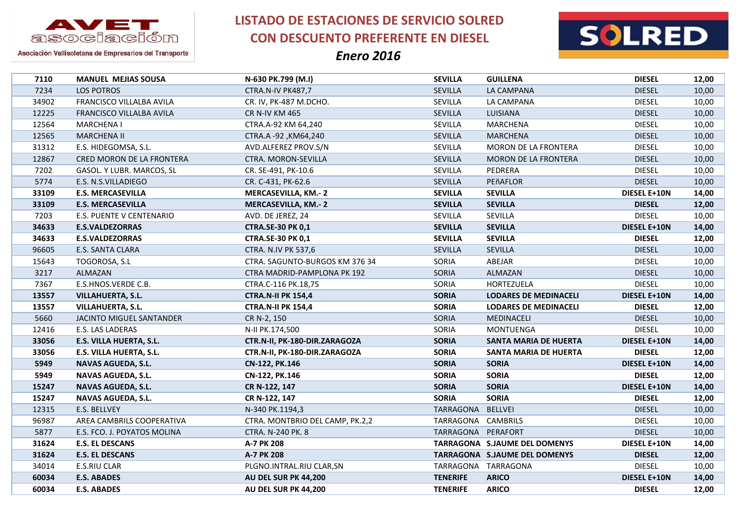# LISTADO DE ESTACIONES DE SERVICIO SOLRED CON DESCUENTO PREFERENTE EN DIESEL

*Enero 2016*

AVET asociación — Asociación Vallisoletana de Empresarios del Transporte

SOLRED

| | | | | | | |
|---|---|---|---|---|---|---|
| **7110** | **MANUEL MEJIAS SOUSA** | **N-630 PK.799 (M.I)** | **SEVILLA** | **GUILLENA** | **DIESEL** | **12,00** |
| 7234 | LOS POTROS | CTRA.N-IV PK487,7 | SEVILLA | LA CAMPANA | DIESEL | 10,00 |
| 34902 | FRANCISCO VILLALBA AVILA | CR. IV, PK-487 M.DCHO. | SEVILLA | LA CAMPANA | DIESEL | 10,00 |
| 12225 | FRANCISCO VILLALBA AVILA | CR N-IV KM 465 | SEVILLA | LUISIANA | DIESEL | 10,00 |
| 12564 | MARCHENA I | CTRA.A-92 KM 64,240 | SEVILLA | MARCHENA | DIESEL | 10,00 |
| 12565 | MARCHENA II | CTRA.A -92 ,KM64,240 | SEVILLA | MARCHENA | DIESEL | 10,00 |
| 31312 | E.S. HIDEGOMSA, S.L. | AVD.ALFEREZ PROV.S/N | SEVILLA | MORON DE LA FRONTERA | DIESEL | 10,00 |
| 12867 | CRED MORON DE LA FRONTERA | CTRA. MORON-SEVILLA | SEVILLA | MORON DE LA FRONTERA | DIESEL | 10,00 |
| 7202 | GASOL. Y LUBR. MARCOS, SL | CR. SE-491, PK-10.6 | SEVILLA | PEDRERA | DIESEL | 10,00 |
| 5774 | E.S. N.S.VILLADIEGO | CR. C-431, PK-62.6 | SEVILLA | PEñAFLOR | DIESEL | 10,00 |
| **33109** | **E.S. MERCASEVILLA** | **MERCASEVILLA, KM.- 2** | **SEVILLA** | **SEVILLA** | **DIESEL E+10N** | **14,00** |
| **33109** | **E.S. MERCASEVILLA** | **MERCASEVILLA, KM.- 2** | **SEVILLA** | **SEVILLA** | **DIESEL** | **12,00** |
| 7203 | E.S. PUENTE V CENTENARIO | AVD. DE JEREZ, 24 | SEVILLA | SEVILLA | DIESEL | 10,00 |
| **34633** | **E.S.VALDEZORRAS** | **CTRA.SE-30 PK 0,1** | **SEVILLA** | **SEVILLA** | **DIESEL E+10N** | **14,00** |
| **34633** | **E.S.VALDEZORRAS** | **CTRA.SE-30 PK 0,1** | **SEVILLA** | **SEVILLA** | **DIESEL** | **12,00** |
| 96605 | E.S. SANTA CLARA | CTRA. N.IV PK 537,6 | SEVILLA | SEVILLA | DIESEL | 10,00 |
| 15643 | TOGOROSA, S.L | CTRA. SAGUNTO-BURGOS KM 376 34 | SORIA | ABEJAR | DIESEL | 10,00 |
| 3217 | ALMAZAN | CTRA MADRID-PAMPLONA PK 192 | SORIA | ALMAZAN | DIESEL | 10,00 |
| 7367 | E.S.HNOS.VERDE C.B. | CTRA.C-116 PK.18,75 | SORIA | HORTEZUELA | DIESEL | 10,00 |
| **13557** | **VILLAHUERTA, S.L.** | **CTRA.N-II PK 154,4** | **SORIA** | **LODARES DE MEDINACELI** | **DIESEL E+10N** | **14,00** |
| **13557** | **VILLAHUERTA, S.L.** | **CTRA.N-II PK 154,4** | **SORIA** | **LODARES DE MEDINACELI** | **DIESEL** | **12,00** |
| 5660 | JACINTO MIGUEL SANTANDER | CR N-2, 150 | SORIA | MEDINACELI | DIESEL | 10,00 |
| 12416 | E.S. LAS LADERAS | N-II PK.174,500 | SORIA | MONTUENGA | DIESEL | 10,00 |
| **33056** | **E.S. VILLA HUERTA, S.L.** | **CTR.N-II, PK-180-DIR.ZARAGOZA** | **SORIA** | **SANTA MARIA DE HUERTA** | **DIESEL E+10N** | **14,00** |
| **33056** | **E.S. VILLA HUERTA, S.L.** | **CTR.N-II, PK-180-DIR.ZARAGOZA** | **SORIA** | **SANTA MARIA DE HUERTA** | **DIESEL** | **12,00** |
| **5949** | **NAVAS AGUEDA, S.L.** | **CN-122, PK.146** | **SORIA** | **SORIA** | **DIESEL E+10N** | **14,00** |
| **5949** | **NAVAS AGUEDA, S.L.** | **CN-122, PK.146** | **SORIA** | **SORIA** | **DIESEL** | **12,00** |
| **15247** | **NAVAS AGUEDA, S.L.** | **CR N-122, 147** | **SORIA** | **SORIA** | **DIESEL E+10N** | **14,00** |
| **15247** | **NAVAS AGUEDA, S.L.** | **CR N-122, 147** | **SORIA** | **SORIA** | **DIESEL** | **12,00** |
| 12315 | E.S. BELLVEY | N-340 PK.1194,3 | TARRAGONA | BELLVEI | DIESEL | 10,00 |
| 96987 | AREA CAMBRILS COOPERATIVA | CTRA. MONTBRIO DEL CAMP, PK.2,2 | TARRAGONA | CAMBRILS | DIESEL | 10,00 |
| 5877 | E.S. FCO. J. POYATOS MOLINA | CTRA. N-240 PK. 8 | TARRAGONA | PERAFORT | DIESEL | 10,00 |
| **31624** | **E.S. EL DESCANS** | **A-7 PK 208** | **TARRAGONA** | **S.JAUME DEL DOMENYS** | **DIESEL E+10N** | **14,00** |
| **31624** | **E.S. EL DESCANS** | **A-7 PK 208** | **TARRAGONA** | **S.JAUME DEL DOMENYS** | **DIESEL** | **12,00** |
| 34014 | E.S.RIU CLAR | PLGNO.INTRAL.RIU CLAR,SN | TARRAGONA | TARRAGONA | DIESEL | 10,00 |
| **60034** | **E.S. ABADES** | **AU DEL SUR PK 44,200** | **TENERIFE** | **ARICO** | **DIESEL E+10N** | **14,00** |
| **60034** | **E.S. ABADES** | **AU DEL SUR PK 44,200** | **TENERIFE** | **ARICO** | **DIESEL** | **12,00** |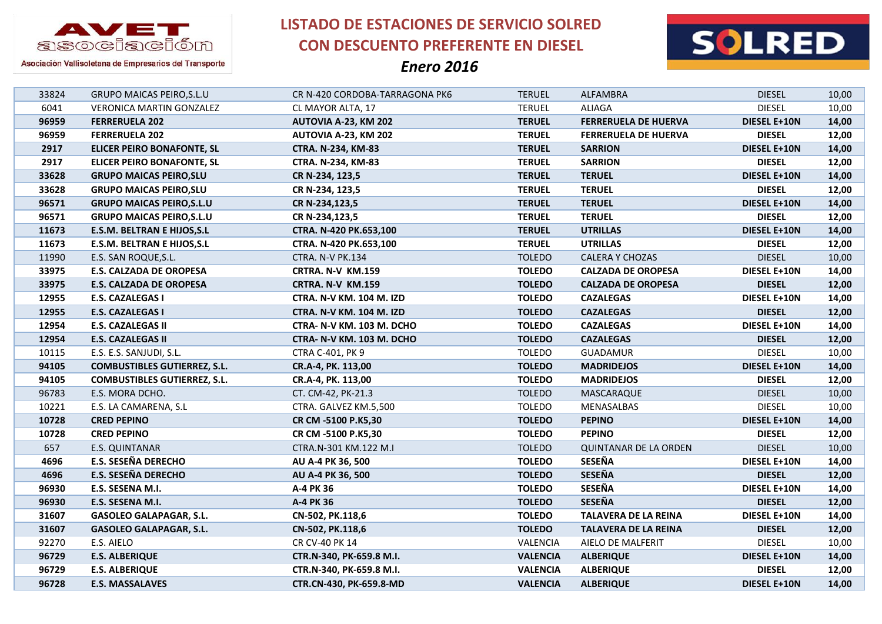# LISTADO DE ESTACIONES DE SERVICIO SOLRED CON DESCUENTO PREFERENTE EN DIESEL

*Enero 2016*

| | | | | | | |
|---|---|---|---|---|---|---|
| 33824 | GRUPO MAICAS PEIRO,S.L.U | CR N-420 CORDOBA-TARRAGONA PK6 | TERUEL | ALFAMBRA | DIESEL | 10,00 |
| 6041 | VERONICA MARTIN GONZALEZ | CL MAYOR ALTA, 17 | TERUEL | ALIAGA | DIESEL | 10,00 |
| **96959** | **FERRERUELA 202** | **AUTOVIA A-23, KM 202** | **TERUEL** | **FERRERUELA DE HUERVA** | **DIESEL E+10N** | **14,00** |
| **96959** | **FERRERUELA 202** | **AUTOVIA A-23, KM 202** | **TERUEL** | **FERRERUELA DE HUERVA** | **DIESEL** | **12,00** |
| **2917** | **ELICER PEIRO BONAFONTE, SL** | **CTRA. N-234, KM-83** | **TERUEL** | **SARRION** | **DIESEL E+10N** | **14,00** |
| **2917** | **ELICER PEIRO BONAFONTE, SL** | **CTRA. N-234, KM-83** | **TERUEL** | **SARRION** | **DIESEL** | **12,00** |
| **33628** | **GRUPO MAICAS PEIRO,SLU** | **CR N-234, 123,5** | **TERUEL** | **TERUEL** | **DIESEL E+10N** | **14,00** |
| **33628** | **GRUPO MAICAS PEIRO,SLU** | **CR N-234, 123,5** | **TERUEL** | **TERUEL** | **DIESEL** | **12,00** |
| **96571** | **GRUPO MAICAS PEIRO,S.L.U** | **CR N-234,123,5** | **TERUEL** | **TERUEL** | **DIESEL E+10N** | **14,00** |
| **96571** | **GRUPO MAICAS PEIRO,S.L.U** | **CR N-234,123,5** | **TERUEL** | **TERUEL** | **DIESEL** | **12,00** |
| **11673** | **E.S.M. BELTRAN E HIJOS,S.L** | **CTRA. N-420 PK.653,100** | **TERUEL** | **UTRILLAS** | **DIESEL E+10N** | **14,00** |
| **11673** | **E.S.M. BELTRAN E HIJOS,S.L** | **CTRA. N-420 PK.653,100** | **TERUEL** | **UTRILLAS** | **DIESEL** | **12,00** |
| 11990 | E.S. SAN ROQUE,S.L. | CTRA. N-V PK.134 | TOLEDO | CALERA Y CHOZAS | DIESEL | 10,00 |
| **33975** | **E.S. CALZADA DE OROPESA** | **CRTRA. N-V KM.159** | **TOLEDO** | **CALZADA DE OROPESA** | **DIESEL E+10N** | **14,00** |
| **33975** | **E.S. CALZADA DE OROPESA** | **CRTRA. N-V KM.159** | **TOLEDO** | **CALZADA DE OROPESA** | **DIESEL** | **12,00** |
| **12955** | **E.S. CAZALEGAS I** | **CTRA. N-V KM. 104 M. IZD** | **TOLEDO** | **CAZALEGAS** | **DIESEL E+10N** | **14,00** |
| **12955** | **E.S. CAZALEGAS I** | **CTRA. N-V KM. 104 M. IZD** | **TOLEDO** | **CAZALEGAS** | **DIESEL** | **12,00** |
| **12954** | **E.S. CAZALEGAS II** | **CTRA- N-V KM. 103 M. DCHO** | **TOLEDO** | **CAZALEGAS** | **DIESEL E+10N** | **14,00** |
| **12954** | **E.S. CAZALEGAS II** | **CTRA- N-V KM. 103 M. DCHO** | **TOLEDO** | **CAZALEGAS** | **DIESEL** | **12,00** |
| 10115 | E.S. E.S. SANJUDI, S.L. | CTRA C-401, PK 9 | TOLEDO | GUADAMUR | DIESEL | 10,00 |
| **94105** | **COMBUSTIBLES GUTIERREZ, S.L.** | **CR.A-4, PK. 113,00** | **TOLEDO** | **MADRIDEJOS** | **DIESEL E+10N** | **14,00** |
| **94105** | **COMBUSTIBLES GUTIERREZ, S.L.** | **CR.A-4, PK. 113,00** | **TOLEDO** | **MADRIDEJOS** | **DIESEL** | **12,00** |
| 96783 | E.S. MORA DCHO. | CT. CM-42, PK-21.3 | TOLEDO | MASCARAQUE | DIESEL | 10,00 |
| 10221 | E.S. LA CAMARENA, S.L | CTRA. GALVEZ KM.5,500 | TOLEDO | MENASALBAS | DIESEL | 10,00 |
| **10728** | **CRED PEPINO** | **CR CM -5100 P.K5,30** | **TOLEDO** | **PEPINO** | **DIESEL E+10N** | **14,00** |
| **10728** | **CRED PEPINO** | **CR CM -5100 P.K5,30** | **TOLEDO** | **PEPINO** | **DIESEL** | **12,00** |
| 657 | E.S. QUINTANAR | CTRA.N-301 KM.122 M.I | TOLEDO | QUINTANAR DE LA ORDEN | DIESEL | 10,00 |
| **4696** | **E.S. SESEÑA DERECHO** | **AU A-4 PK 36, 500** | **TOLEDO** | **SESEÑA** | **DIESEL E+10N** | **14,00** |
| **4696** | **E.S. SESEÑA DERECHO** | **AU A-4 PK 36, 500** | **TOLEDO** | **SESEÑA** | **DIESEL** | **12,00** |
| **96930** | **E.S. SESENA M.I.** | **A-4 PK 36** | **TOLEDO** | **SESEÑA** | **DIESEL E+10N** | **14,00** |
| **96930** | **E.S. SESENA M.I.** | **A-4 PK 36** | **TOLEDO** | **SESEÑA** | **DIESEL** | **12,00** |
| **31607** | **GASOLEO GALAPAGAR, S.L.** | **CN-502, PK.118,6** | **TOLEDO** | **TALAVERA DE LA REINA** | **DIESEL E+10N** | **14,00** |
| **31607** | **GASOLEO GALAPAGAR, S.L.** | **CN-502, PK.118,6** | **TOLEDO** | **TALAVERA DE LA REINA** | **DIESEL** | **12,00** |
| 92270 | E.S. AIELO | CR CV-40 PK 14 | VALENCIA | AIELO DE MALFERIT | DIESEL | 10,00 |
| **96729** | **E.S. ALBERIQUE** | **CTR.N-340, PK-659.8 M.I.** | **VALENCIA** | **ALBERIQUE** | **DIESEL E+10N** | **14,00** |
| **96729** | **E.S. ALBERIQUE** | **CTR.N-340, PK-659.8 M.I.** | **VALENCIA** | **ALBERIQUE** | **DIESEL** | **12,00** |
| **96728** | **E.S. MASSALAVES** | **CTR.CN-430, PK-659.8-MD** | **VALENCIA** | **ALBERIQUE** | **DIESEL E+10N** | **14,00** |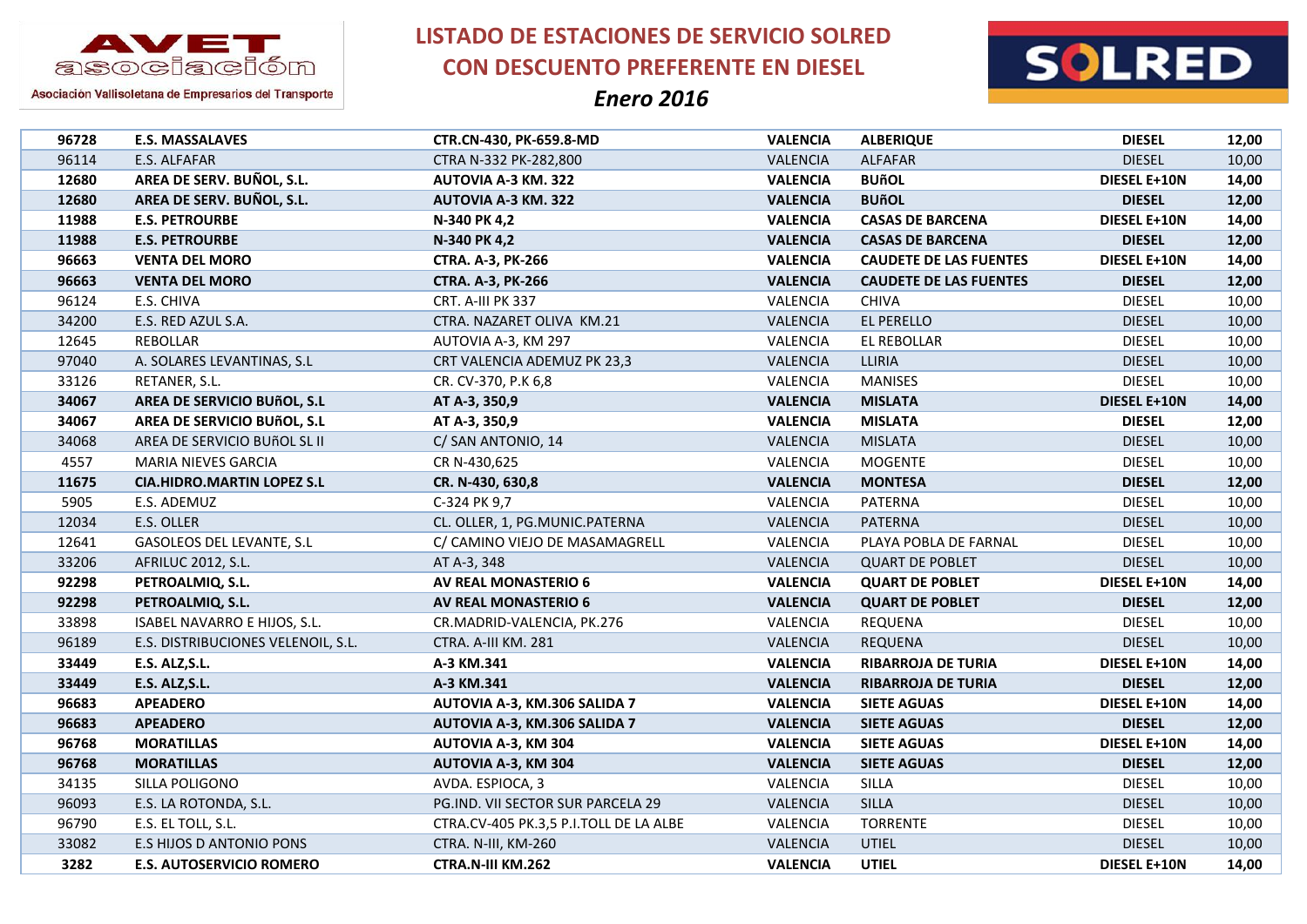# LISTADO DE ESTACIONES DE SERVICIO SOLRED CON DESCUENTO PREFERENTE EN DIESEL

*Enero 2016*

AVET asociación – Asociación Vallisoletana de Empresarios del Transporte

SOLRED

| | | | | | | |
|---|---|---|---|---|---|---|
| **96728** | **E.S. MASSALAVES** | **CTR.CN-430, PK-659.8-MD** | **VALENCIA** | **ALBERIQUE** | **DIESEL** | **12,00** |
| 96114 | E.S. ALFAFAR | CTRA N-332 PK-282,800 | VALENCIA | ALFAFAR | DIESEL | 10,00 |
| **12680** | **AREA DE SERV. BUÑOL, S.L.** | **AUTOVIA A-3 KM. 322** | **VALENCIA** | **BUñOL** | **DIESEL E+10N** | **14,00** |
| **12680** | **AREA DE SERV. BUÑOL, S.L.** | **AUTOVIA A-3 KM. 322** | **VALENCIA** | **BUñOL** | **DIESEL** | **12,00** |
| **11988** | **E.S. PETROURBE** | **N-340 PK 4,2** | **VALENCIA** | **CASAS DE BARCENA** | **DIESEL E+10N** | **14,00** |
| **11988** | **E.S. PETROURBE** | **N-340 PK 4,2** | **VALENCIA** | **CASAS DE BARCENA** | **DIESEL** | **12,00** |
| **96663** | **VENTA DEL MORO** | **CTRA. A-3, PK-266** | **VALENCIA** | **CAUDETE DE LAS FUENTES** | **DIESEL E+10N** | **14,00** |
| **96663** | **VENTA DEL MORO** | **CTRA. A-3, PK-266** | **VALENCIA** | **CAUDETE DE LAS FUENTES** | **DIESEL** | **12,00** |
| 96124 | E.S. CHIVA | CRT. A-III PK 337 | VALENCIA | CHIVA | DIESEL | 10,00 |
| 34200 | E.S. RED AZUL S.A. | CTRA. NAZARET OLIVA KM.21 | VALENCIA | EL PERELLO | DIESEL | 10,00 |
| 12645 | REBOLLAR | AUTOVIA A-3, KM 297 | VALENCIA | EL REBOLLAR | DIESEL | 10,00 |
| 97040 | A. SOLARES LEVANTINAS, S.L | CRT VALENCIA ADEMUZ PK 23,3 | VALENCIA | LLIRIA | DIESEL | 10,00 |
| 33126 | RETANER, S.L. | CR. CV-370, P.K 6,8 | VALENCIA | MANISES | DIESEL | 10,00 |
| **34067** | **AREA DE SERVICIO BUñOL, S.L** | **AT A-3, 350,9** | **VALENCIA** | **MISLATA** | **DIESEL E+10N** | **14,00** |
| **34067** | **AREA DE SERVICIO BUñOL, S.L** | **AT A-3, 350,9** | **VALENCIA** | **MISLATA** | **DIESEL** | **12,00** |
| 34068 | AREA DE SERVICIO BUñOL SL II | C/ SAN ANTONIO, 14 | VALENCIA | MISLATA | DIESEL | 10,00 |
| 4557 | MARIA NIEVES GARCIA | CR N-430,625 | VALENCIA | MOGENTE | DIESEL | 10,00 |
| **11675** | **CIA.HIDRO.MARTIN LOPEZ S.L** | **CR. N-430, 630,8** | **VALENCIA** | **MONTESA** | **DIESEL** | **12,00** |
| 5905 | E.S. ADEMUZ | C-324 PK 9,7 | VALENCIA | PATERNA | DIESEL | 10,00 |
| 12034 | E.S. OLLER | CL. OLLER, 1, PG.MUNIC.PATERNA | VALENCIA | PATERNA | DIESEL | 10,00 |
| 12641 | GASOLEOS DEL LEVANTE, S.L | C/ CAMINO VIEJO DE MASAMAGRELL | VALENCIA | PLAYA POBLA DE FARNAL | DIESEL | 10,00 |
| 33206 | AFRILUC 2012, S.L. | AT A-3, 348 | VALENCIA | QUART DE POBLET | DIESEL | 10,00 |
| **92298** | **PETROALMIQ, S.L.** | **AV REAL MONASTERIO 6** | **VALENCIA** | **QUART DE POBLET** | **DIESEL E+10N** | **14,00** |
| **92298** | **PETROALMIQ, S.L.** | **AV REAL MONASTERIO 6** | **VALENCIA** | **QUART DE POBLET** | **DIESEL** | **12,00** |
| 33898 | ISABEL NAVARRO E HIJOS, S.L. | CR.MADRID-VALENCIA, PK.276 | VALENCIA | REQUENA | DIESEL | 10,00 |
| 96189 | E.S. DISTRIBUCIONES VELENOIL, S.L. | CTRA. A-III KM. 281 | VALENCIA | REQUENA | DIESEL | 10,00 |
| **33449** | **E.S. ALZ,S.L.** | **A-3 KM.341** | **VALENCIA** | **RIBARROJA DE TURIA** | **DIESEL E+10N** | **14,00** |
| **33449** | **E.S. ALZ,S.L.** | **A-3 KM.341** | **VALENCIA** | **RIBARROJA DE TURIA** | **DIESEL** | **12,00** |
| **96683** | **APEADERO** | **AUTOVIA A-3, KM.306 SALIDA 7** | **VALENCIA** | **SIETE AGUAS** | **DIESEL E+10N** | **14,00** |
| **96683** | **APEADERO** | **AUTOVIA A-3, KM.306 SALIDA 7** | **VALENCIA** | **SIETE AGUAS** | **DIESEL** | **12,00** |
| **96768** | **MORATILLAS** | **AUTOVIA A-3, KM 304** | **VALENCIA** | **SIETE AGUAS** | **DIESEL E+10N** | **14,00** |
| **96768** | **MORATILLAS** | **AUTOVIA A-3, KM 304** | **VALENCIA** | **SIETE AGUAS** | **DIESEL** | **12,00** |
| 34135 | SILLA POLIGONO | AVDA. ESPIOCA, 3 | VALENCIA | SILLA | DIESEL | 10,00 |
| 96093 | E.S. LA ROTONDA, S.L. | PG.IND. VII SECTOR SUR PARCELA 29 | VALENCIA | SILLA | DIESEL | 10,00 |
| 96790 | E.S. EL TOLL, S.L. | CTRA.CV-405 PK.3,5 P.I.TOLL DE LA ALBE | VALENCIA | TORRENTE | DIESEL | 10,00 |
| 33082 | E.S HIJOS D ANTONIO PONS | CTRA. N-III, KM-260 | VALENCIA | UTIEL | DIESEL | 10,00 |
| **3282** | **E.S. AUTOSERVICIO ROMERO** | **CTRA.N-III KM.262** | **VALENCIA** | **UTIEL** | **DIESEL E+10N** | **14,00** |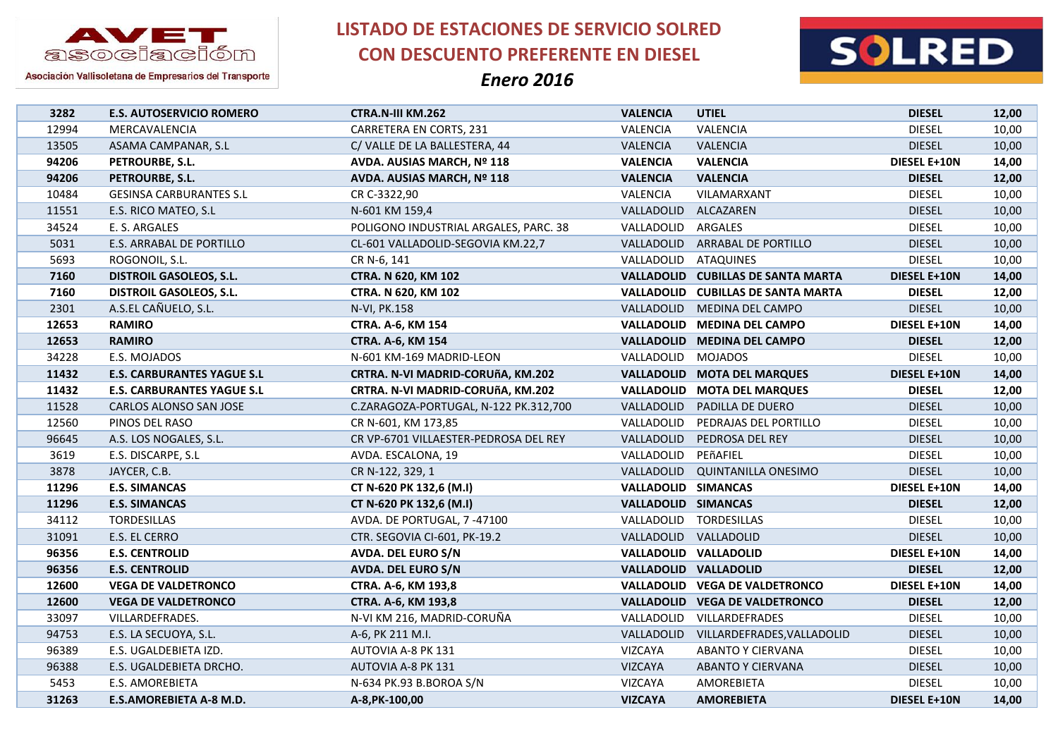# LISTADO DE ESTACIONES DE SERVICIO SOLRED CON DESCUENTO PREFERENTE EN DIESEL

*Enero 2016*

| | | | | | | |
|---|---|---|---|---|---|---|
| **3282** | **E.S. AUTOSERVICIO ROMERO** | **CTRA.N-III KM.262** | **VALENCIA** | **UTIEL** | **DIESEL** | **12,00** |
| 12994 | MERCAVALENCIA | CARRETERA EN CORTS, 231 | VALENCIA | VALENCIA | DIESEL | 10,00 |
| 13505 | ASAMA CAMPANAR, S.L | C/ VALLE DE LA BALLESTERA, 44 | VALENCIA | VALENCIA | DIESEL | 10,00 |
| **94206** | **PETROURBE, S.L.** | **AVDA. AUSIAS MARCH, Nº 118** | **VALENCIA** | **VALENCIA** | **DIESEL E+10N** | **14,00** |
| **94206** | **PETROURBE, S.L.** | **AVDA. AUSIAS MARCH, Nº 118** | **VALENCIA** | **VALENCIA** | **DIESEL** | **12,00** |
| 10484 | GESINSA CARBURANTES S.L | CR C-3322,90 | VALENCIA | VILAMARXANT | DIESEL | 10,00 |
| 11551 | E.S. RICO MATEO, S.L | N-601 KM 159,4 | VALLADOLID | ALCAZAREN | DIESEL | 10,00 |
| 34524 | E. S. ARGALES | POLIGONO INDUSTRIAL ARGALES, PARC. 38 | VALLADOLID | ARGALES | DIESEL | 10,00 |
| 5031 | E.S. ARRABAL DE PORTILLO | CL-601 VALLADOLID-SEGOVIA KM.22,7 | VALLADOLID | ARRABAL DE PORTILLO | DIESEL | 10,00 |
| 5693 | ROGONOIL, S.L. | CR N-6, 141 | VALLADOLID | ATAQUINES | DIESEL | 10,00 |
| **7160** | **DISTROIL GASOLEOS, S.L.** | **CTRA. N 620, KM 102** | **VALLADOLID** | **CUBILLAS DE SANTA MARTA** | **DIESEL E+10N** | **14,00** |
| **7160** | **DISTROIL GASOLEOS, S.L.** | **CTRA. N 620, KM 102** | **VALLADOLID** | **CUBILLAS DE SANTA MARTA** | **DIESEL** | **12,00** |
| 2301 | A.S.EL CAÑUELO, S.L. | N-VI, PK.158 | VALLADOLID | MEDINA DEL CAMPO | DIESEL | 10,00 |
| **12653** | **RAMIRO** | **CTRA. A-6, KM 154** | **VALLADOLID** | **MEDINA DEL CAMPO** | **DIESEL E+10N** | **14,00** |
| **12653** | **RAMIRO** | **CTRA. A-6, KM 154** | **VALLADOLID** | **MEDINA DEL CAMPO** | **DIESEL** | **12,00** |
| 34228 | E.S. MOJADOS | N-601 KM-169 MADRID-LEON | VALLADOLID | MOJADOS | DIESEL | 10,00 |
| **11432** | **E.S. CARBURANTES YAGUE S.L** | **CRTRA. N-VI MADRID-CORUñA, KM.202** | **VALLADOLID** | **MOTA DEL MARQUES** | **DIESEL E+10N** | **14,00** |
| **11432** | **E.S. CARBURANTES YAGUE S.L** | **CRTRA. N-VI MADRID-CORUñA, KM.202** | **VALLADOLID** | **MOTA DEL MARQUES** | **DIESEL** | **12,00** |
| 11528 | CARLOS ALONSO SAN JOSE | C.ZARAGOZA-PORTUGAL, N-122 PK.312,700 | VALLADOLID | PADILLA DE DUERO | DIESEL | 10,00 |
| 12560 | PINOS DEL RASO | CR N-601, KM 173,85 | VALLADOLID | PEDRAJAS DEL PORTILLO | DIESEL | 10,00 |
| 96645 | A.S. LOS NOGALES, S.L. | CR VP-6701 VILLAESTER-PEDROSA DEL REY | VALLADOLID | PEDROSA DEL REY | DIESEL | 10,00 |
| 3619 | E.S. DISCARPE, S.L | AVDA. ESCALONA, 19 | VALLADOLID | PEñAFIEL | DIESEL | 10,00 |
| 3878 | JAYCER, C.B. | CR N-122, 329, 1 | VALLADOLID | QUINTANILLA ONESIMO | DIESEL | 10,00 |
| **11296** | **E.S. SIMANCAS** | **CT N-620 PK 132,6 (M.I)** | **VALLADOLID** | **SIMANCAS** | **DIESEL E+10N** | **14,00** |
| **11296** | **E.S. SIMANCAS** | **CT N-620 PK 132,6 (M.I)** | **VALLADOLID** | **SIMANCAS** | **DIESEL** | **12,00** |
| 34112 | TORDESILLAS | AVDA. DE PORTUGAL, 7 -47100 | VALLADOLID | TORDESILLAS | DIESEL | 10,00 |
| 31091 | E.S. EL CERRO | CTR. SEGOVIA CI-601, PK-19.2 | VALLADOLID | VALLADOLID | DIESEL | 10,00 |
| **96356** | **E.S. CENTROLID** | **AVDA. DEL EURO S/N** | **VALLADOLID** | **VALLADOLID** | **DIESEL E+10N** | **14,00** |
| **96356** | **E.S. CENTROLID** | **AVDA. DEL EURO S/N** | **VALLADOLID** | **VALLADOLID** | **DIESEL** | **12,00** |
| **12600** | **VEGA DE VALDETRONCO** | **CTRA. A-6, KM 193,8** | **VALLADOLID** | **VEGA DE VALDETRONCO** | **DIESEL E+10N** | **14,00** |
| **12600** | **VEGA DE VALDETRONCO** | **CTRA. A-6, KM 193,8** | **VALLADOLID** | **VEGA DE VALDETRONCO** | **DIESEL** | **12,00** |
| 33097 | VILLARDEFRADES. | N-VI KM 216, MADRID-CORUÑA | VALLADOLID | VILLARDEFRADES | DIESEL | 10,00 |
| 94753 | E.S. LA SECUOYA, S.L. | A-6, PK 211 M.I. | VALLADOLID | VILLARDEFRADES,VALLADOLID | DIESEL | 10,00 |
| 96389 | E.S. UGALDEBIETA IZD. | AUTOVIA A-8 PK 131 | VIZCAYA | ABANTO Y CIERVANA | DIESEL | 10,00 |
| 96388 | E.S. UGALDEBIETA DRCHO. | AUTOVIA A-8 PK 131 | VIZCAYA | ABANTO Y CIERVANA | DIESEL | 10,00 |
| 5453 | E.S. AMOREBIETA | N-634 PK.93 B.BOROA S/N | VIZCAYA | AMOREBIETA | DIESEL | 10,00 |
| **31263** | **E.S.AMOREBIETA A-8 M.D.** | **A-8,PK-100,00** | **VIZCAYA** | **AMOREBIETA** | **DIESEL E+10N** | **14,00** |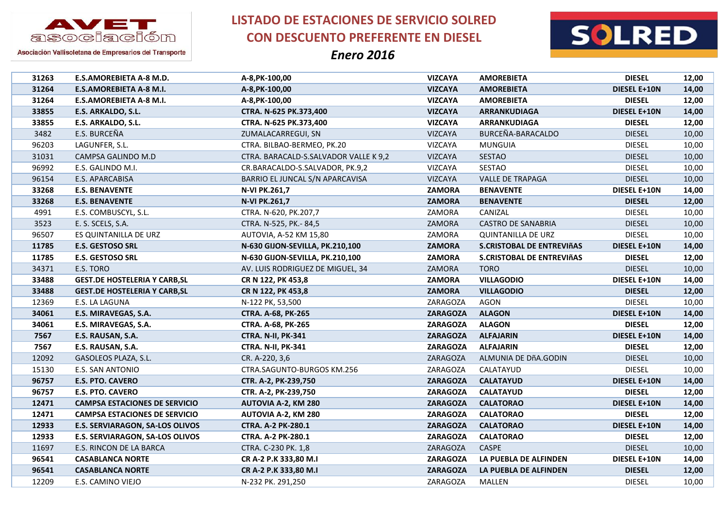AVET asociación

Asociación Vallisoletana de Empresarios del Transporte

# LISTADO DE ESTACIONES DE SERVICIO SOLRED CON DESCUENTO PREFERENTE EN DIESEL

## *Enero 2016*

SOLRED

| | | | | | | |
|---|---|---|---|---|---|---|
| **31263** | **E.S.AMOREBIETA A-8 M.D.** | **A-8,PK-100,00** | **VIZCAYA** | **AMOREBIETA** | **DIESEL** | **12,00** |
| **31264** | **E.S.AMOREBIETA A-8 M.I.** | **A-8,PK-100,00** | **VIZCAYA** | **AMOREBIETA** | **DIESEL E+10N** | **14,00** |
| **31264** | **E.S.AMOREBIETA A-8 M.I.** | **A-8,PK-100,00** | **VIZCAYA** | **AMOREBIETA** | **DIESEL** | **12,00** |
| **33855** | **E.S. ARKALDO, S.L.** | **CTRA. N-625 PK.373,400** | **VIZCAYA** | **ARRANKUDIAGA** | **DIESEL E+10N** | **14,00** |
| **33855** | **E.S. ARKALDO, S.L.** | **CTRA. N-625 PK.373,400** | **VIZCAYA** | **ARRANKUDIAGA** | **DIESEL** | **12,00** |
| 3482 | E.S. BURCEÑA | ZUMALACARREGUI, SN | VIZCAYA | BURCEÑA-BARACALDO | DIESEL | 10,00 |
| 96203 | LAGUNFER, S.L. | CTRA. BILBAO-BERMEO, PK.20 | VIZCAYA | MUNGUIA | DIESEL | 10,00 |
| 31031 | CAMPSA GALINDO M.D | CTRA. BARACALD-S.SALVADOR VALLE K 9,2 | VIZCAYA | SESTAO | DIESEL | 10,00 |
| 96992 | E.S. GALINDO M.I. | CR.BARACALDO-S.SALVADOR, PK.9,2 | VIZCAYA | SESTAO | DIESEL | 10,00 |
| 96154 | E.S. APARCABISA | BARRIO EL JUNCAL S/N APARCAVISA | VIZCAYA | VALLE DE TRAPAGA | DIESEL | 10,00 |
| **33268** | **E.S. BENAVENTE** | **N-VI PK.261,7** | **ZAMORA** | **BENAVENTE** | **DIESEL E+10N** | **14,00** |
| **33268** | **E.S. BENAVENTE** | **N-VI PK.261,7** | **ZAMORA** | **BENAVENTE** | **DIESEL** | **12,00** |
| 4991 | E.S. COMBUSCYL, S.L. | CTRA. N-620, PK.207,7 | ZAMORA | CANIZAL | DIESEL | 10,00 |
| 3523 | E. S. SCELS, S.A. | CTRA. N-525, PK.- 84,5 | ZAMORA | CASTRO DE SANABRIA | DIESEL | 10,00 |
| 96507 | ES QUINTANILLA DE URZ | AUTOVIA, A-52 KM 15,80 | ZAMORA | QUINTANILLA DE URZ | DIESEL | 10,00 |
| **11785** | **E.S. GESTOSO SRL** | **N-630 GIJON-SEVILLA, PK.210,100** | **ZAMORA** | **S.CRISTOBAL DE ENTREVIñAS** | **DIESEL E+10N** | **14,00** |
| **11785** | **E.S. GESTOSO SRL** | **N-630 GIJON-SEVILLA, PK.210,100** | **ZAMORA** | **S.CRISTOBAL DE ENTREVIñAS** | **DIESEL** | **12,00** |
| 34371 | E.S. TORO | AV. LUIS RODRIGUEZ DE MIGUEL, 34 | ZAMORA | TORO | DIESEL | 10,00 |
| **33488** | **GEST.DE HOSTELERIA Y CARB,SL** | **CR N 122, PK 453,8** | **ZAMORA** | **VILLAGODIO** | **DIESEL E+10N** | **14,00** |
| **33488** | **GEST.DE HOSTELERIA Y CARB,SL** | **CR N 122, PK 453,8** | **ZAMORA** | **VILLAGODIO** | **DIESEL** | **12,00** |
| 12369 | E.S. LA LAGUNA | N-122 PK, 53,500 | ZARAGOZA | AGON | DIESEL | 10,00 |
| **34061** | **E.S. MIRAVEGAS, S.A.** | **CTRA. A-68, PK-265** | **ZARAGOZA** | **ALAGON** | **DIESEL E+10N** | **14,00** |
| **34061** | **E.S. MIRAVEGAS, S.A.** | **CTRA. A-68, PK-265** | **ZARAGOZA** | **ALAGON** | **DIESEL** | **12,00** |
| **7567** | **E.S. RAUSAN, S.A.** | **CTRA. N-II, PK-341** | **ZARAGOZA** | **ALFAJARIN** | **DIESEL E+10N** | **14,00** |
| **7567** | **E.S. RAUSAN, S.A.** | **CTRA. N-II, PK-341** | **ZARAGOZA** | **ALFAJARIN** | **DIESEL** | **12,00** |
| 12092 | GASOLEOS PLAZA, S.L. | CR. A-220, 3,6 | ZARAGOZA | ALMUNIA DE DñA.GODIN | DIESEL | 10,00 |
| 15130 | E.S. SAN ANTONIO | CTRA.SAGUNTO-BURGOS KM.256 | ZARAGOZA | CALATAYUD | DIESEL | 10,00 |
| **96757** | **E.S. PTO. CAVERO** | **CTR. A-2, PK-239,750** | **ZARAGOZA** | **CALATAYUD** | **DIESEL E+10N** | **14,00** |
| **96757** | **E.S. PTO. CAVERO** | **CTR. A-2, PK-239,750** | **ZARAGOZA** | **CALATAYUD** | **DIESEL** | **12,00** |
| **12471** | **CAMPSA ESTACIONES DE SERVICIO** | **AUTOVIA A-2, KM 280** | **ZARAGOZA** | **CALATORAO** | **DIESEL E+10N** | **14,00** |
| **12471** | **CAMPSA ESTACIONES DE SERVICIO** | **AUTOVIA A-2, KM 280** | **ZARAGOZA** | **CALATORAO** | **DIESEL** | **12,00** |
| **12933** | **E.S. SERVIARAGON, SA-LOS OLIVOS** | **CTRA. A-2 PK-280.1** | **ZARAGOZA** | **CALATORAO** | **DIESEL E+10N** | **14,00** |
| **12933** | **E.S. SERVIARAGON, SA-LOS OLIVOS** | **CTRA. A-2 PK-280.1** | **ZARAGOZA** | **CALATORAO** | **DIESEL** | **12,00** |
| 11697 | E.S. RINCON DE LA BARCA | CTRA. C-230 PK. 1,8 | ZARAGOZA | CASPE | DIESEL | 10,00 |
| **96541** | **CASABLANCA NORTE** | **CR A-2 P.K 333,80 M.I** | **ZARAGOZA** | **LA PUEBLA DE ALFINDEN** | **DIESEL E+10N** | **14,00** |
| **96541** | **CASABLANCA NORTE** | **CR A-2 P.K 333,80 M.I** | **ZARAGOZA** | **LA PUEBLA DE ALFINDEN** | **DIESEL** | **12,00** |
| 12209 | E.S. CAMINO VIEJO | N-232 PK. 291,250 | ZARAGOZA | MALLEN | DIESEL | 10,00 |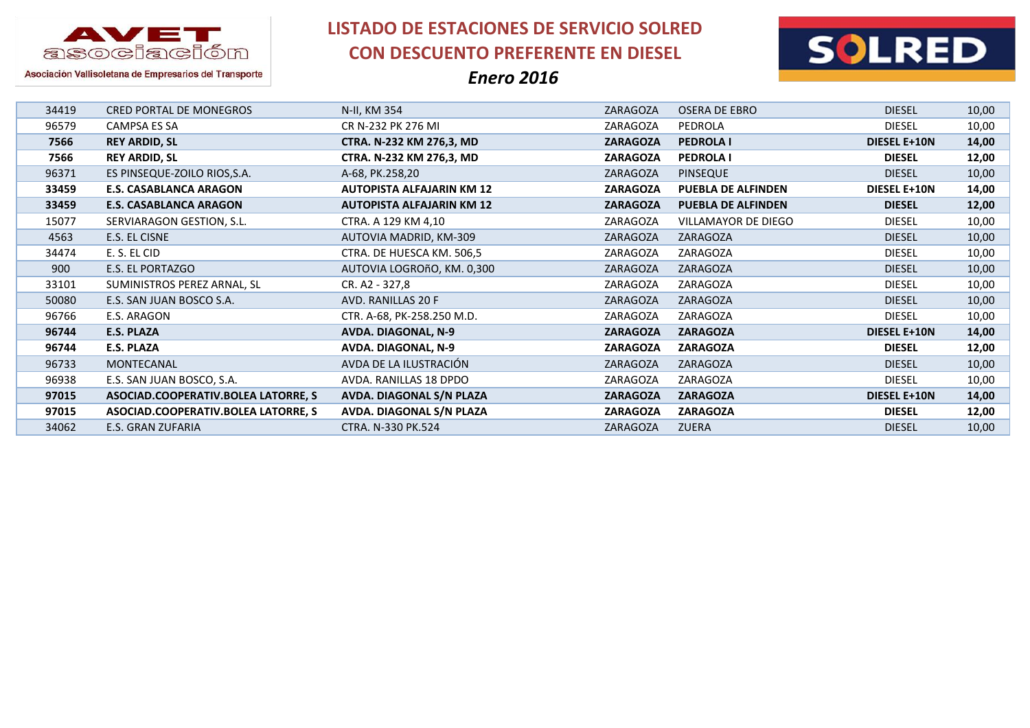Asociación Vallisoletana de Empresarios del Transporte

# LISTADO DE ESTACIONES DE SERVICIO SOLRED CON DESCUENTO PREFERENTE EN DIESEL

*Enero 2016*

| | | | | | | |
|---|---|---|---|---|---|---|
| 34419 | CRED PORTAL DE MONEGROS | N-II, KM 354 | ZARAGOZA | OSERA DE EBRO | DIESEL | 10,00 |
| 96579 | CAMPSA ES SA | CR N-232 PK 276 MI | ZARAGOZA | PEDROLA | DIESEL | 10,00 |
| **7566** | **REY ARDID, SL** | **CTRA. N-232 KM 276,3, MD** | **ZARAGOZA** | **PEDROLA I** | **DIESEL E+10N** | **14,00** |
| **7566** | **REY ARDID, SL** | **CTRA. N-232 KM 276,3, MD** | **ZARAGOZA** | **PEDROLA I** | **DIESEL** | **12,00** |
| 96371 | ES PINSEQUE-ZOILO RIOS,S.A. | A-68, PK.258,20 | ZARAGOZA | PINSEQUE | DIESEL | 10,00 |
| **33459** | **E.S. CASABLANCA ARAGON** | **AUTOPISTA ALFAJARIN KM 12** | **ZARAGOZA** | **PUEBLA DE ALFINDEN** | **DIESEL E+10N** | **14,00** |
| **33459** | **E.S. CASABLANCA ARAGON** | **AUTOPISTA ALFAJARIN KM 12** | **ZARAGOZA** | **PUEBLA DE ALFINDEN** | **DIESEL** | **12,00** |
| 15077 | SERVIARAGON GESTION, S.L. | CTRA. A 129 KM 4,10 | ZARAGOZA | VILLAMAYOR DE DIEGO | DIESEL | 10,00 |
| 4563 | E.S. EL CISNE | AUTOVIA MADRID, KM-309 | ZARAGOZA | ZARAGOZA | DIESEL | 10,00 |
| 34474 | E. S. EL CID | CTRA. DE HUESCA KM. 506,5 | ZARAGOZA | ZARAGOZA | DIESEL | 10,00 |
| 900 | E.S. EL PORTAZGO | AUTOVIA LOGROñO, KM. 0,300 | ZARAGOZA | ZARAGOZA | DIESEL | 10,00 |
| 33101 | SUMINISTROS PEREZ ARNAL, SL | CR. A2 - 327,8 | ZARAGOZA | ZARAGOZA | DIESEL | 10,00 |
| 50080 | E.S. SAN JUAN BOSCO S.A. | AVD. RANILLAS 20 F | ZARAGOZA | ZARAGOZA | DIESEL | 10,00 |
| 96766 | E.S. ARAGON | CTR. A-68, PK-258.250 M.D. | ZARAGOZA | ZARAGOZA | DIESEL | 10,00 |
| **96744** | **E.S. PLAZA** | **AVDA. DIAGONAL, N-9** | **ZARAGOZA** | **ZARAGOZA** | **DIESEL E+10N** | **14,00** |
| **96744** | **E.S. PLAZA** | **AVDA. DIAGONAL, N-9** | **ZARAGOZA** | **ZARAGOZA** | **DIESEL** | **12,00** |
| 96733 | MONTECANAL | AVDA DE LA ILUSTRACIÓN | ZARAGOZA | ZARAGOZA | DIESEL | 10,00 |
| 96938 | E.S. SAN JUAN BOSCO, S.A. | AVDA. RANILLAS 18 DPDO | ZARAGOZA | ZARAGOZA | DIESEL | 10,00 |
| **97015** | **ASOCIAD.COOPERATIV.BOLEA LATORRE, S** | **AVDA. DIAGONAL S/N PLAZA** | **ZARAGOZA** | **ZARAGOZA** | **DIESEL E+10N** | **14,00** |
| **97015** | **ASOCIAD.COOPERATIV.BOLEA LATORRE, S** | **AVDA. DIAGONAL S/N PLAZA** | **ZARAGOZA** | **ZARAGOZA** | **DIESEL** | **12,00** |
| 34062 | E.S. GRAN ZUFARIA | CTRA. N-330 PK.524 | ZARAGOZA | ZUERA | DIESEL | 10,00 |